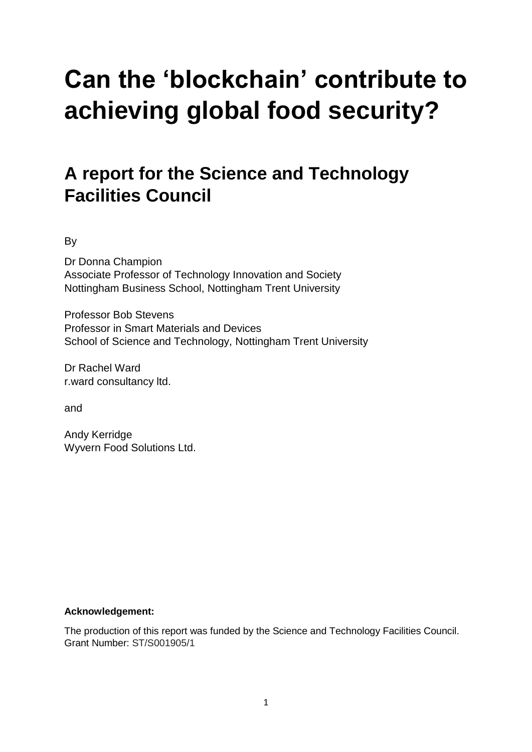# Can the 'blockchain' contribute to achieving global food security?

## A report for the Science and Technology Facilities Council

By

Dr Donna Champion
Associate Professor of Technology Innovation and Society
Nottingham Business School, Nottingham Trent University

Professor Bob Stevens
Professor in Smart Materials and Devices
School of Science and Technology, Nottingham Trent University

Dr Rachel Ward
r.ward consultancy ltd.

and

Andy Kerridge
Wyvern Food Solutions Ltd.

**Acknowledgement:**

The production of this report was funded by the Science and Technology Facilities Council. Grant Number: ST/S001905/1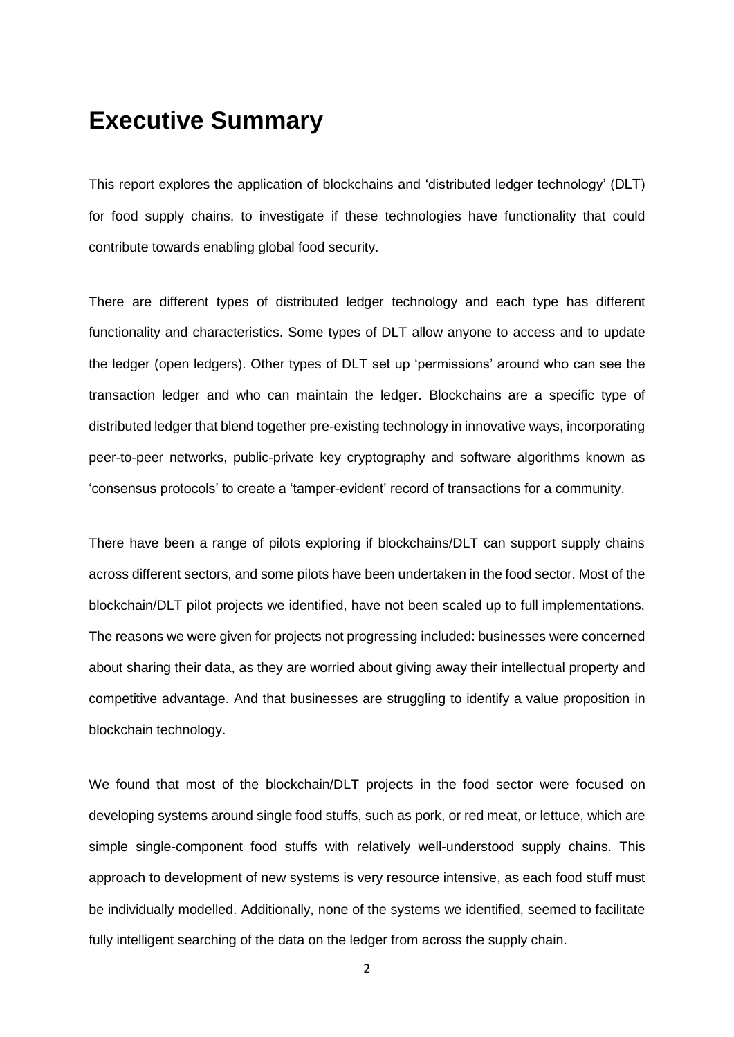# Executive Summary

This report explores the application of blockchains and 'distributed ledger technology' (DLT) for food supply chains, to investigate if these technologies have functionality that could contribute towards enabling global food security.

There are different types of distributed ledger technology and each type has different functionality and characteristics. Some types of DLT allow anyone to access and to update the ledger (open ledgers). Other types of DLT set up 'permissions' around who can see the transaction ledger and who can maintain the ledger. Blockchains are a specific type of distributed ledger that blend together pre-existing technology in innovative ways, incorporating peer-to-peer networks, public-private key cryptography and software algorithms known as 'consensus protocols' to create a 'tamper-evident' record of transactions for a community.

There have been a range of pilots exploring if blockchains/DLT can support supply chains across different sectors, and some pilots have been undertaken in the food sector. Most of the blockchain/DLT pilot projects we identified, have not been scaled up to full implementations. The reasons we were given for projects not progressing included: businesses were concerned about sharing their data, as they are worried about giving away their intellectual property and competitive advantage. And that businesses are struggling to identify a value proposition in blockchain technology.

We found that most of the blockchain/DLT projects in the food sector were focused on developing systems around single food stuffs, such as pork, or red meat, or lettuce, which are simple single-component food stuffs with relatively well-understood supply chains. This approach to development of new systems is very resource intensive, as each food stuff must be individually modelled. Additionally, none of the systems we identified, seemed to facilitate fully intelligent searching of the data on the ledger from across the supply chain.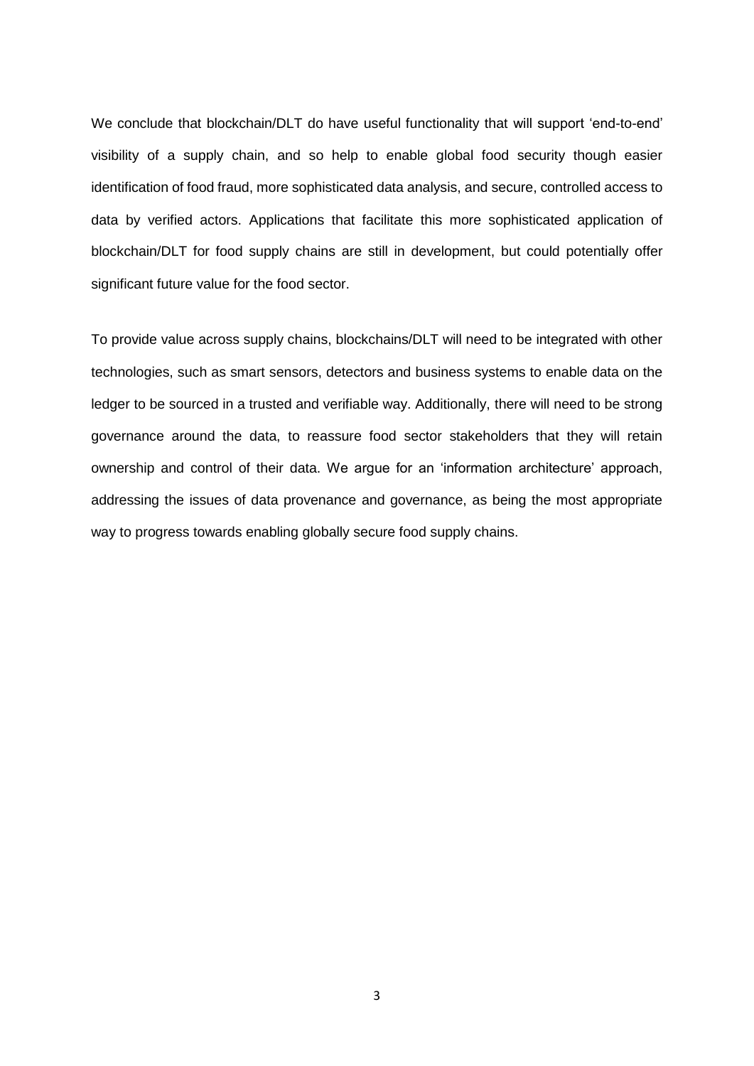We conclude that blockchain/DLT do have useful functionality that will support 'end-to-end' visibility of a supply chain, and so help to enable global food security though easier identification of food fraud, more sophisticated data analysis, and secure, controlled access to data by verified actors. Applications that facilitate this more sophisticated application of blockchain/DLT for food supply chains are still in development, but could potentially offer significant future value for the food sector.

To provide value across supply chains, blockchains/DLT will need to be integrated with other technologies, such as smart sensors, detectors and business systems to enable data on the ledger to be sourced in a trusted and verifiable way. Additionally, there will need to be strong governance around the data, to reassure food sector stakeholders that they will retain ownership and control of their data. We argue for an 'information architecture' approach, addressing the issues of data provenance and governance, as being the most appropriate way to progress towards enabling globally secure food supply chains.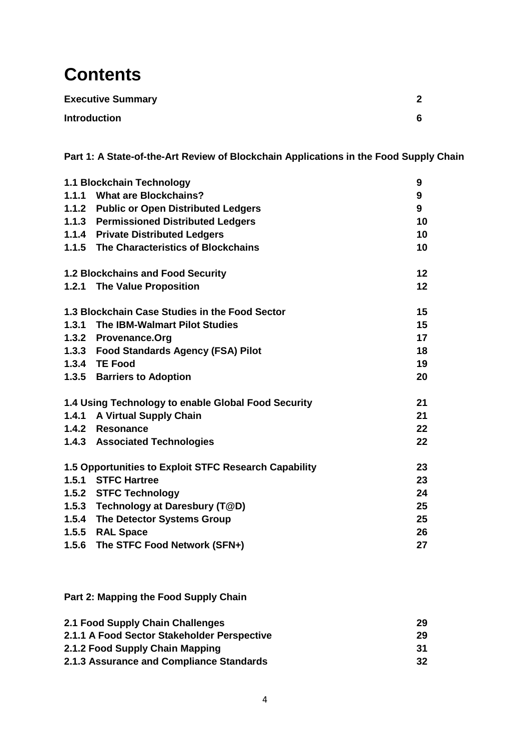# Contents

| | |
|---|---|
| **Executive Summary** | **2** |
| **Introduction** | **6** |

**Part 1: A State-of-the-Art Review of Blockchain Applications in the Food Supply Chain**

| | |
|---|---|
| **1.1 Blockchain Technology** | **9** |
| **1.1.1 What are Blockchains?** | **9** |
| **1.1.2 Public or Open Distributed Ledgers** | **9** |
| **1.1.3 Permissioned Distributed Ledgers** | **10** |
| **1.1.4 Private Distributed Ledgers** | **10** |
| **1.1.5 The Characteristics of Blockchains** | **10** |
| **1.2 Blockchains and Food Security** | **12** |
| **1.2.1 The Value Proposition** | **12** |
| **1.3 Blockchain Case Studies in the Food Sector** | **15** |
| **1.3.1 The IBM-Walmart Pilot Studies** | **15** |
| **1.3.2 Provenance.Org** | **17** |
| **1.3.3 Food Standards Agency (FSA) Pilot** | **18** |
| **1.3.4 TE Food** | **19** |
| **1.3.5 Barriers to Adoption** | **20** |
| **1.4 Using Technology to enable Global Food Security** | **21** |
| **1.4.1 A Virtual Supply Chain** | **21** |
| **1.4.2 Resonance** | **22** |
| **1.4.3 Associated Technologies** | **22** |
| **1.5 Opportunities to Exploit STFC Research Capability** | **23** |
| **1.5.1 STFC Hartree** | **23** |
| **1.5.2 STFC Technology** | **24** |
| **1.5.3 Technology at Daresbury (T@D)** | **25** |
| **1.5.4 The Detector Systems Group** | **25** |
| **1.5.5 RAL Space** | **26** |
| **1.5.6 The STFC Food Network (SFN+)** | **27** |

**Part 2: Mapping the Food Supply Chain**

| | |
|---|---|
| **2.1 Food Supply Chain Challenges** | **29** |
| **2.1.1 A Food Sector Stakeholder Perspective** | **29** |
| **2.1.2 Food Supply Chain Mapping** | **31** |
| **2.1.3 Assurance and Compliance Standards** | **32** |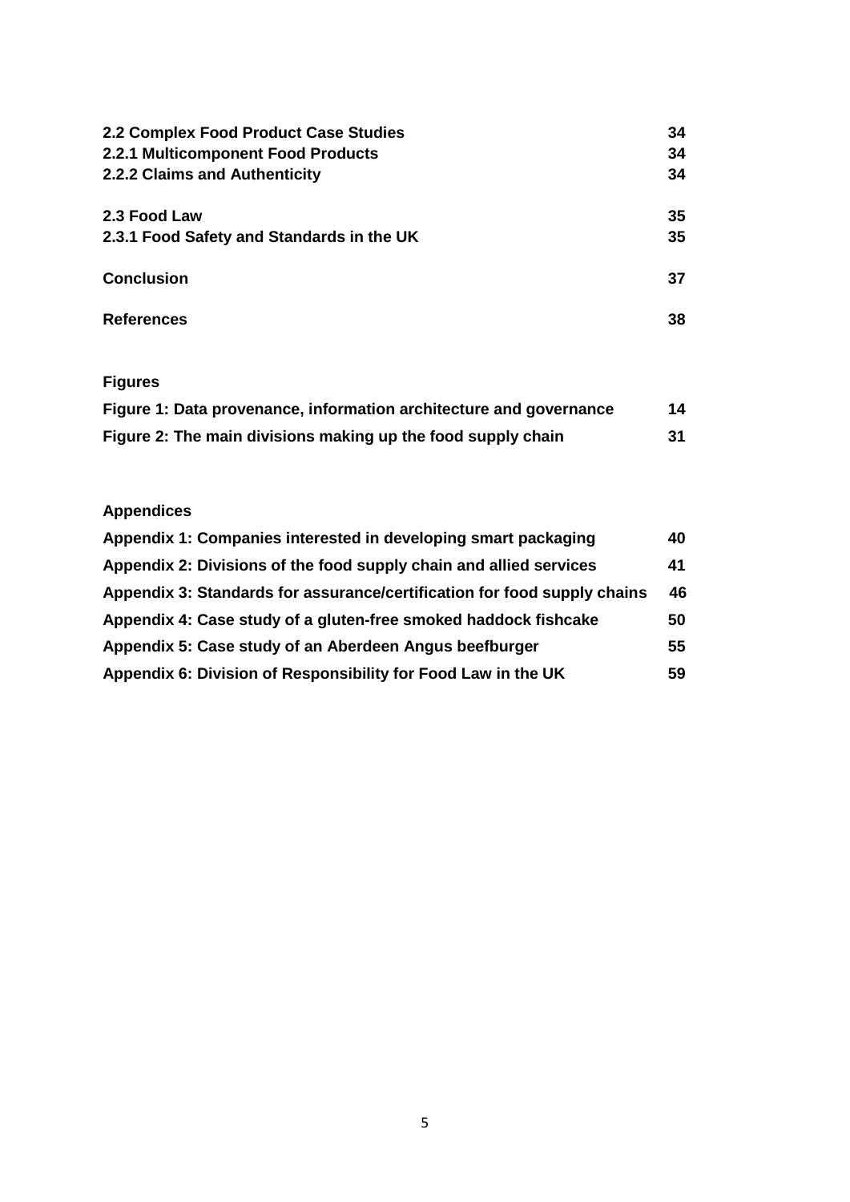| | |
|---|---|
| **2.2 Complex Food Product Case Studies** | **34** |
| **2.2.1 Multicomponent Food Products** | **34** |
| **2.2.2 Claims and Authenticity** | **34** |
| **2.3 Food Law** | **35** |
| **2.3.1 Food Safety and Standards in the UK** | **35** |
| **Conclusion** | **37** |
| **References** | **38** |

**Figures**

| | |
|---|---|
| **Figure 1: Data provenance, information architecture and governance** | **14** |
| **Figure 2: The main divisions making up the food supply chain** | **31** |

**Appendices**

| | |
|---|---|
| **Appendix 1: Companies interested in developing smart packaging** | **40** |
| **Appendix 2: Divisions of the food supply chain and allied services** | **41** |
| **Appendix 3: Standards for assurance/certification for food supply chains** | **46** |
| **Appendix 4: Case study of a gluten-free smoked haddock fishcake** | **50** |
| **Appendix 5: Case study of an Aberdeen Angus beefburger** | **55** |
| **Appendix 6: Division of Responsibility for Food Law in the UK** | **59** |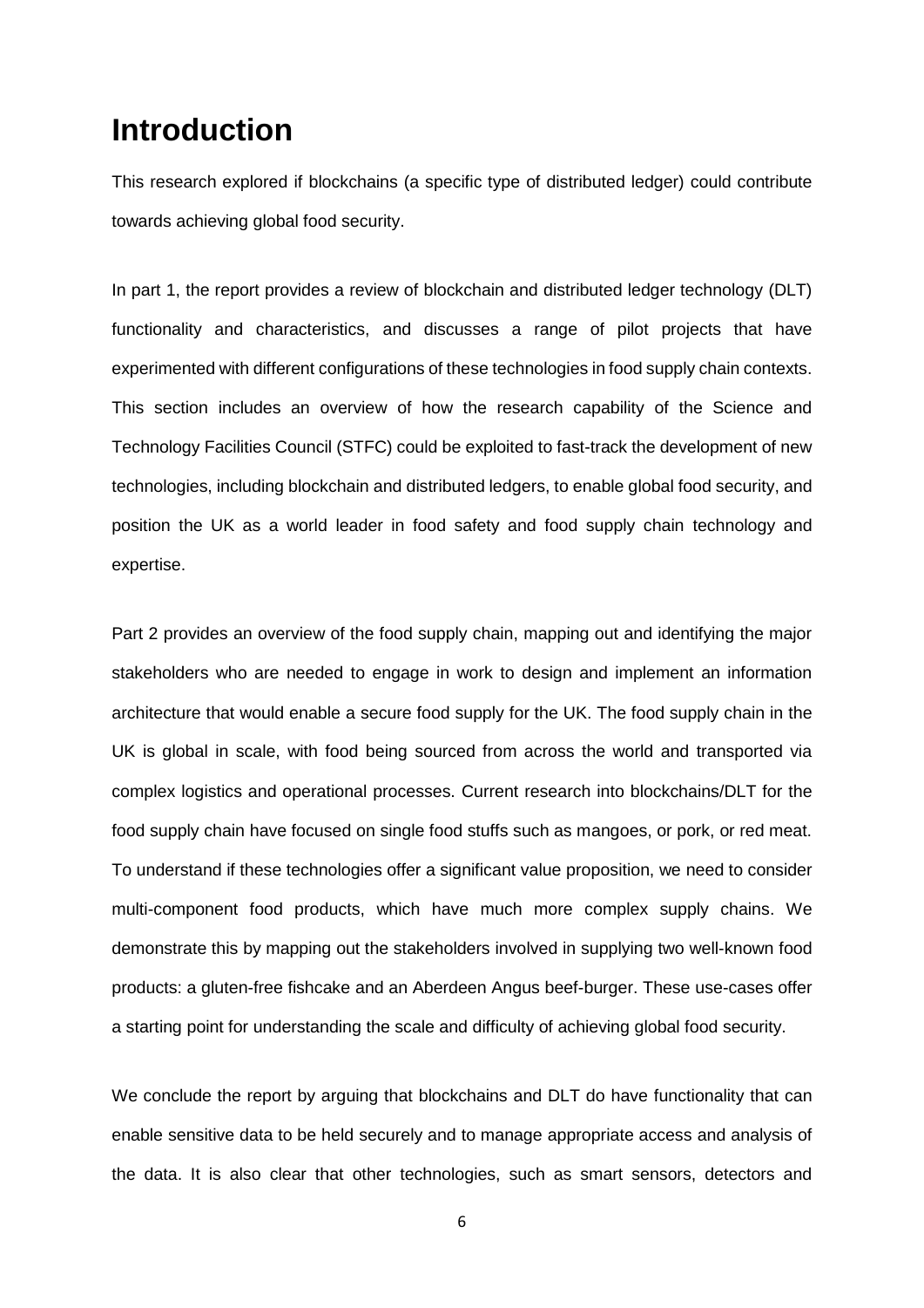# Introduction

This research explored if blockchains (a specific type of distributed ledger) could contribute towards achieving global food security.

In part 1, the report provides a review of blockchain and distributed ledger technology (DLT) functionality and characteristics, and discusses a range of pilot projects that have experimented with different configurations of these technologies in food supply chain contexts. This section includes an overview of how the research capability of the Science and Technology Facilities Council (STFC) could be exploited to fast-track the development of new technologies, including blockchain and distributed ledgers, to enable global food security, and position the UK as a world leader in food safety and food supply chain technology and expertise.

Part 2 provides an overview of the food supply chain, mapping out and identifying the major stakeholders who are needed to engage in work to design and implement an information architecture that would enable a secure food supply for the UK. The food supply chain in the UK is global in scale, with food being sourced from across the world and transported via complex logistics and operational processes. Current research into blockchains/DLT for the food supply chain have focused on single food stuffs such as mangoes, or pork, or red meat. To understand if these technologies offer a significant value proposition, we need to consider multi-component food products, which have much more complex supply chains. We demonstrate this by mapping out the stakeholders involved in supplying two well-known food products: a gluten-free fishcake and an Aberdeen Angus beef-burger. These use-cases offer a starting point for understanding the scale and difficulty of achieving global food security.

We conclude the report by arguing that blockchains and DLT do have functionality that can enable sensitive data to be held securely and to manage appropriate access and analysis of the data. It is also clear that other technologies, such as smart sensors, detectors and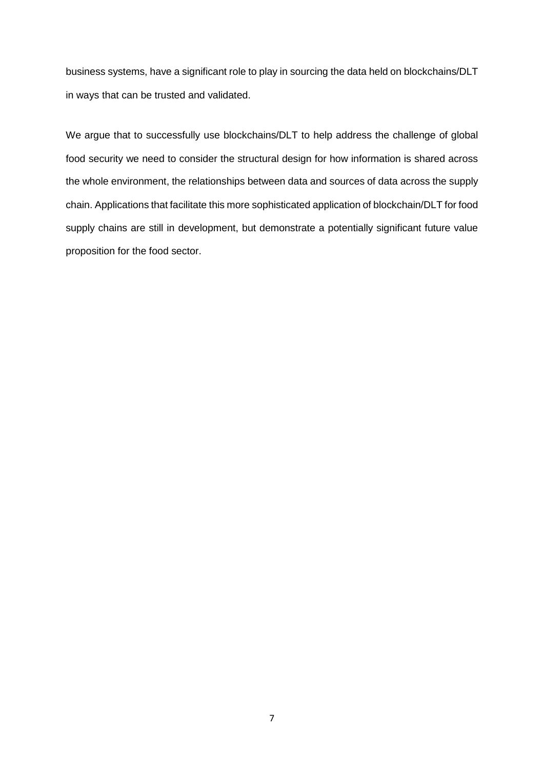business systems, have a significant role to play in sourcing the data held on blockchains/DLT in ways that can be trusted and validated.

We argue that to successfully use blockchains/DLT to help address the challenge of global food security we need to consider the structural design for how information is shared across the whole environment, the relationships between data and sources of data across the supply chain. Applications that facilitate this more sophisticated application of blockchain/DLT for food supply chains are still in development, but demonstrate a potentially significant future value proposition for the food sector.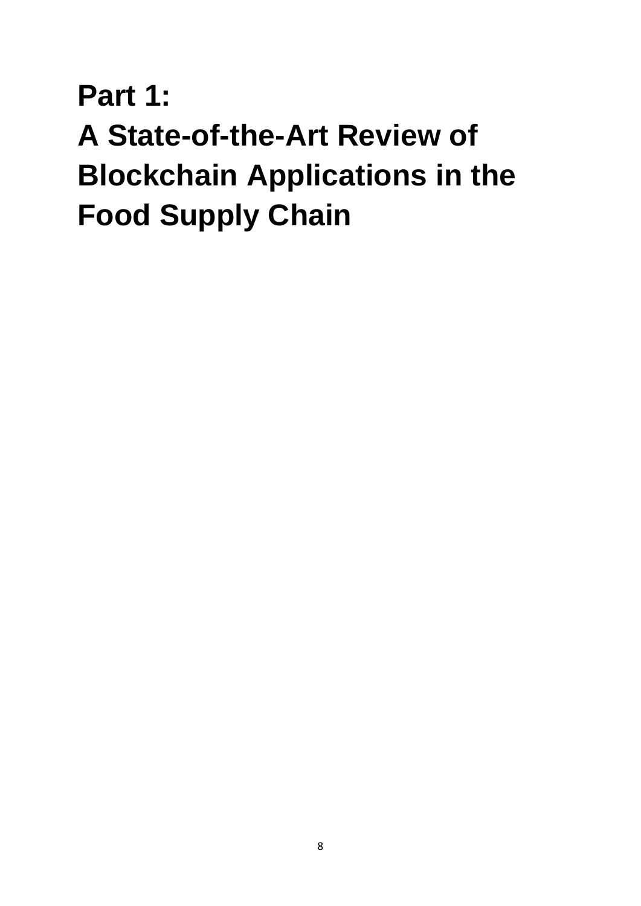# Part 1:
# A State-of-the-Art Review of Blockchain Applications in the Food Supply Chain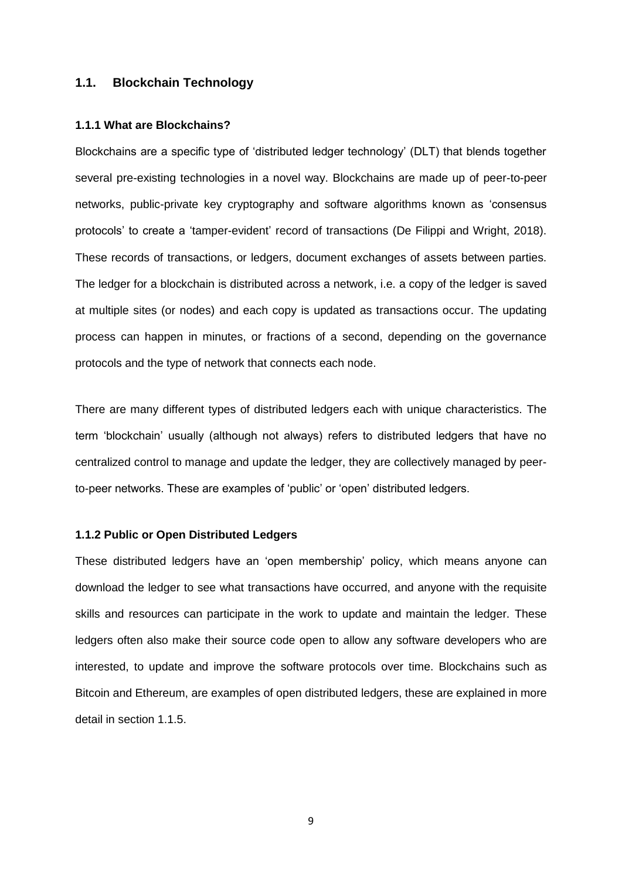## 1.1. Blockchain Technology

### 1.1.1 What are Blockchains?

Blockchains are a specific type of 'distributed ledger technology' (DLT) that blends together several pre-existing technologies in a novel way. Blockchains are made up of peer-to-peer networks, public-private key cryptography and software algorithms known as 'consensus protocols' to create a 'tamper-evident' record of transactions (De Filippi and Wright, 2018). These records of transactions, or ledgers, document exchanges of assets between parties. The ledger for a blockchain is distributed across a network, i.e. a copy of the ledger is saved at multiple sites (or nodes) and each copy is updated as transactions occur. The updating process can happen in minutes, or fractions of a second, depending on the governance protocols and the type of network that connects each node.

There are many different types of distributed ledgers each with unique characteristics. The term 'blockchain' usually (although not always) refers to distributed ledgers that have no centralized control to manage and update the ledger, they are collectively managed by peer-to-peer networks. These are examples of 'public' or 'open' distributed ledgers.

### 1.1.2 Public or Open Distributed Ledgers

These distributed ledgers have an 'open membership' policy, which means anyone can download the ledger to see what transactions have occurred, and anyone with the requisite skills and resources can participate in the work to update and maintain the ledger. These ledgers often also make their source code open to allow any software developers who are interested, to update and improve the software protocols over time. Blockchains such as Bitcoin and Ethereum, are examples of open distributed ledgers, these are explained in more detail in section 1.1.5.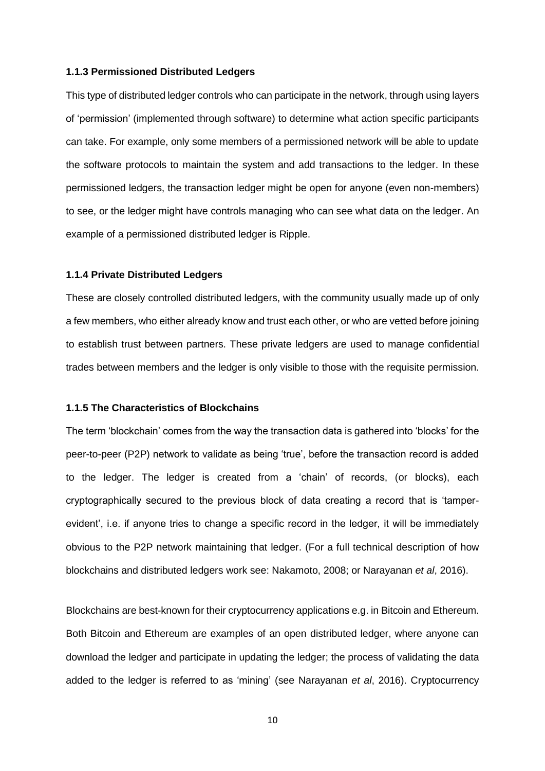### 1.1.3 Permissioned Distributed Ledgers

This type of distributed ledger controls who can participate in the network, through using layers of 'permission' (implemented through software) to determine what action specific participants can take. For example, only some members of a permissioned network will be able to update the software protocols to maintain the system and add transactions to the ledger. In these permissioned ledgers, the transaction ledger might be open for anyone (even non-members) to see, or the ledger might have controls managing who can see what data on the ledger. An example of a permissioned distributed ledger is Ripple.

### 1.1.4 Private Distributed Ledgers

These are closely controlled distributed ledgers, with the community usually made up of only a few members, who either already know and trust each other, or who are vetted before joining to establish trust between partners. These private ledgers are used to manage confidential trades between members and the ledger is only visible to those with the requisite permission.

### 1.1.5 The Characteristics of Blockchains

The term 'blockchain' comes from the way the transaction data is gathered into 'blocks' for the peer-to-peer (P2P) network to validate as being 'true', before the transaction record is added to the ledger. The ledger is created from a 'chain' of records, (or blocks), each cryptographically secured to the previous block of data creating a record that is 'tamper-evident', i.e. if anyone tries to change a specific record in the ledger, it will be immediately obvious to the P2P network maintaining that ledger. (For a full technical description of how blockchains and distributed ledgers work see: Nakamoto, 2008; or Narayanan *et al*, 2016).

Blockchains are best-known for their cryptocurrency applications e.g. in Bitcoin and Ethereum. Both Bitcoin and Ethereum are examples of an open distributed ledger, where anyone can download the ledger and participate in updating the ledger; the process of validating the data added to the ledger is referred to as 'mining' (see Narayanan *et al*, 2016). Cryptocurrency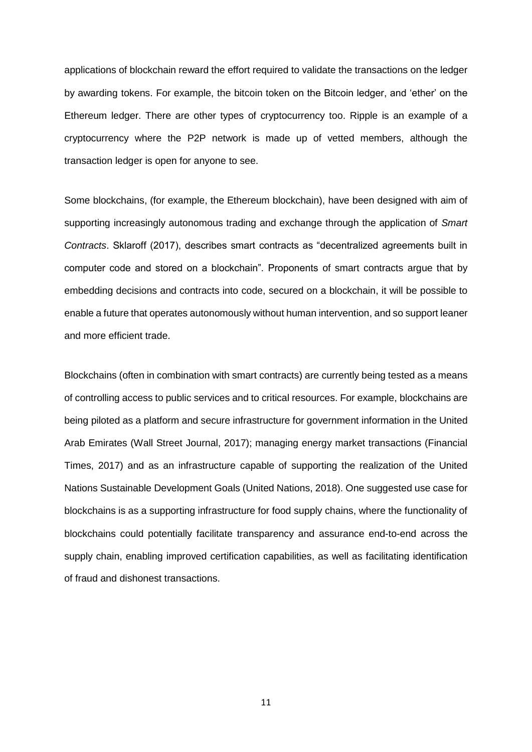applications of blockchain reward the effort required to validate the transactions on the ledger by awarding tokens. For example, the bitcoin token on the Bitcoin ledger, and 'ether' on the Ethereum ledger. There are other types of cryptocurrency too. Ripple is an example of a cryptocurrency where the P2P network is made up of vetted members, although the transaction ledger is open for anyone to see.

Some blockchains, (for example, the Ethereum blockchain), have been designed with aim of supporting increasingly autonomous trading and exchange through the application of *Smart Contracts*. Sklaroff (2017), describes smart contracts as "decentralized agreements built in computer code and stored on a blockchain". Proponents of smart contracts argue that by embedding decisions and contracts into code, secured on a blockchain, it will be possible to enable a future that operates autonomously without human intervention, and so support leaner and more efficient trade.

Blockchains (often in combination with smart contracts) are currently being tested as a means of controlling access to public services and to critical resources. For example, blockchains are being piloted as a platform and secure infrastructure for government information in the United Arab Emirates (Wall Street Journal, 2017); managing energy market transactions (Financial Times, 2017) and as an infrastructure capable of supporting the realization of the United Nations Sustainable Development Goals (United Nations, 2018). One suggested use case for blockchains is as a supporting infrastructure for food supply chains, where the functionality of blockchains could potentially facilitate transparency and assurance end-to-end across the supply chain, enabling improved certification capabilities, as well as facilitating identification of fraud and dishonest transactions.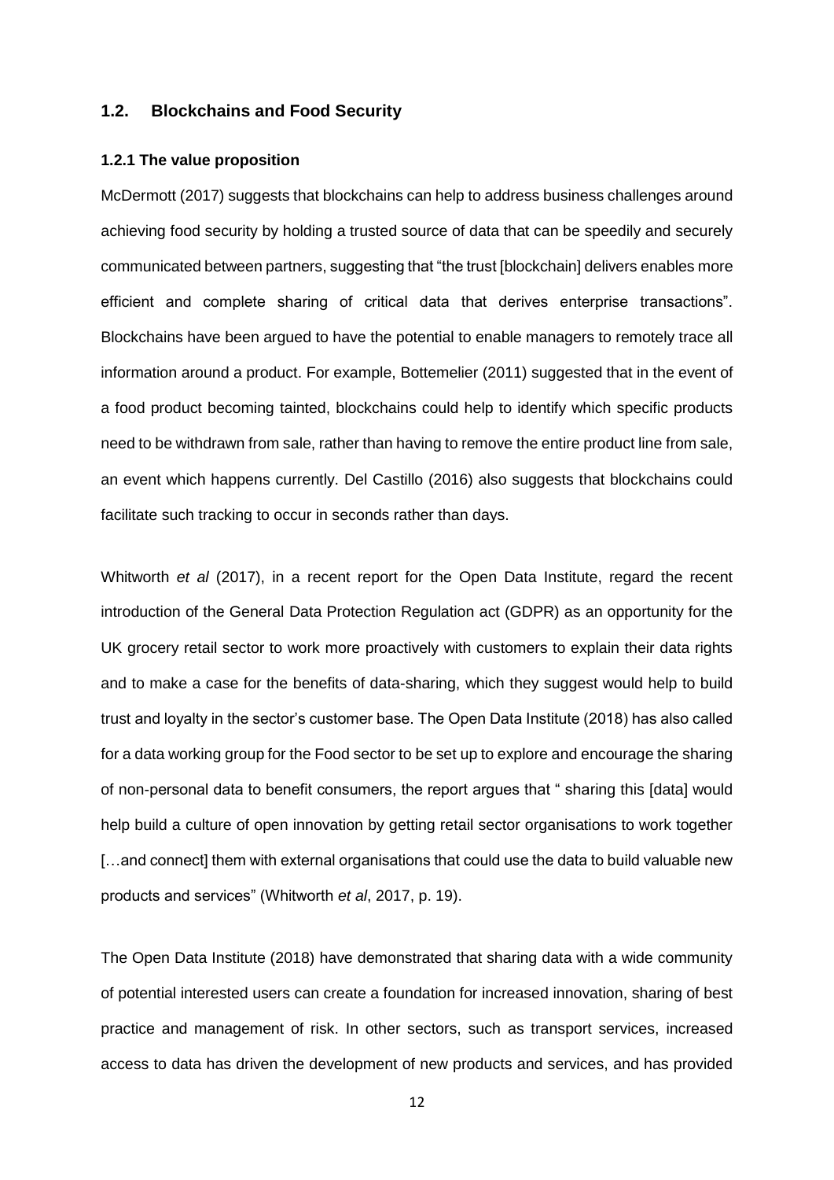## 1.2. Blockchains and Food Security

### 1.2.1 The value proposition

McDermott (2017) suggests that blockchains can help to address business challenges around achieving food security by holding a trusted source of data that can be speedily and securely communicated between partners, suggesting that "the trust [blockchain] delivers enables more efficient and complete sharing of critical data that derives enterprise transactions". Blockchains have been argued to have the potential to enable managers to remotely trace all information around a product. For example, Bottemelier (2011) suggested that in the event of a food product becoming tainted, blockchains could help to identify which specific products need to be withdrawn from sale, rather than having to remove the entire product line from sale, an event which happens currently. Del Castillo (2016) also suggests that blockchains could facilitate such tracking to occur in seconds rather than days.

Whitworth *et al* (2017), in a recent report for the Open Data Institute, regard the recent introduction of the General Data Protection Regulation act (GDPR) as an opportunity for the UK grocery retail sector to work more proactively with customers to explain their data rights and to make a case for the benefits of data-sharing, which they suggest would help to build trust and loyalty in the sector's customer base. The Open Data Institute (2018) has also called for a data working group for the Food sector to be set up to explore and encourage the sharing of non-personal data to benefit consumers, the report argues that " sharing this [data] would help build a culture of open innovation by getting retail sector organisations to work together […and connect] them with external organisations that could use the data to build valuable new products and services" (Whitworth *et al*, 2017, p. 19).

The Open Data Institute (2018) have demonstrated that sharing data with a wide community of potential interested users can create a foundation for increased innovation, sharing of best practice and management of risk. In other sectors, such as transport services, increased access to data has driven the development of new products and services, and has provided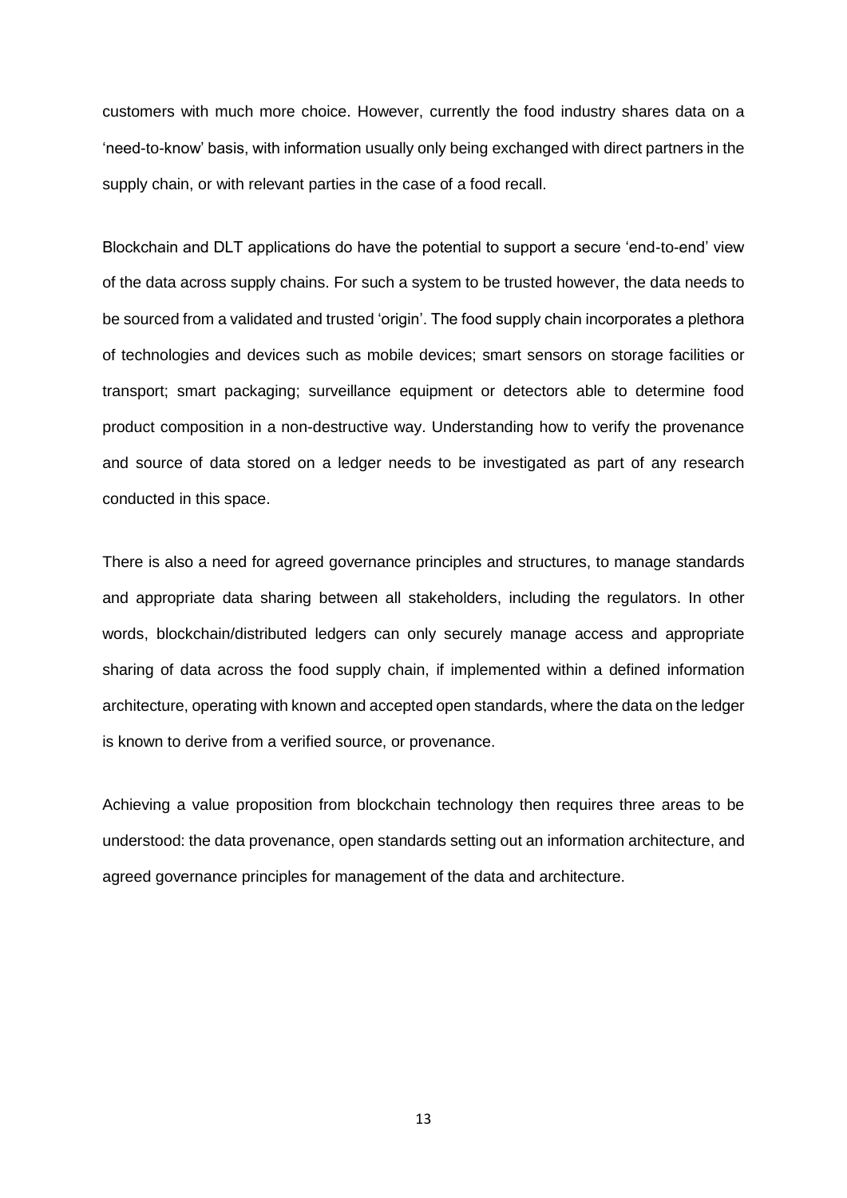customers with much more choice. However, currently the food industry shares data on a 'need-to-know' basis, with information usually only being exchanged with direct partners in the supply chain, or with relevant parties in the case of a food recall.

Blockchain and DLT applications do have the potential to support a secure 'end-to-end' view of the data across supply chains. For such a system to be trusted however, the data needs to be sourced from a validated and trusted 'origin'. The food supply chain incorporates a plethora of technologies and devices such as mobile devices; smart sensors on storage facilities or transport; smart packaging; surveillance equipment or detectors able to determine food product composition in a non-destructive way. Understanding how to verify the provenance and source of data stored on a ledger needs to be investigated as part of any research conducted in this space.

There is also a need for agreed governance principles and structures, to manage standards and appropriate data sharing between all stakeholders, including the regulators. In other words, blockchain/distributed ledgers can only securely manage access and appropriate sharing of data across the food supply chain, if implemented within a defined information architecture, operating with known and accepted open standards, where the data on the ledger is known to derive from a verified source, or provenance.

Achieving a value proposition from blockchain technology then requires three areas to be understood: the data provenance, open standards setting out an information architecture, and agreed governance principles for management of the data and architecture.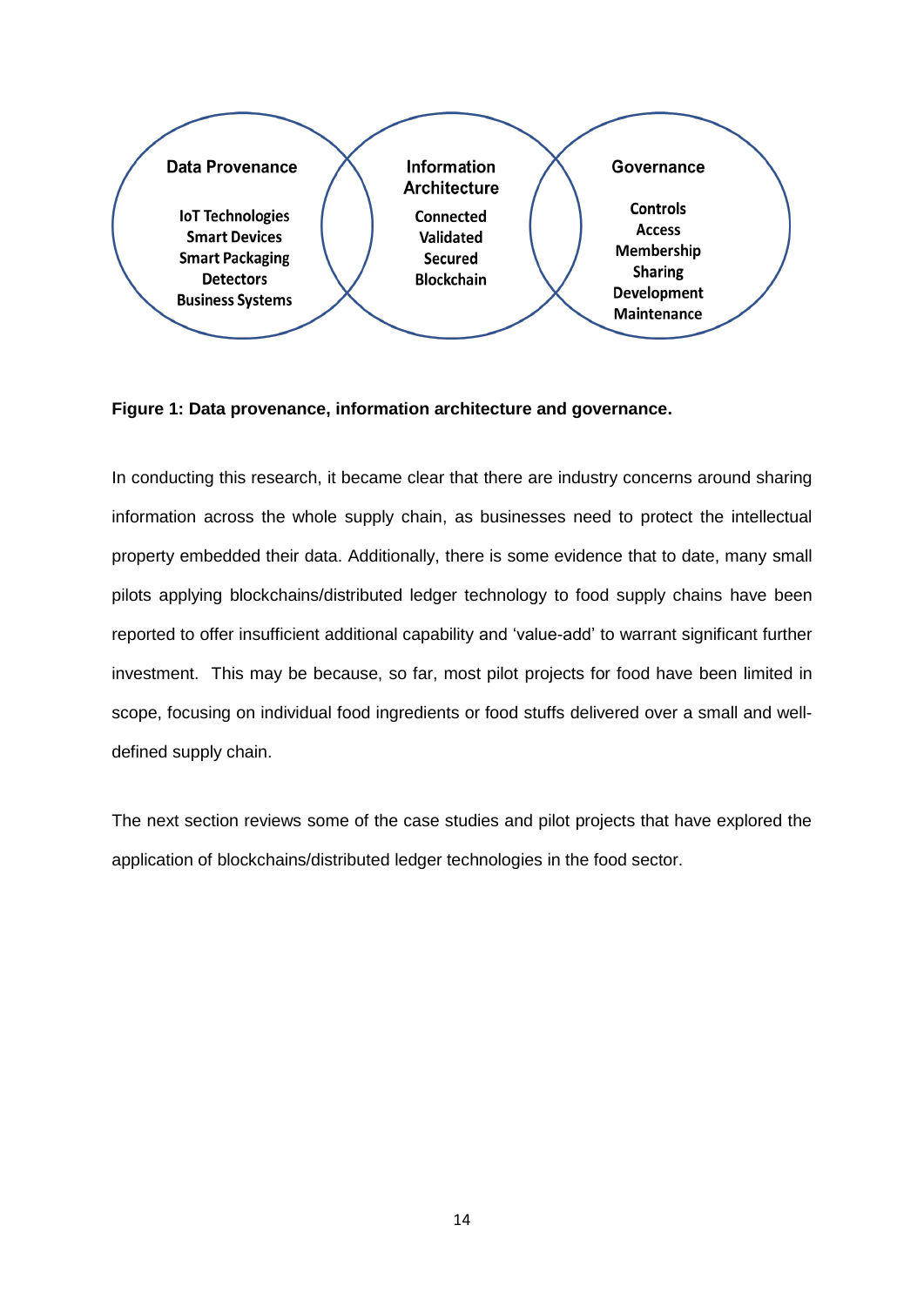Data Provenance

IoT Technologies
Smart Devices
Smart Packaging
Detectors
Business Systems

Information Architecture

Connected
Validated
Secured
Blockchain

Governance

Controls
Access
Membership
Sharing
Development
Maintenance

**Figure 1: Data provenance, information architecture and governance.**

In conducting this research, it became clear that there are industry concerns around sharing information across the whole supply chain, as businesses need to protect the intellectual property embedded their data. Additionally, there is some evidence that to date, many small pilots applying blockchains/distributed ledger technology to food supply chains have been reported to offer insufficient additional capability and 'value-add' to warrant significant further investment. This may be because, so far, most pilot projects for food have been limited in scope, focusing on individual food ingredients or food stuffs delivered over a small and well-defined supply chain.

The next section reviews some of the case studies and pilot projects that have explored the application of blockchains/distributed ledger technologies in the food sector.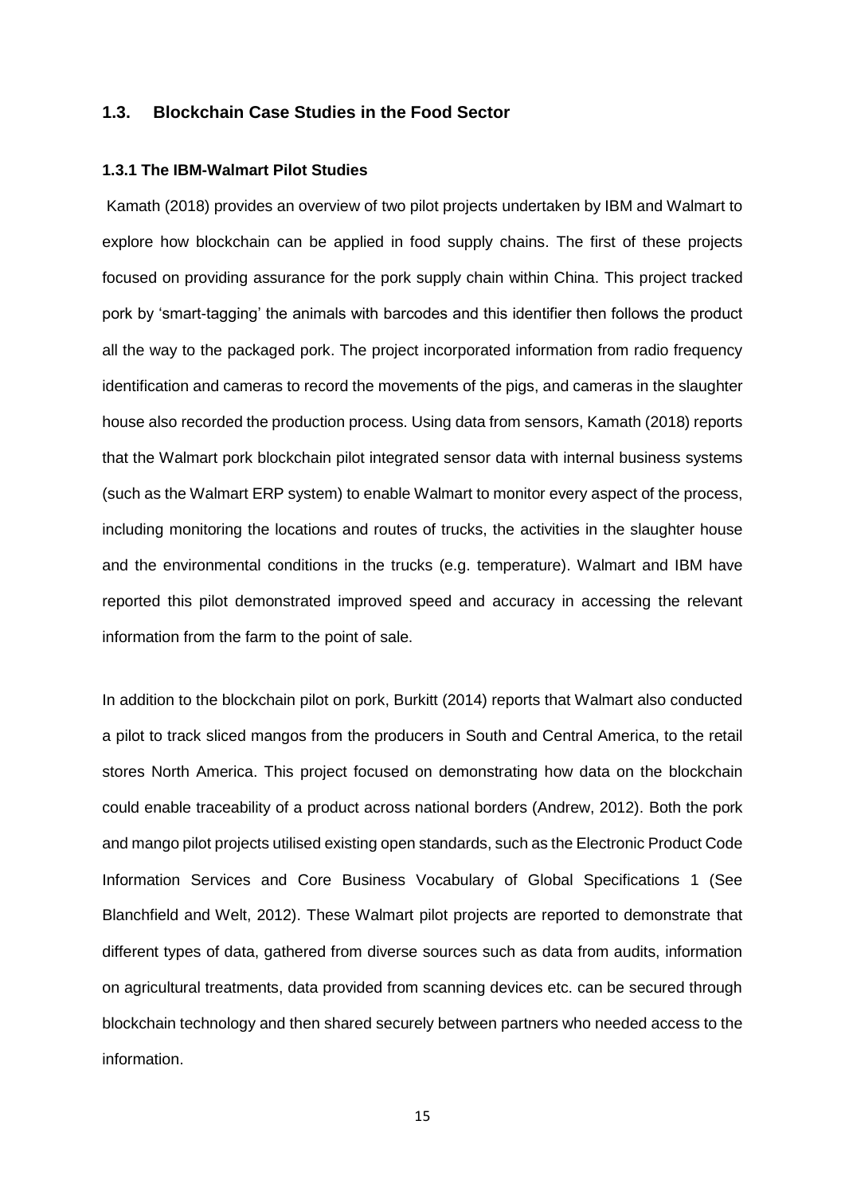## 1.3. Blockchain Case Studies in the Food Sector

### 1.3.1 The IBM-Walmart Pilot Studies

Kamath (2018) provides an overview of two pilot projects undertaken by IBM and Walmart to explore how blockchain can be applied in food supply chains. The first of these projects focused on providing assurance for the pork supply chain within China. This project tracked pork by 'smart-tagging' the animals with barcodes and this identifier then follows the product all the way to the packaged pork. The project incorporated information from radio frequency identification and cameras to record the movements of the pigs, and cameras in the slaughter house also recorded the production process. Using data from sensors, Kamath (2018) reports that the Walmart pork blockchain pilot integrated sensor data with internal business systems (such as the Walmart ERP system) to enable Walmart to monitor every aspect of the process, including monitoring the locations and routes of trucks, the activities in the slaughter house and the environmental conditions in the trucks (e.g. temperature). Walmart and IBM have reported this pilot demonstrated improved speed and accuracy in accessing the relevant information from the farm to the point of sale.

In addition to the blockchain pilot on pork, Burkitt (2014) reports that Walmart also conducted a pilot to track sliced mangos from the producers in South and Central America, to the retail stores North America. This project focused on demonstrating how data on the blockchain could enable traceability of a product across national borders (Andrew, 2012). Both the pork and mango pilot projects utilised existing open standards, such as the Electronic Product Code Information Services and Core Business Vocabulary of Global Specifications 1 (See Blanchfield and Welt, 2012). These Walmart pilot projects are reported to demonstrate that different types of data, gathered from diverse sources such as data from audits, information on agricultural treatments, data provided from scanning devices etc. can be secured through blockchain technology and then shared securely between partners who needed access to the information.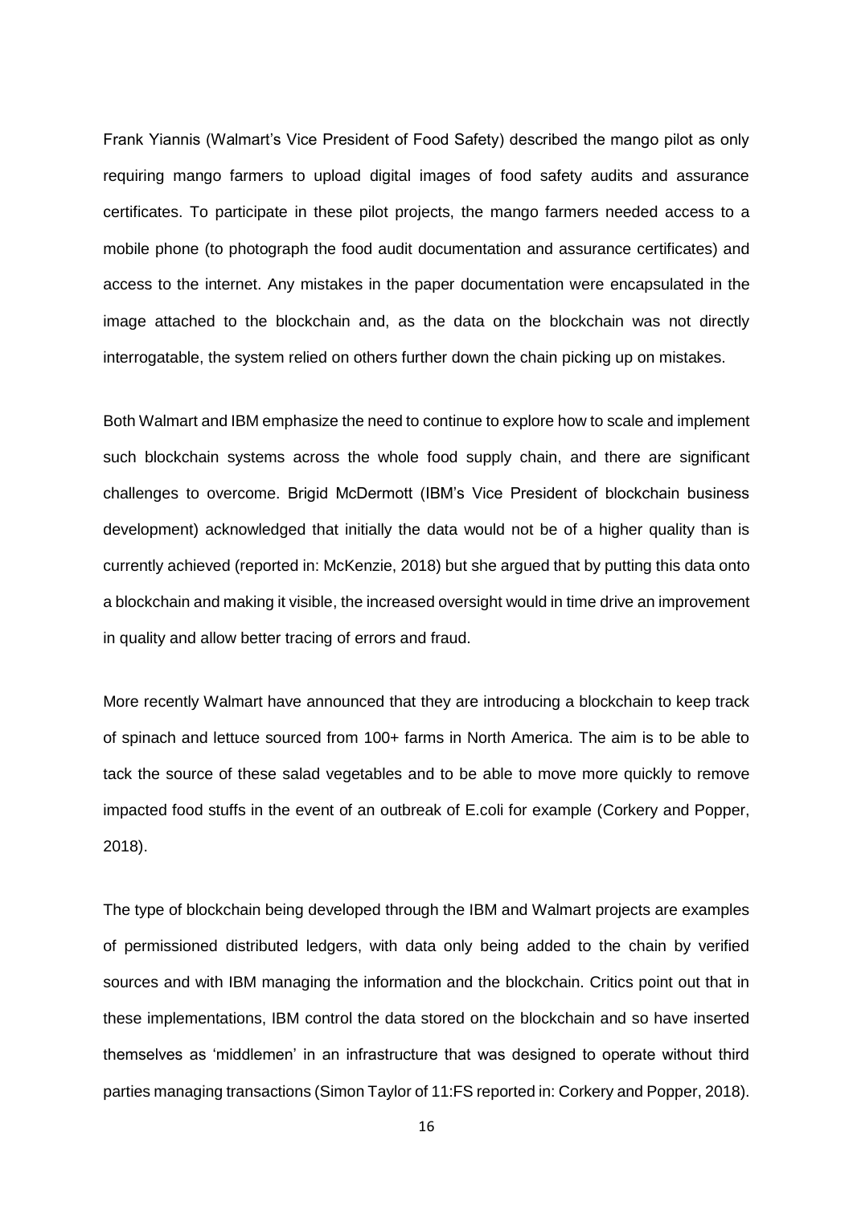Frank Yiannis (Walmart's Vice President of Food Safety) described the mango pilot as only requiring mango farmers to upload digital images of food safety audits and assurance certificates. To participate in these pilot projects, the mango farmers needed access to a mobile phone (to photograph the food audit documentation and assurance certificates) and access to the internet. Any mistakes in the paper documentation were encapsulated in the image attached to the blockchain and, as the data on the blockchain was not directly interrogatable, the system relied on others further down the chain picking up on mistakes.

Both Walmart and IBM emphasize the need to continue to explore how to scale and implement such blockchain systems across the whole food supply chain, and there are significant challenges to overcome. Brigid McDermott (IBM's Vice President of blockchain business development) acknowledged that initially the data would not be of a higher quality than is currently achieved (reported in: McKenzie, 2018) but she argued that by putting this data onto a blockchain and making it visible, the increased oversight would in time drive an improvement in quality and allow better tracing of errors and fraud.

More recently Walmart have announced that they are introducing a blockchain to keep track of spinach and lettuce sourced from 100+ farms in North America. The aim is to be able to tack the source of these salad vegetables and to be able to move more quickly to remove impacted food stuffs in the event of an outbreak of E.coli for example (Corkery and Popper, 2018).

The type of blockchain being developed through the IBM and Walmart projects are examples of permissioned distributed ledgers, with data only being added to the chain by verified sources and with IBM managing the information and the blockchain. Critics point out that in these implementations, IBM control the data stored on the blockchain and so have inserted themselves as 'middlemen' in an infrastructure that was designed to operate without third parties managing transactions (Simon Taylor of 11:FS reported in: Corkery and Popper, 2018).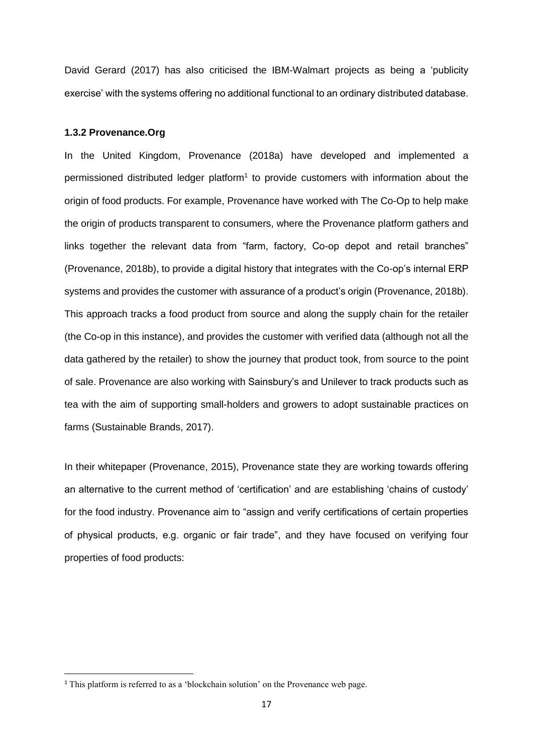David Gerard (2017) has also criticised the IBM-Walmart projects as being a 'publicity exercise' with the systems offering no additional functional to an ordinary distributed database.

### 1.3.2 Provenance.Org

In the United Kingdom, Provenance (2018a) have developed and implemented a permissioned distributed ledger platform[1] to provide customers with information about the origin of food products. For example, Provenance have worked with The Co-Op to help make the origin of products transparent to consumers, where the Provenance platform gathers and links together the relevant data from "farm, factory, Co-op depot and retail branches" (Provenance, 2018b), to provide a digital history that integrates with the Co-op's internal ERP systems and provides the customer with assurance of a product's origin (Provenance, 2018b). This approach tracks a food product from source and along the supply chain for the retailer (the Co-op in this instance), and provides the customer with verified data (although not all the data gathered by the retailer) to show the journey that product took, from source to the point of sale. Provenance are also working with Sainsbury's and Unilever to track products such as tea with the aim of supporting small-holders and growers to adopt sustainable practices on farms (Sustainable Brands, 2017).

In their whitepaper (Provenance, 2015), Provenance state they are working towards offering an alternative to the current method of 'certification' and are establishing 'chains of custody' for the food industry. Provenance aim to "assign and verify certifications of certain properties of physical products, e.g. organic or fair trade", and they have focused on verifying four properties of food products:

[1] This platform is referred to as a 'blockchain solution' on the Provenance web page.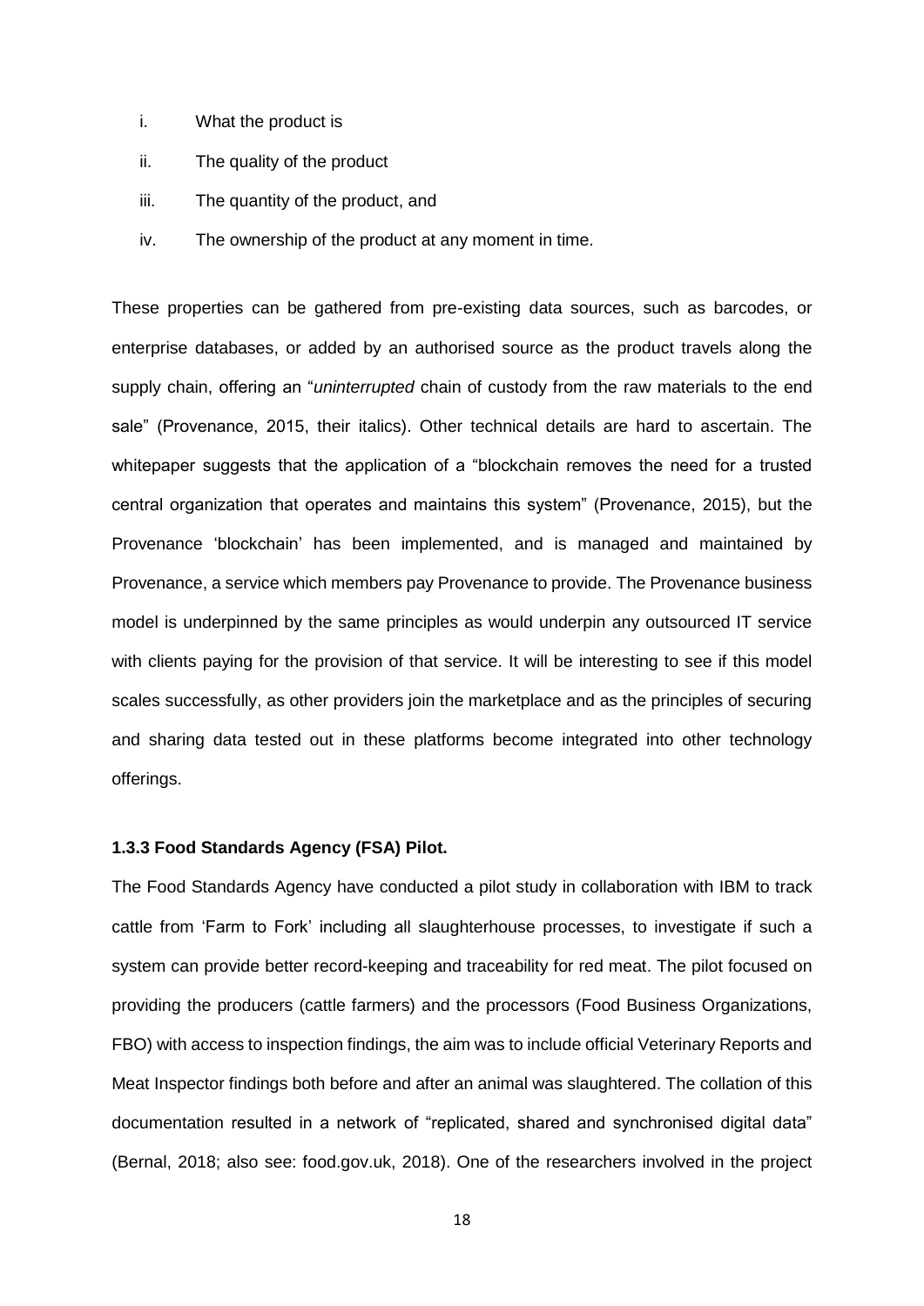i. What the product is

ii. The quality of the product

iii. The quantity of the product, and

iv. The ownership of the product at any moment in time.

These properties can be gathered from pre-existing data sources, such as barcodes, or enterprise databases, or added by an authorised source as the product travels along the supply chain, offering an "*uninterrupted* chain of custody from the raw materials to the end sale" (Provenance, 2015, their italics). Other technical details are hard to ascertain. The whitepaper suggests that the application of a "blockchain removes the need for a trusted central organization that operates and maintains this system" (Provenance, 2015), but the Provenance 'blockchain' has been implemented, and is managed and maintained by Provenance, a service which members pay Provenance to provide. The Provenance business model is underpinned by the same principles as would underpin any outsourced IT service with clients paying for the provision of that service. It will be interesting to see if this model scales successfully, as other providers join the marketplace and as the principles of securing and sharing data tested out in these platforms become integrated into other technology offerings.

#### 1.3.3 Food Standards Agency (FSA) Pilot.

The Food Standards Agency have conducted a pilot study in collaboration with IBM to track cattle from 'Farm to Fork' including all slaughterhouse processes, to investigate if such a system can provide better record-keeping and traceability for red meat. The pilot focused on providing the producers (cattle farmers) and the processors (Food Business Organizations, FBO) with access to inspection findings, the aim was to include official Veterinary Reports and Meat Inspector findings both before and after an animal was slaughtered. The collation of this documentation resulted in a network of "replicated, shared and synchronised digital data" (Bernal, 2018; also see: food.gov.uk, 2018). One of the researchers involved in the project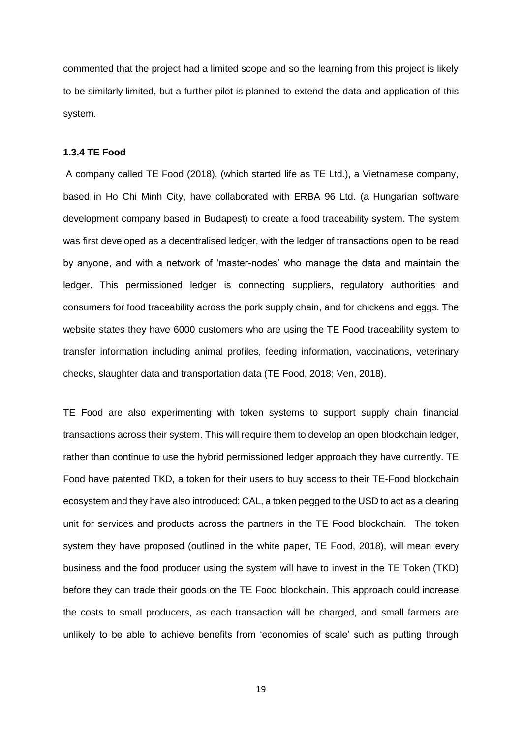commented that the project had a limited scope and so the learning from this project is likely to be similarly limited, but a further pilot is planned to extend the data and application of this system.

### 1.3.4 TE Food

A company called TE Food (2018), (which started life as TE Ltd.), a Vietnamese company, based in Ho Chi Minh City, have collaborated with ERBA 96 Ltd. (a Hungarian software development company based in Budapest) to create a food traceability system. The system was first developed as a decentralised ledger, with the ledger of transactions open to be read by anyone, and with a network of 'master-nodes' who manage the data and maintain the ledger. This permissioned ledger is connecting suppliers, regulatory authorities and consumers for food traceability across the pork supply chain, and for chickens and eggs. The website states they have 6000 customers who are using the TE Food traceability system to transfer information including animal profiles, feeding information, vaccinations, veterinary checks, slaughter data and transportation data (TE Food, 2018; Ven, 2018).

TE Food are also experimenting with token systems to support supply chain financial transactions across their system. This will require them to develop an open blockchain ledger, rather than continue to use the hybrid permissioned ledger approach they have currently. TE Food have patented TKD, a token for their users to buy access to their TE-Food blockchain ecosystem and they have also introduced: CAL, a token pegged to the USD to act as a clearing unit for services and products across the partners in the TE Food blockchain. The token system they have proposed (outlined in the white paper, TE Food, 2018), will mean every business and the food producer using the system will have to invest in the TE Token (TKD) before they can trade their goods on the TE Food blockchain. This approach could increase the costs to small producers, as each transaction will be charged, and small farmers are unlikely to be able to achieve benefits from 'economies of scale' such as putting through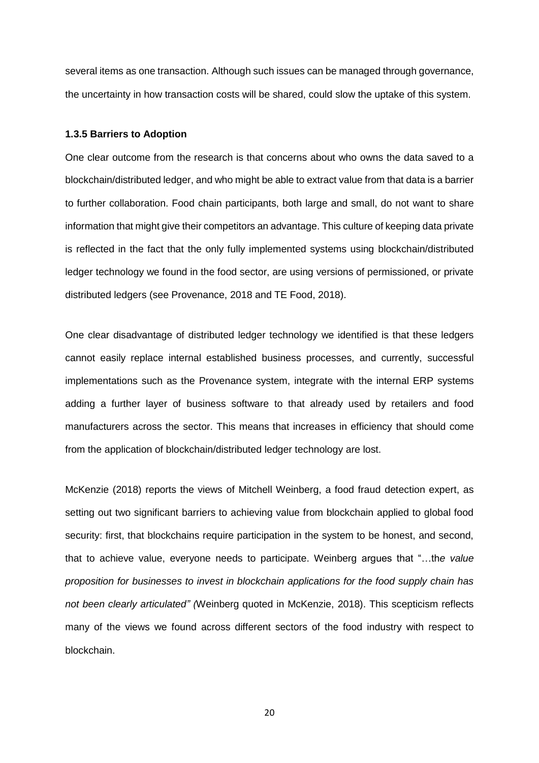several items as one transaction. Although such issues can be managed through governance, the uncertainty in how transaction costs will be shared, could slow the uptake of this system.

#### 1.3.5 Barriers to Adoption

One clear outcome from the research is that concerns about who owns the data saved to a blockchain/distributed ledger, and who might be able to extract value from that data is a barrier to further collaboration. Food chain participants, both large and small, do not want to share information that might give their competitors an advantage. This culture of keeping data private is reflected in the fact that the only fully implemented systems using blockchain/distributed ledger technology we found in the food sector, are using versions of permissioned, or private distributed ledgers (see Provenance, 2018 and TE Food, 2018).

One clear disadvantage of distributed ledger technology we identified is that these ledgers cannot easily replace internal established business processes, and currently, successful implementations such as the Provenance system, integrate with the internal ERP systems adding a further layer of business software to that already used by retailers and food manufacturers across the sector. This means that increases in efficiency that should come from the application of blockchain/distributed ledger technology are lost.

McKenzie (2018) reports the views of Mitchell Weinberg, a food fraud detection expert, as setting out two significant barriers to achieving value from blockchain applied to global food security: first, that blockchains require participation in the system to be honest, and second, that to achieve value, everyone needs to participate. Weinberg argues that "…th*e value proposition for businesses to invest in blockchain applications for the food supply chain has not been clearly articulated" (*Weinberg quoted in McKenzie, 2018). This scepticism reflects many of the views we found across different sectors of the food industry with respect to blockchain.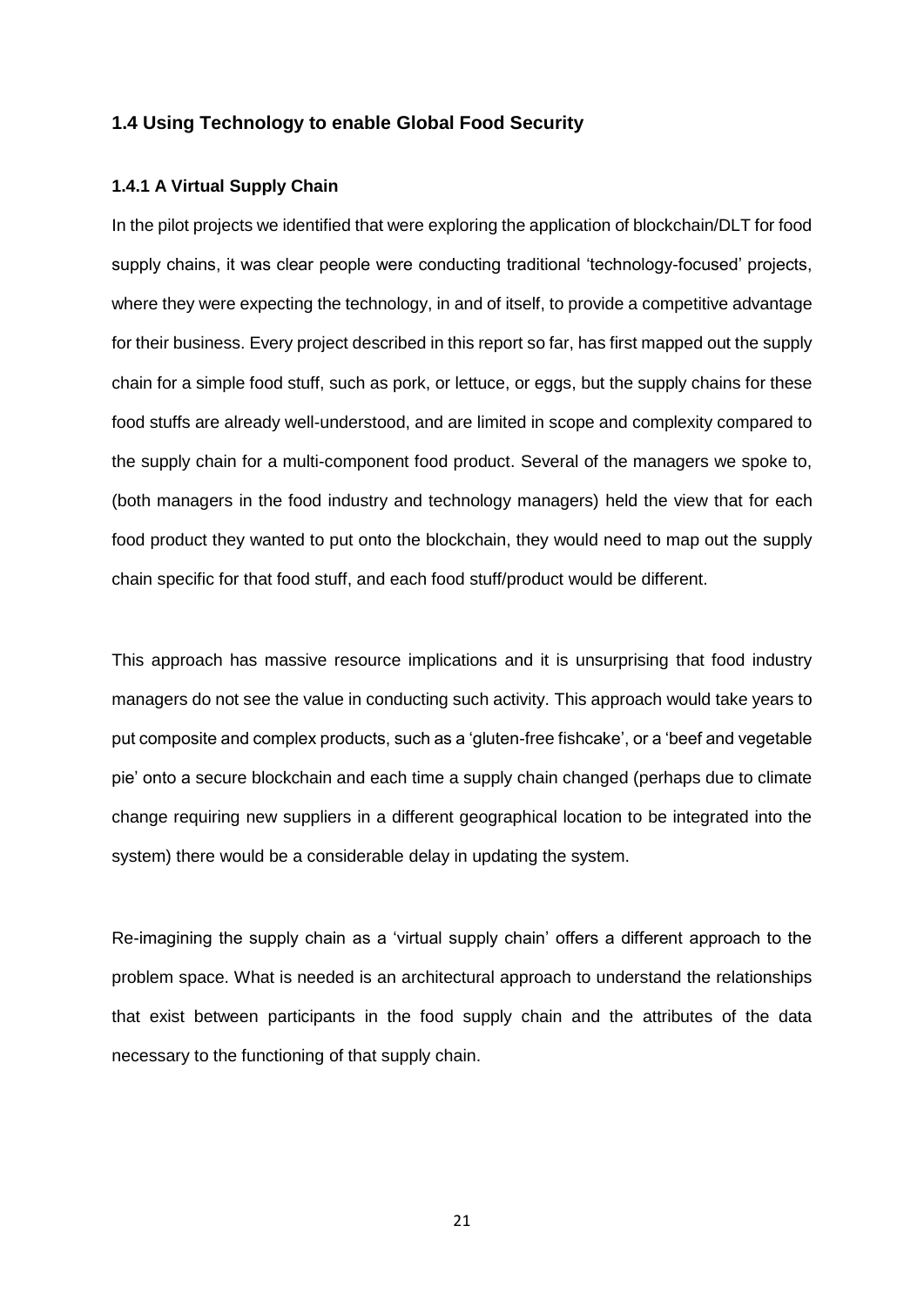## 1.4 Using Technology to enable Global Food Security

### 1.4.1 A Virtual Supply Chain

In the pilot projects we identified that were exploring the application of blockchain/DLT for food supply chains, it was clear people were conducting traditional 'technology-focused' projects, where they were expecting the technology, in and of itself, to provide a competitive advantage for their business. Every project described in this report so far, has first mapped out the supply chain for a simple food stuff, such as pork, or lettuce, or eggs, but the supply chains for these food stuffs are already well-understood, and are limited in scope and complexity compared to the supply chain for a multi-component food product. Several of the managers we spoke to, (both managers in the food industry and technology managers) held the view that for each food product they wanted to put onto the blockchain, they would need to map out the supply chain specific for that food stuff, and each food stuff/product would be different.

This approach has massive resource implications and it is unsurprising that food industry managers do not see the value in conducting such activity. This approach would take years to put composite and complex products, such as a 'gluten-free fishcake', or a 'beef and vegetable pie' onto a secure blockchain and each time a supply chain changed (perhaps due to climate change requiring new suppliers in a different geographical location to be integrated into the system) there would be a considerable delay in updating the system.

Re-imagining the supply chain as a 'virtual supply chain' offers a different approach to the problem space. What is needed is an architectural approach to understand the relationships that exist between participants in the food supply chain and the attributes of the data necessary to the functioning of that supply chain.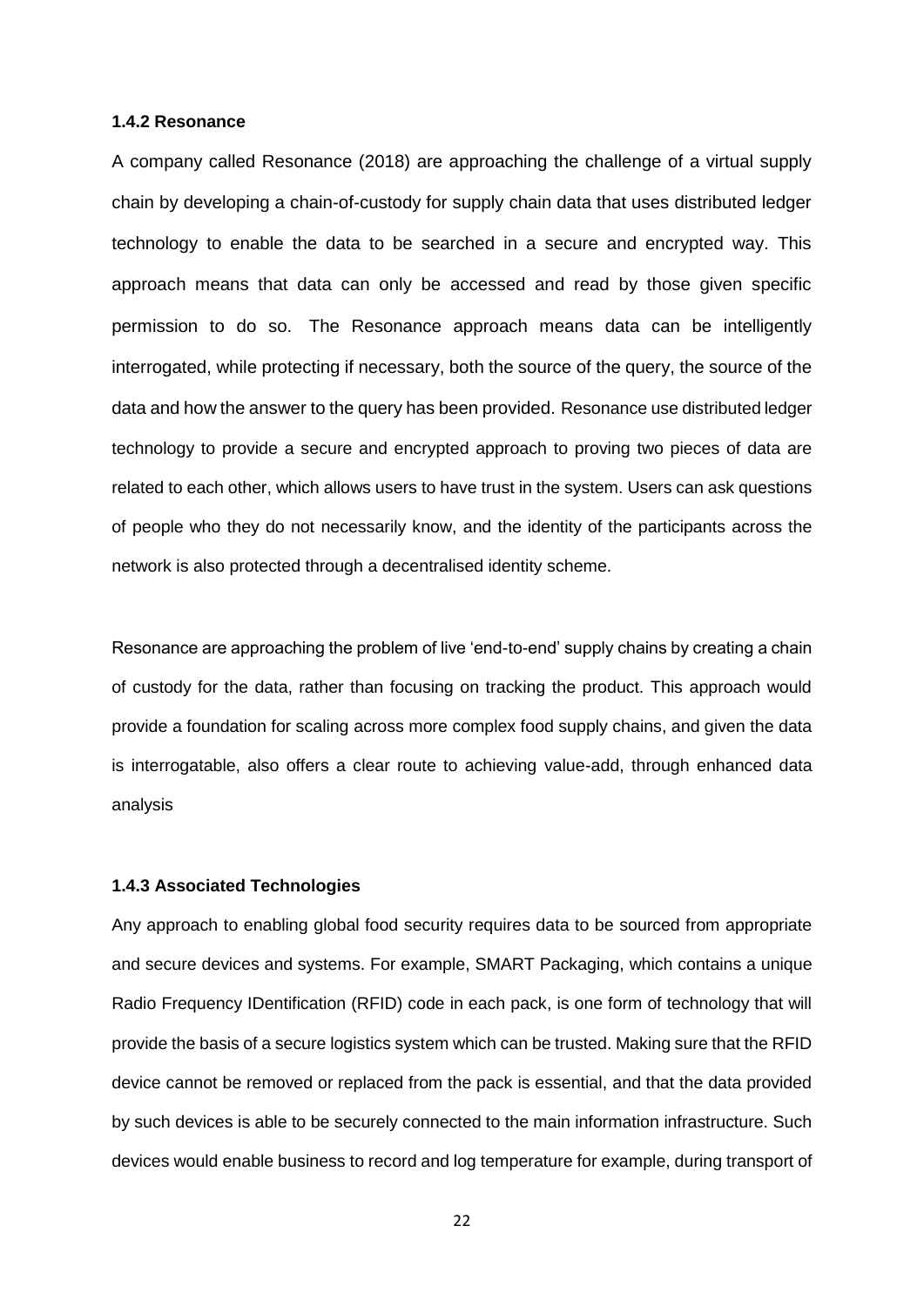### 1.4.2 Resonance

A company called Resonance (2018) are approaching the challenge of a virtual supply chain by developing a chain-of-custody for supply chain data that uses distributed ledger technology to enable the data to be searched in a secure and encrypted way. This approach means that data can only be accessed and read by those given specific permission to do so. The Resonance approach means data can be intelligently interrogated, while protecting if necessary, both the source of the query, the source of the data and how the answer to the query has been provided. Resonance use distributed ledger technology to provide a secure and encrypted approach to proving two pieces of data are related to each other, which allows users to have trust in the system. Users can ask questions of people who they do not necessarily know, and the identity of the participants across the network is also protected through a decentralised identity scheme.

Resonance are approaching the problem of live 'end-to-end' supply chains by creating a chain of custody for the data, rather than focusing on tracking the product. This approach would provide a foundation for scaling across more complex food supply chains, and given the data is interrogatable, also offers a clear route to achieving value-add, through enhanced data analysis

### 1.4.3 Associated Technologies

Any approach to enabling global food security requires data to be sourced from appropriate and secure devices and systems. For example, SMART Packaging, which contains a unique Radio Frequency IDentification (RFID) code in each pack, is one form of technology that will provide the basis of a secure logistics system which can be trusted. Making sure that the RFID device cannot be removed or replaced from the pack is essential, and that the data provided by such devices is able to be securely connected to the main information infrastructure. Such devices would enable business to record and log temperature for example, during transport of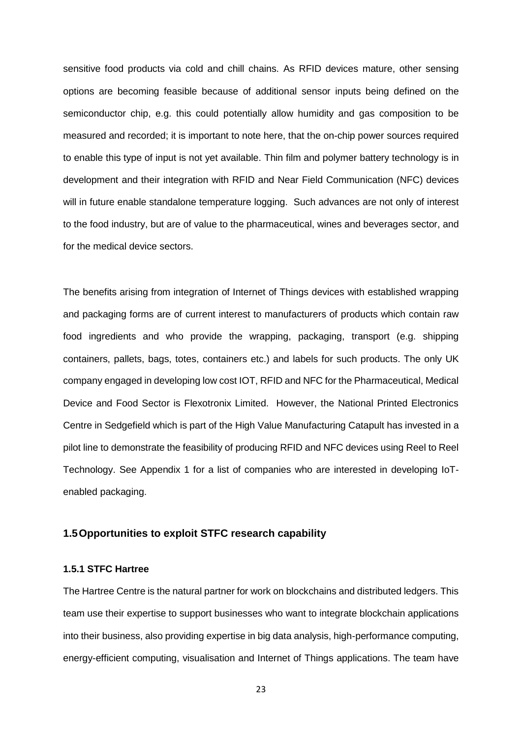sensitive food products via cold and chill chains. As RFID devices mature, other sensing options are becoming feasible because of additional sensor inputs being defined on the semiconductor chip, e.g. this could potentially allow humidity and gas composition to be measured and recorded; it is important to note here, that the on-chip power sources required to enable this type of input is not yet available. Thin film and polymer battery technology is in development and their integration with RFID and Near Field Communication (NFC) devices will in future enable standalone temperature logging. Such advances are not only of interest to the food industry, but are of value to the pharmaceutical, wines and beverages sector, and for the medical device sectors.

The benefits arising from integration of Internet of Things devices with established wrapping and packaging forms are of current interest to manufacturers of products which contain raw food ingredients and who provide the wrapping, packaging, transport (e.g. shipping containers, pallets, bags, totes, containers etc.) and labels for such products. The only UK company engaged in developing low cost IOT, RFID and NFC for the Pharmaceutical, Medical Device and Food Sector is Flexotronix Limited. However, the National Printed Electronics Centre in Sedgefield which is part of the High Value Manufacturing Catapult has invested in a pilot line to demonstrate the feasibility of producing RFID and NFC devices using Reel to Reel Technology. See Appendix 1 for a list of companies who are interested in developing IoT-enabled packaging.

## 1.5 Opportunities to exploit STFC research capability

### 1.5.1 STFC Hartree

The Hartree Centre is the natural partner for work on blockchains and distributed ledgers. This team use their expertise to support businesses who want to integrate blockchain applications into their business, also providing expertise in big data analysis, high-performance computing, energy-efficient computing, visualisation and Internet of Things applications. The team have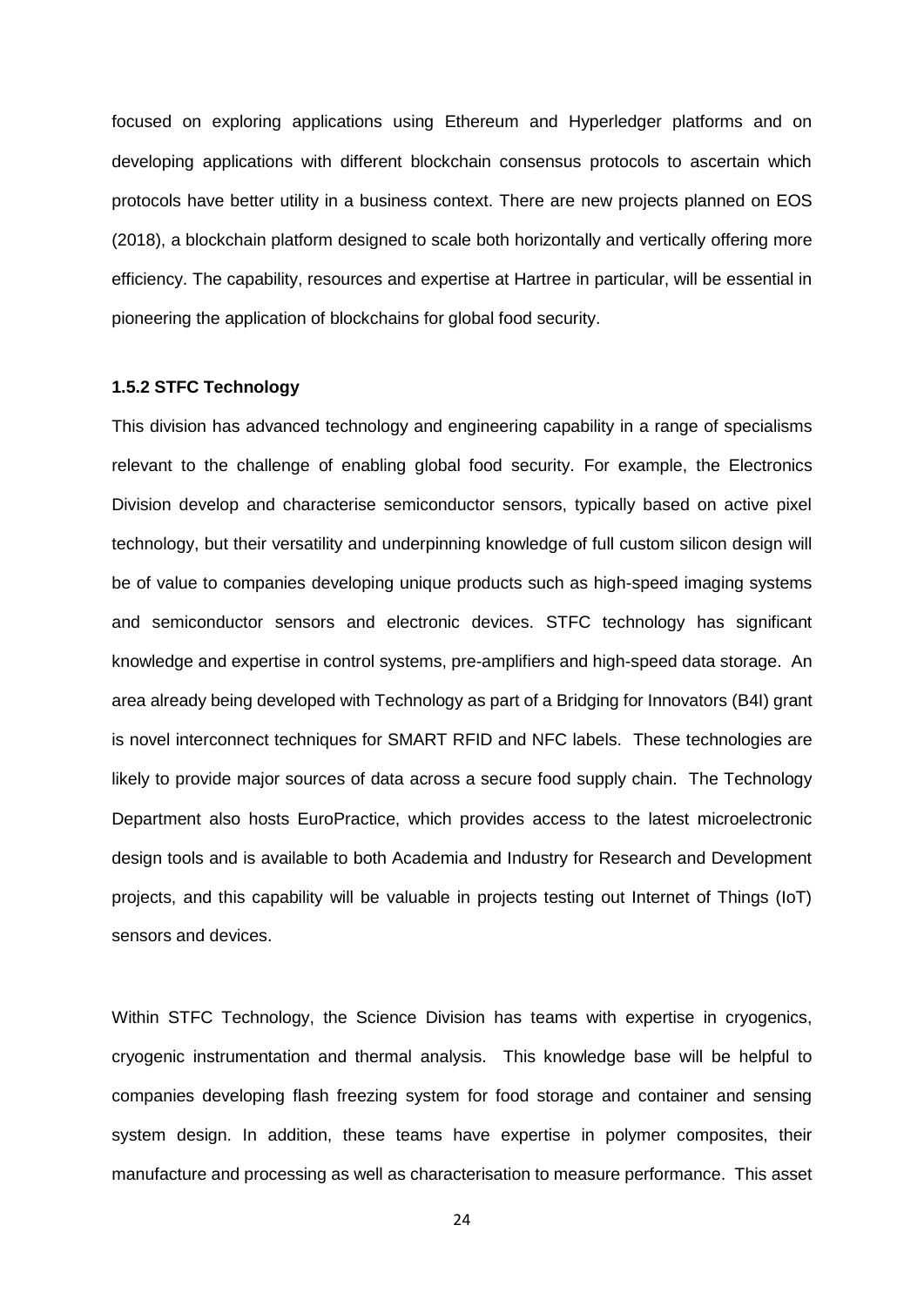focused on exploring applications using Ethereum and Hyperledger platforms and on developing applications with different blockchain consensus protocols to ascertain which protocols have better utility in a business context. There are new projects planned on EOS (2018), a blockchain platform designed to scale both horizontally and vertically offering more efficiency. The capability, resources and expertise at Hartree in particular, will be essential in pioneering the application of blockchains for global food security.

#### 1.5.2 STFC Technology

This division has advanced technology and engineering capability in a range of specialisms relevant to the challenge of enabling global food security. For example, the Electronics Division develop and characterise semiconductor sensors, typically based on active pixel technology, but their versatility and underpinning knowledge of full custom silicon design will be of value to companies developing unique products such as high-speed imaging systems and semiconductor sensors and electronic devices. STFC technology has significant knowledge and expertise in control systems, pre-amplifiers and high-speed data storage. An area already being developed with Technology as part of a Bridging for Innovators (B4I) grant is novel interconnect techniques for SMART RFID and NFC labels. These technologies are likely to provide major sources of data across a secure food supply chain. The Technology Department also hosts EuroPractice, which provides access to the latest microelectronic design tools and is available to both Academia and Industry for Research and Development projects, and this capability will be valuable in projects testing out Internet of Things (IoT) sensors and devices.

Within STFC Technology, the Science Division has teams with expertise in cryogenics, cryogenic instrumentation and thermal analysis. This knowledge base will be helpful to companies developing flash freezing system for food storage and container and sensing system design. In addition, these teams have expertise in polymer composites, their manufacture and processing as well as characterisation to measure performance. This asset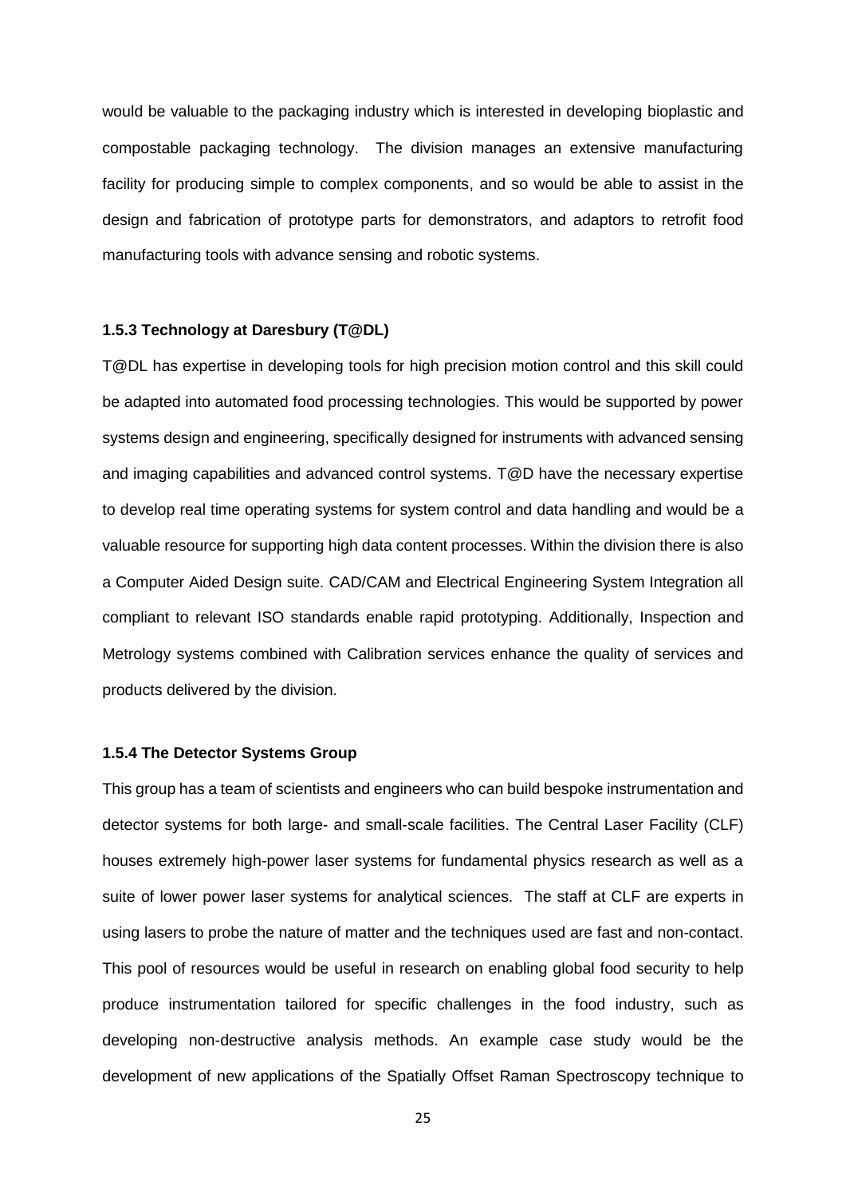would be valuable to the packaging industry which is interested in developing bioplastic and compostable packaging technology. The division manages an extensive manufacturing facility for producing simple to complex components, and so would be able to assist in the design and fabrication of prototype parts for demonstrators, and adaptors to retrofit food manufacturing tools with advance sensing and robotic systems.

### 1.5.3 Technology at Daresbury (T@DL)

T@DL has expertise in developing tools for high precision motion control and this skill could be adapted into automated food processing technologies. This would be supported by power systems design and engineering, specifically designed for instruments with advanced sensing and imaging capabilities and advanced control systems. T@D have the necessary expertise to develop real time operating systems for system control and data handling and would be a valuable resource for supporting high data content processes. Within the division there is also a Computer Aided Design suite. CAD/CAM and Electrical Engineering System Integration all compliant to relevant ISO standards enable rapid prototyping. Additionally, Inspection and Metrology systems combined with Calibration services enhance the quality of services and products delivered by the division.

### 1.5.4 The Detector Systems Group

This group has a team of scientists and engineers who can build bespoke instrumentation and detector systems for both large- and small-scale facilities. The Central Laser Facility (CLF) houses extremely high-power laser systems for fundamental physics research as well as a suite of lower power laser systems for analytical sciences. The staff at CLF are experts in using lasers to probe the nature of matter and the techniques used are fast and non-contact. This pool of resources would be useful in research on enabling global food security to help produce instrumentation tailored for specific challenges in the food industry, such as developing non-destructive analysis methods. An example case study would be the development of new applications of the Spatially Offset Raman Spectroscopy technique to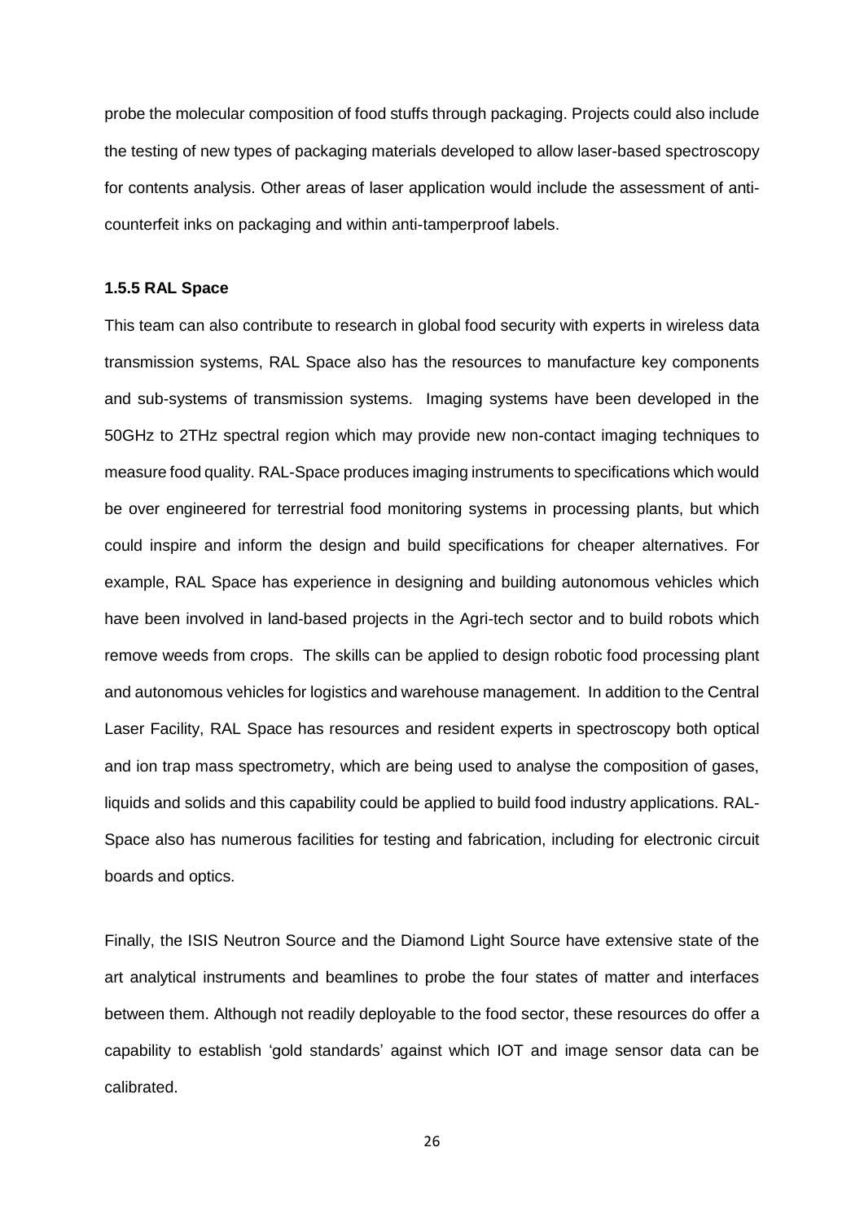probe the molecular composition of food stuffs through packaging. Projects could also include the testing of new types of packaging materials developed to allow laser-based spectroscopy for contents analysis. Other areas of laser application would include the assessment of anti-counterfeit inks on packaging and within anti-tamperproof labels.

#### 1.5.5 RAL Space

This team can also contribute to research in global food security with experts in wireless data transmission systems, RAL Space also has the resources to manufacture key components and sub-systems of transmission systems. Imaging systems have been developed in the 50GHz to 2THz spectral region which may provide new non-contact imaging techniques to measure food quality. RAL-Space produces imaging instruments to specifications which would be over engineered for terrestrial food monitoring systems in processing plants, but which could inspire and inform the design and build specifications for cheaper alternatives. For example, RAL Space has experience in designing and building autonomous vehicles which have been involved in land-based projects in the Agri-tech sector and to build robots which remove weeds from crops. The skills can be applied to design robotic food processing plant and autonomous vehicles for logistics and warehouse management. In addition to the Central Laser Facility, RAL Space has resources and resident experts in spectroscopy both optical and ion trap mass spectrometry, which are being used to analyse the composition of gases, liquids and solids and this capability could be applied to build food industry applications. RAL-Space also has numerous facilities for testing and fabrication, including for electronic circuit boards and optics.

Finally, the ISIS Neutron Source and the Diamond Light Source have extensive state of the art analytical instruments and beamlines to probe the four states of matter and interfaces between them. Although not readily deployable to the food sector, these resources do offer a capability to establish 'gold standards' against which IOT and image sensor data can be calibrated.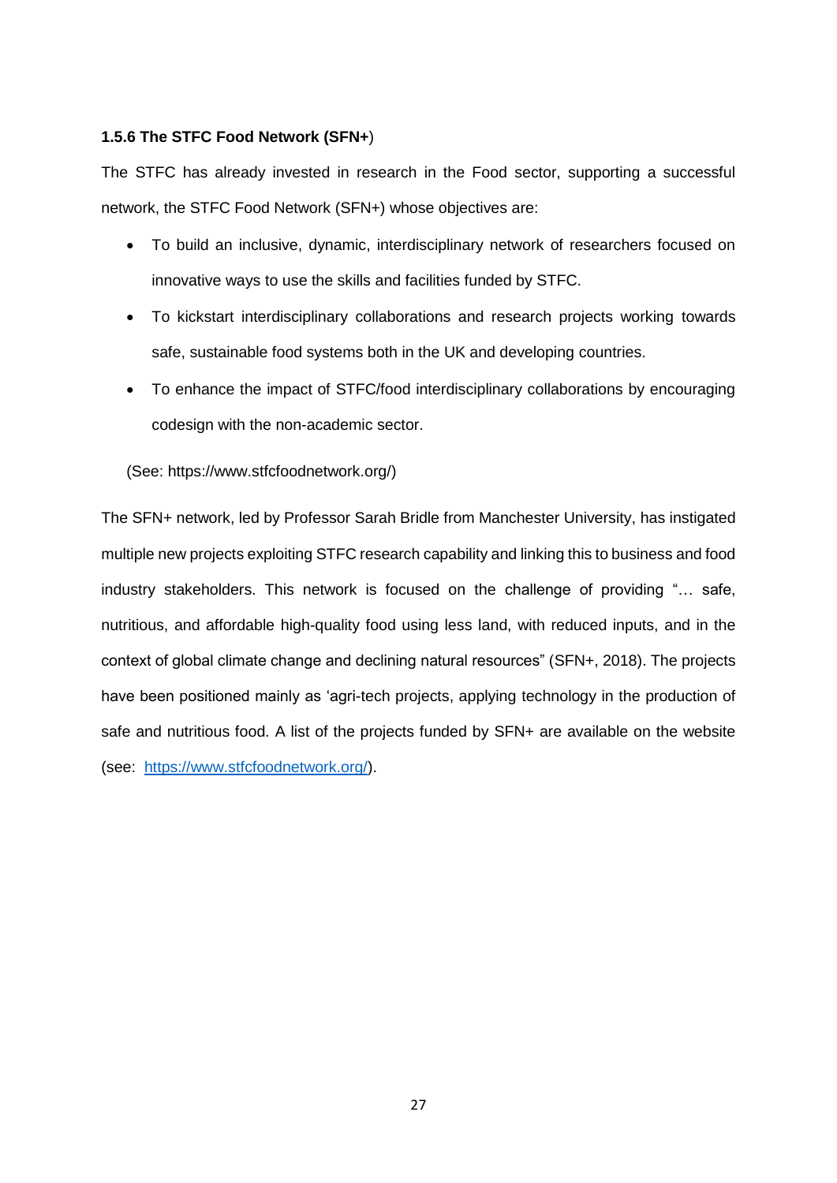### 1.5.6 The STFC Food Network (SFN+)

The STFC has already invested in research in the Food sector, supporting a successful network, the STFC Food Network (SFN+) whose objectives are:

- To build an inclusive, dynamic, interdisciplinary network of researchers focused on innovative ways to use the skills and facilities funded by STFC.
- To kickstart interdisciplinary collaborations and research projects working towards safe, sustainable food systems both in the UK and developing countries.
- To enhance the impact of STFC/food interdisciplinary collaborations by encouraging codesign with the non-academic sector.

(See: https://www.stfcfoodnetwork.org/)

The SFN+ network, led by Professor Sarah Bridle from Manchester University, has instigated multiple new projects exploiting STFC research capability and linking this to business and food industry stakeholders. This network is focused on the challenge of providing "… safe, nutritious, and affordable high-quality food using less land, with reduced inputs, and in the context of global climate change and declining natural resources" (SFN+, 2018). The projects have been positioned mainly as 'agri-tech projects, applying technology in the production of safe and nutritious food. A list of the projects funded by SFN+ are available on the website (see: https://www.stfcfoodnetwork.org/).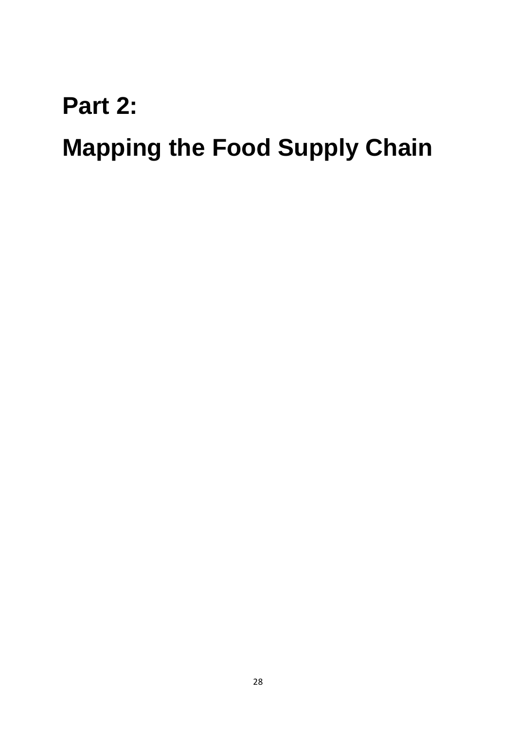# Part 2:

# Mapping the Food Supply Chain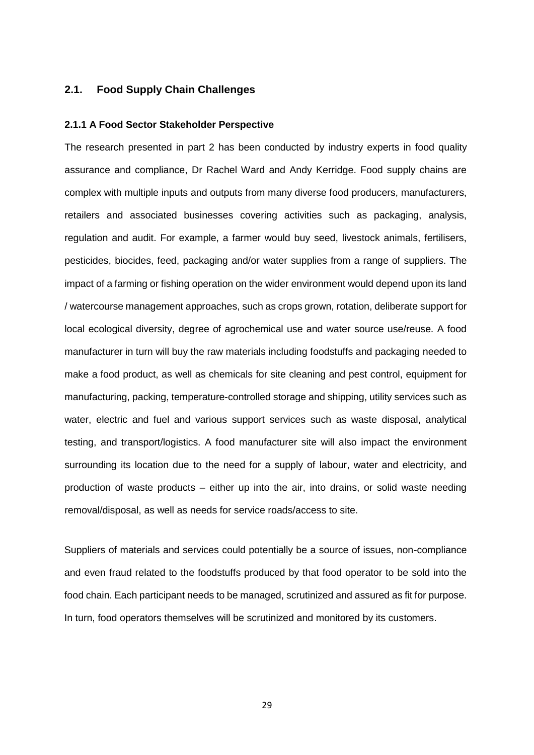## 2.1. Food Supply Chain Challenges

### 2.1.1 A Food Sector Stakeholder Perspective

The research presented in part 2 has been conducted by industry experts in food quality assurance and compliance, Dr Rachel Ward and Andy Kerridge. Food supply chains are complex with multiple inputs and outputs from many diverse food producers, manufacturers, retailers and associated businesses covering activities such as packaging, analysis, regulation and audit. For example, a farmer would buy seed, livestock animals, fertilisers, pesticides, biocides, feed, packaging and/or water supplies from a range of suppliers. The impact of a farming or fishing operation on the wider environment would depend upon its land / watercourse management approaches, such as crops grown, rotation, deliberate support for local ecological diversity, degree of agrochemical use and water source use/reuse. A food manufacturer in turn will buy the raw materials including foodstuffs and packaging needed to make a food product, as well as chemicals for site cleaning and pest control, equipment for manufacturing, packing, temperature-controlled storage and shipping, utility services such as water, electric and fuel and various support services such as waste disposal, analytical testing, and transport/logistics. A food manufacturer site will also impact the environment surrounding its location due to the need for a supply of labour, water and electricity, and production of waste products – either up into the air, into drains, or solid waste needing removal/disposal, as well as needs for service roads/access to site.

Suppliers of materials and services could potentially be a source of issues, non-compliance and even fraud related to the foodstuffs produced by that food operator to be sold into the food chain. Each participant needs to be managed, scrutinized and assured as fit for purpose. In turn, food operators themselves will be scrutinized and monitored by its customers.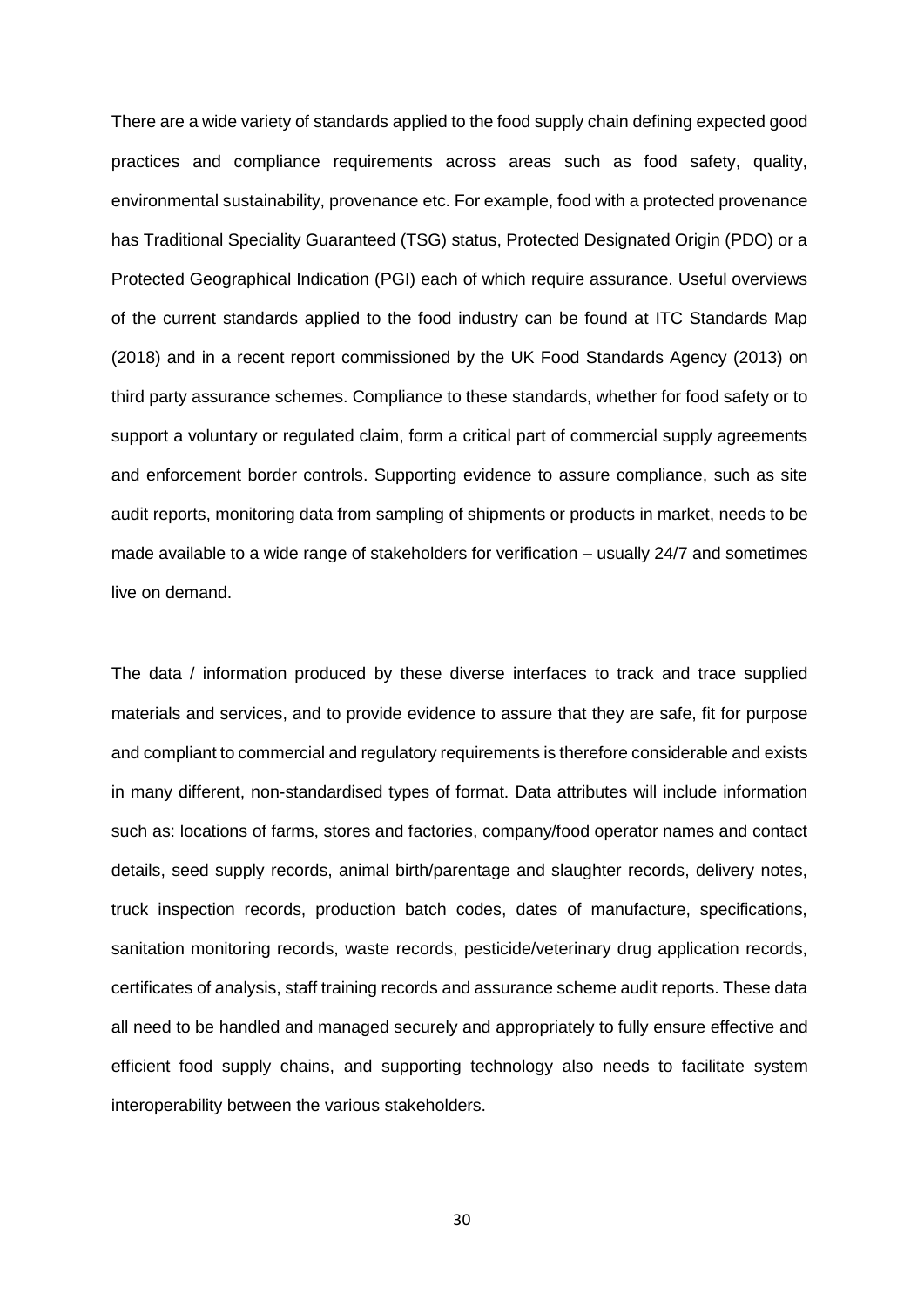There are a wide variety of standards applied to the food supply chain defining expected good practices and compliance requirements across areas such as food safety, quality, environmental sustainability, provenance etc. For example, food with a protected provenance has Traditional Speciality Guaranteed (TSG) status, Protected Designated Origin (PDO) or a Protected Geographical Indication (PGI) each of which require assurance. Useful overviews of the current standards applied to the food industry can be found at ITC Standards Map (2018) and in a recent report commissioned by the UK Food Standards Agency (2013) on third party assurance schemes. Compliance to these standards, whether for food safety or to support a voluntary or regulated claim, form a critical part of commercial supply agreements and enforcement border controls. Supporting evidence to assure compliance, such as site audit reports, monitoring data from sampling of shipments or products in market, needs to be made available to a wide range of stakeholders for verification – usually 24/7 and sometimes live on demand.

The data / information produced by these diverse interfaces to track and trace supplied materials and services, and to provide evidence to assure that they are safe, fit for purpose and compliant to commercial and regulatory requirements is therefore considerable and exists in many different, non-standardised types of format. Data attributes will include information such as: locations of farms, stores and factories, company/food operator names and contact details, seed supply records, animal birth/parentage and slaughter records, delivery notes, truck inspection records, production batch codes, dates of manufacture, specifications, sanitation monitoring records, waste records, pesticide/veterinary drug application records, certificates of analysis, staff training records and assurance scheme audit reports. These data all need to be handled and managed securely and appropriately to fully ensure effective and efficient food supply chains, and supporting technology also needs to facilitate system interoperability between the various stakeholders.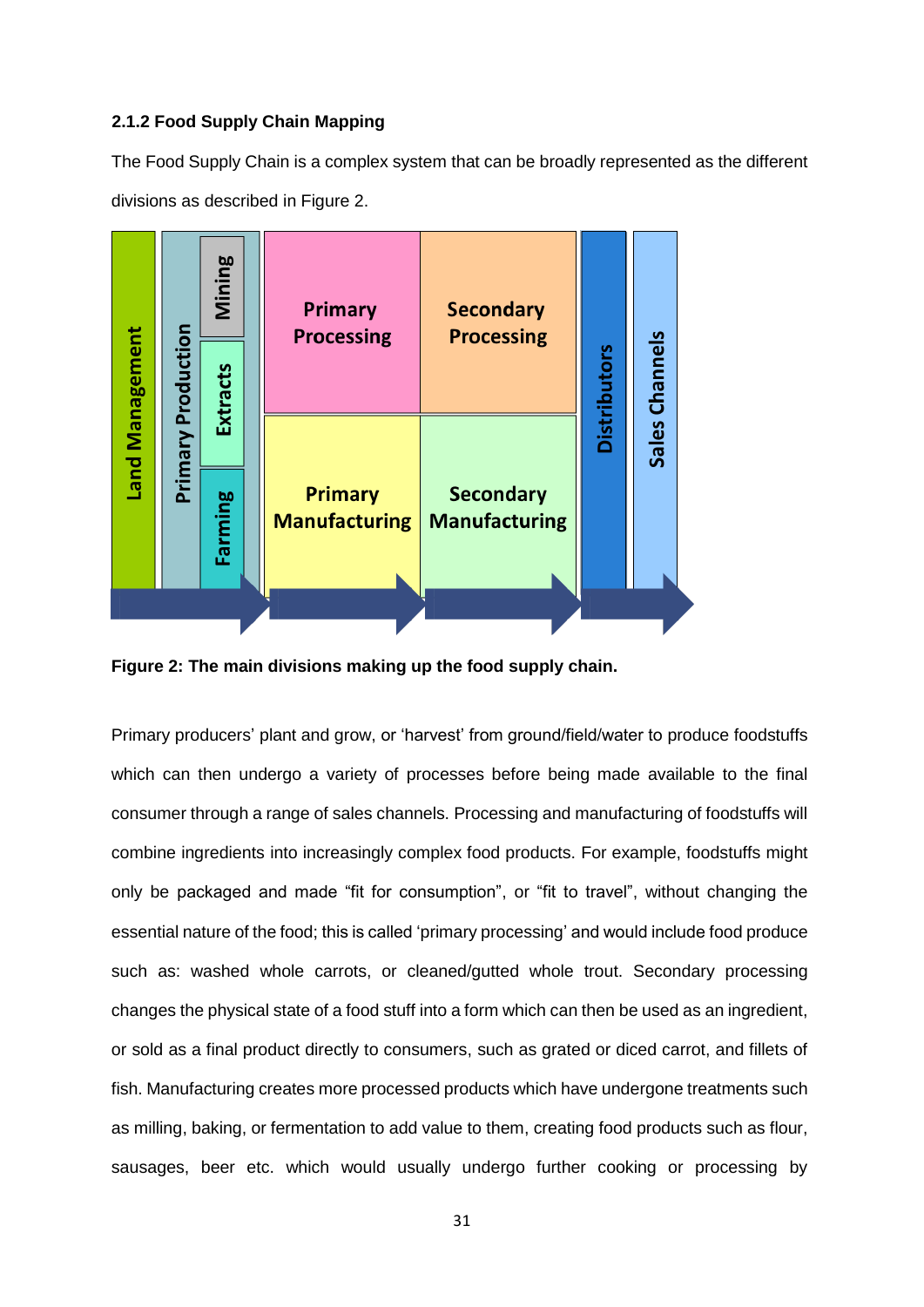### 2.1.2 Food Supply Chain Mapping

The Food Supply Chain is a complex system that can be broadly represented as the different divisions as described in Figure 2.

**Figure 2: The main divisions making up the food supply chain.**

Primary producers' plant and grow, or 'harvest' from ground/field/water to produce foodstuffs which can then undergo a variety of processes before being made available to the final consumer through a range of sales channels. Processing and manufacturing of foodstuffs will combine ingredients into increasingly complex food products. For example, foodstuffs might only be packaged and made "fit for consumption", or "fit to travel", without changing the essential nature of the food; this is called 'primary processing' and would include food produce such as: washed whole carrots, or cleaned/gutted whole trout. Secondary processing changes the physical state of a food stuff into a form which can then be used as an ingredient, or sold as a final product directly to consumers, such as grated or diced carrot, and fillets of fish. Manufacturing creates more processed products which have undergone treatments such as milling, baking, or fermentation to add value to them, creating food products such as flour, sausages, beer etc. which would usually undergo further cooking or processing by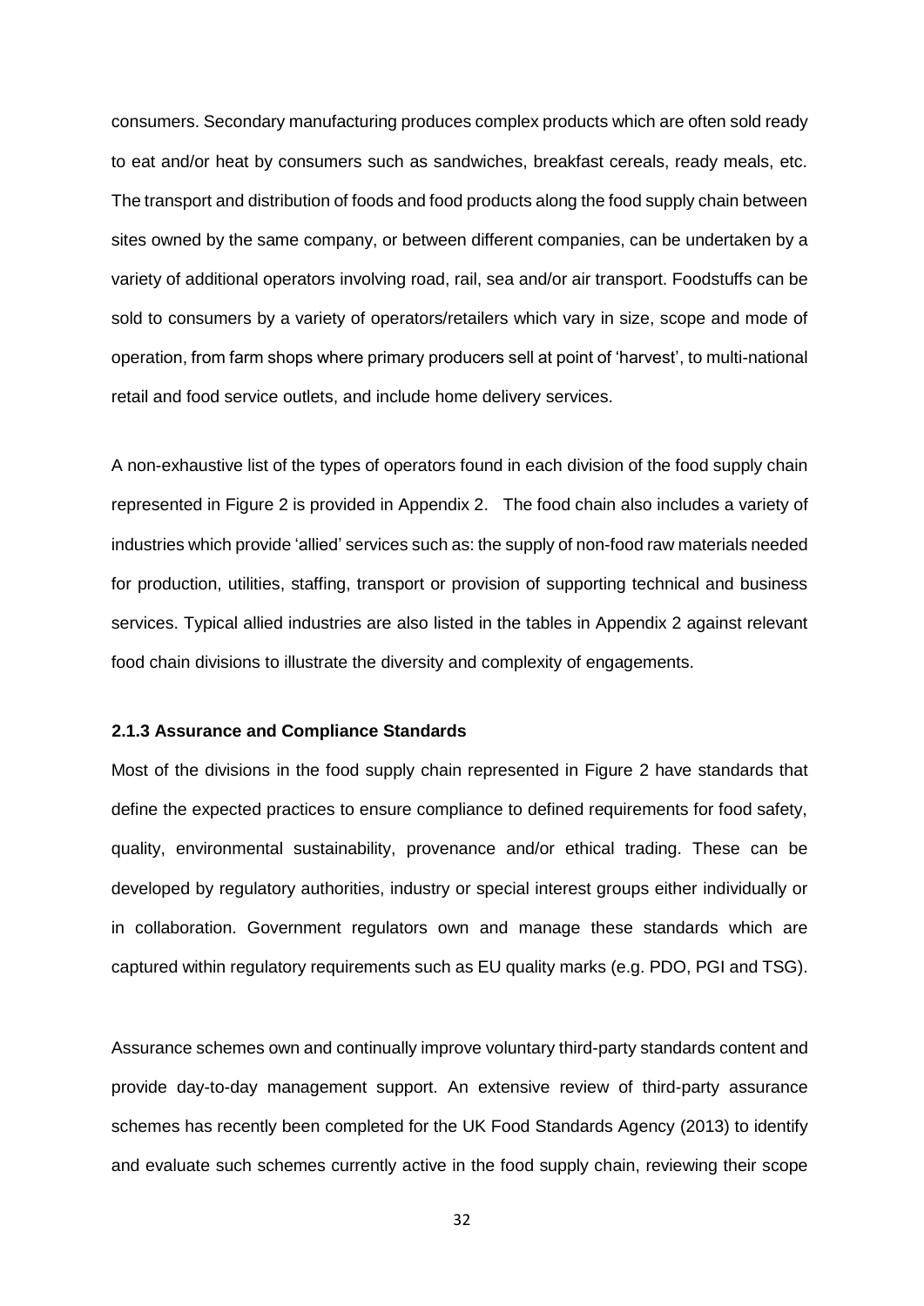consumers. Secondary manufacturing produces complex products which are often sold ready to eat and/or heat by consumers such as sandwiches, breakfast cereals, ready meals, etc. The transport and distribution of foods and food products along the food supply chain between sites owned by the same company, or between different companies, can be undertaken by a variety of additional operators involving road, rail, sea and/or air transport. Foodstuffs can be sold to consumers by a variety of operators/retailers which vary in size, scope and mode of operation, from farm shops where primary producers sell at point of 'harvest', to multi-national retail and food service outlets, and include home delivery services.

A non-exhaustive list of the types of operators found in each division of the food supply chain represented in Figure 2 is provided in Appendix 2. The food chain also includes a variety of industries which provide 'allied' services such as: the supply of non-food raw materials needed for production, utilities, staffing, transport or provision of supporting technical and business services. Typical allied industries are also listed in the tables in Appendix 2 against relevant food chain divisions to illustrate the diversity and complexity of engagements.

#### 2.1.3 Assurance and Compliance Standards

Most of the divisions in the food supply chain represented in Figure 2 have standards that define the expected practices to ensure compliance to defined requirements for food safety, quality, environmental sustainability, provenance and/or ethical trading. These can be developed by regulatory authorities, industry or special interest groups either individually or in collaboration. Government regulators own and manage these standards which are captured within regulatory requirements such as EU quality marks (e.g. PDO, PGI and TSG).

Assurance schemes own and continually improve voluntary third-party standards content and provide day-to-day management support. An extensive review of third-party assurance schemes has recently been completed for the UK Food Standards Agency (2013) to identify and evaluate such schemes currently active in the food supply chain, reviewing their scope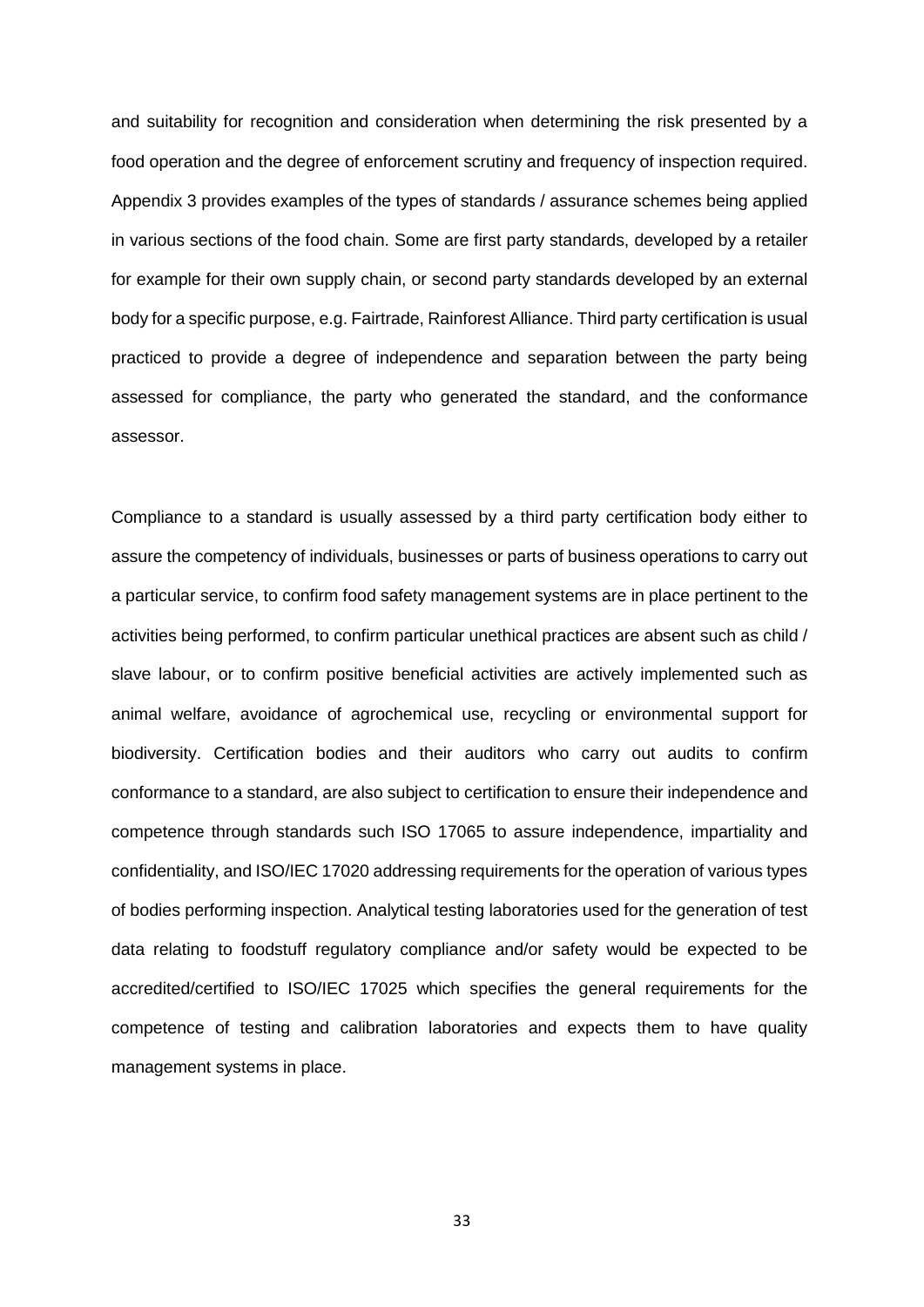and suitability for recognition and consideration when determining the risk presented by a food operation and the degree of enforcement scrutiny and frequency of inspection required. Appendix 3 provides examples of the types of standards / assurance schemes being applied in various sections of the food chain. Some are first party standards, developed by a retailer for example for their own supply chain, or second party standards developed by an external body for a specific purpose, e.g. Fairtrade, Rainforest Alliance. Third party certification is usual practiced to provide a degree of independence and separation between the party being assessed for compliance, the party who generated the standard, and the conformance assessor.

Compliance to a standard is usually assessed by a third party certification body either to assure the competency of individuals, businesses or parts of business operations to carry out a particular service, to confirm food safety management systems are in place pertinent to the activities being performed, to confirm particular unethical practices are absent such as child / slave labour, or to confirm positive beneficial activities are actively implemented such as animal welfare, avoidance of agrochemical use, recycling or environmental support for biodiversity. Certification bodies and their auditors who carry out audits to confirm conformance to a standard, are also subject to certification to ensure their independence and competence through standards such ISO 17065 to assure independence, impartiality and confidentiality, and ISO/IEC 17020 addressing requirements for the operation of various types of bodies performing inspection. Analytical testing laboratories used for the generation of test data relating to foodstuff regulatory compliance and/or safety would be expected to be accredited/certified to ISO/IEC 17025 which specifies the general requirements for the competence of testing and calibration laboratories and expects them to have quality management systems in place.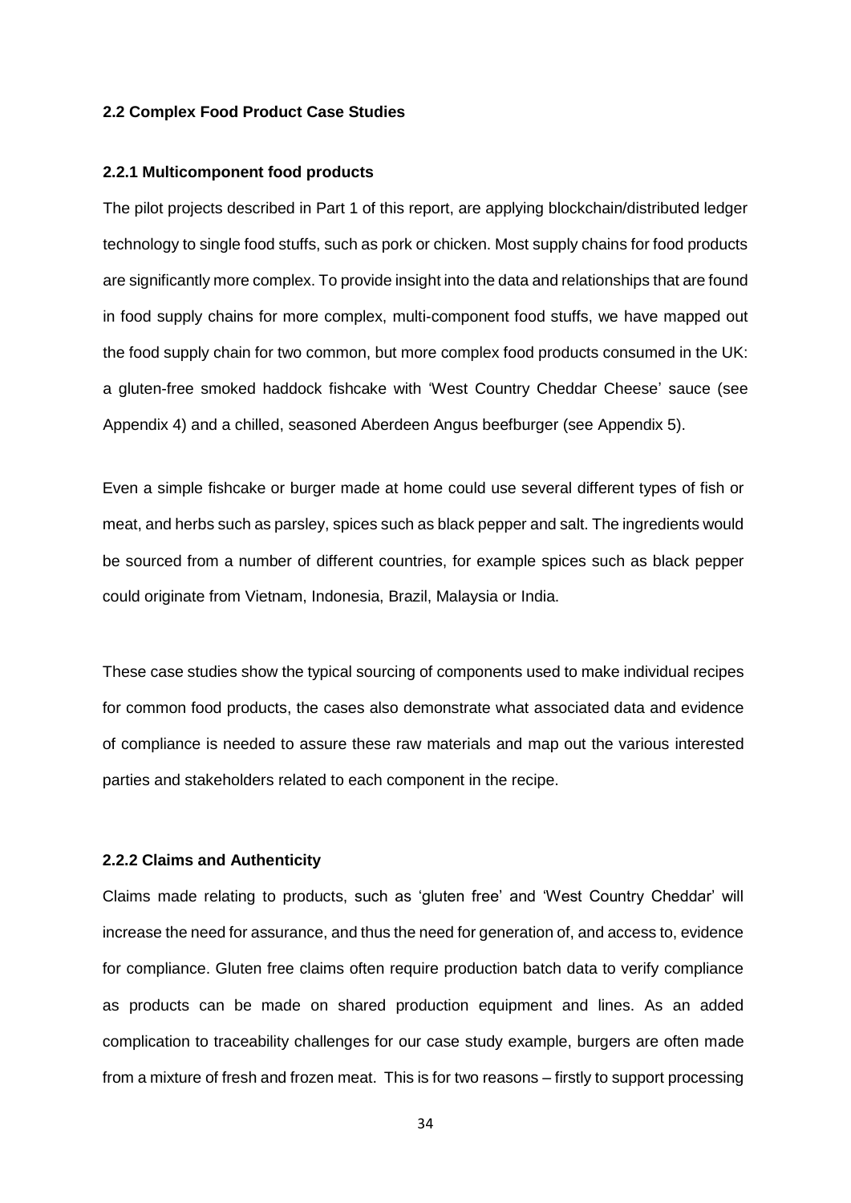### 2.2 Complex Food Product Case Studies

#### 2.2.1 Multicomponent food products

The pilot projects described in Part 1 of this report, are applying blockchain/distributed ledger technology to single food stuffs, such as pork or chicken. Most supply chains for food products are significantly more complex. To provide insight into the data and relationships that are found in food supply chains for more complex, multi-component food stuffs, we have mapped out the food supply chain for two common, but more complex food products consumed in the UK: a gluten-free smoked haddock fishcake with 'West Country Cheddar Cheese' sauce (see Appendix 4) and a chilled, seasoned Aberdeen Angus beefburger (see Appendix 5).

Even a simple fishcake or burger made at home could use several different types of fish or meat, and herbs such as parsley, spices such as black pepper and salt. The ingredients would be sourced from a number of different countries, for example spices such as black pepper could originate from Vietnam, Indonesia, Brazil, Malaysia or India.

These case studies show the typical sourcing of components used to make individual recipes for common food products, the cases also demonstrate what associated data and evidence of compliance is needed to assure these raw materials and map out the various interested parties and stakeholders related to each component in the recipe.

#### 2.2.2 Claims and Authenticity

Claims made relating to products, such as 'gluten free' and 'West Country Cheddar' will increase the need for assurance, and thus the need for generation of, and access to, evidence for compliance. Gluten free claims often require production batch data to verify compliance as products can be made on shared production equipment and lines. As an added complication to traceability challenges for our case study example, burgers are often made from a mixture of fresh and frozen meat. This is for two reasons – firstly to support processing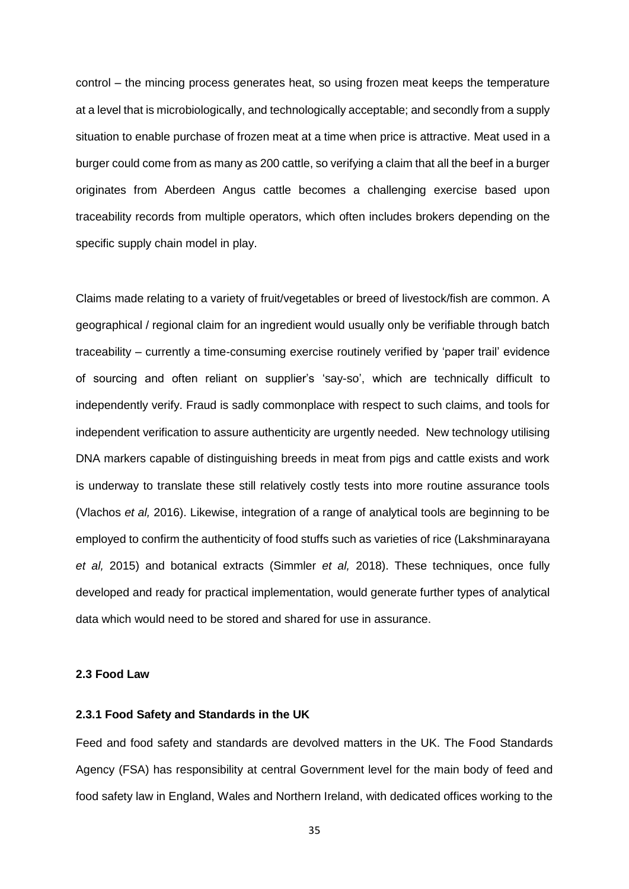control – the mincing process generates heat, so using frozen meat keeps the temperature at a level that is microbiologically, and technologically acceptable; and secondly from a supply situation to enable purchase of frozen meat at a time when price is attractive. Meat used in a burger could come from as many as 200 cattle, so verifying a claim that all the beef in a burger originates from Aberdeen Angus cattle becomes a challenging exercise based upon traceability records from multiple operators, which often includes brokers depending on the specific supply chain model in play.

Claims made relating to a variety of fruit/vegetables or breed of livestock/fish are common. A geographical / regional claim for an ingredient would usually only be verifiable through batch traceability – currently a time-consuming exercise routinely verified by 'paper trail' evidence of sourcing and often reliant on supplier's 'say-so', which are technically difficult to independently verify. Fraud is sadly commonplace with respect to such claims, and tools for independent verification to assure authenticity are urgently needed. New technology utilising DNA markers capable of distinguishing breeds in meat from pigs and cattle exists and work is underway to translate these still relatively costly tests into more routine assurance tools (Vlachos *et al,* 2016). Likewise, integration of a range of analytical tools are beginning to be employed to confirm the authenticity of food stuffs such as varieties of rice (Lakshminarayana *et al,* 2015) and botanical extracts (Simmler *et al,* 2018). These techniques, once fully developed and ready for practical implementation, would generate further types of analytical data which would need to be stored and shared for use in assurance.

### 2.3 Food Law

#### 2.3.1 Food Safety and Standards in the UK

Feed and food safety and standards are devolved matters in the UK. The Food Standards Agency (FSA) has responsibility at central Government level for the main body of feed and food safety law in England, Wales and Northern Ireland, with dedicated offices working to the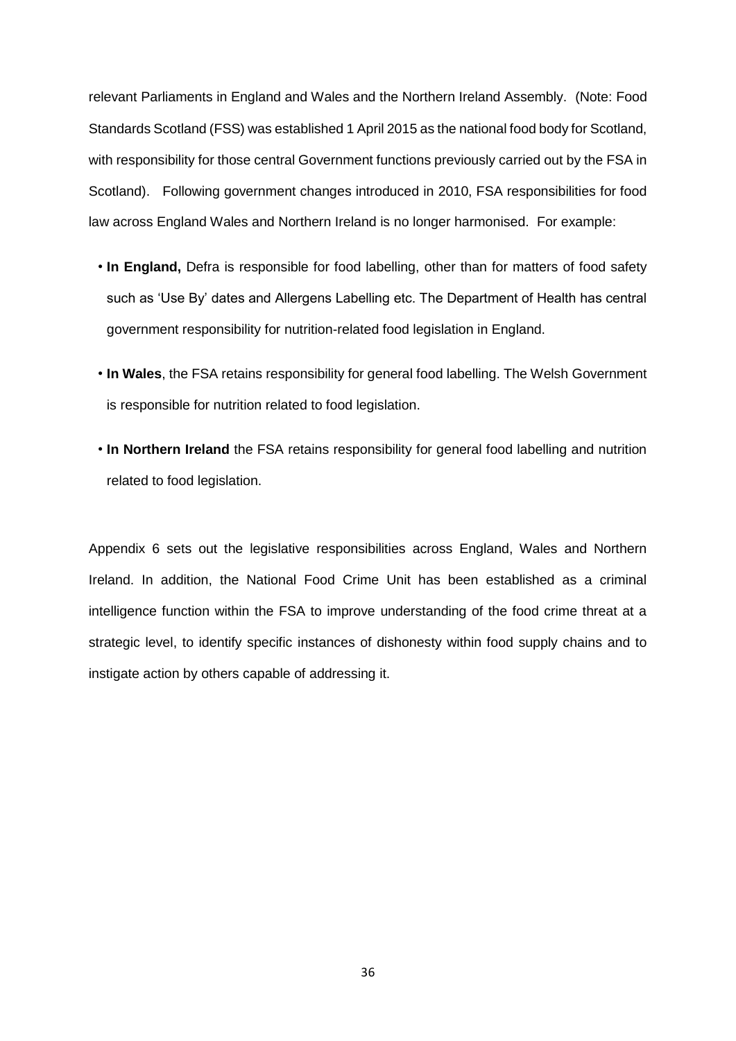relevant Parliaments in England and Wales and the Northern Ireland Assembly. (Note: Food Standards Scotland (FSS) was established 1 April 2015 as the national food body for Scotland, with responsibility for those central Government functions previously carried out by the FSA in Scotland). Following government changes introduced in 2010, FSA responsibilities for food law across England Wales and Northern Ireland is no longer harmonised. For example:

- **In England,** Defra is responsible for food labelling, other than for matters of food safety such as 'Use By' dates and Allergens Labelling etc. The Department of Health has central government responsibility for nutrition-related food legislation in England.
- **In Wales**, the FSA retains responsibility for general food labelling. The Welsh Government is responsible for nutrition related to food legislation.
- **In Northern Ireland** the FSA retains responsibility for general food labelling and nutrition related to food legislation.

Appendix 6 sets out the legislative responsibilities across England, Wales and Northern Ireland. In addition, the National Food Crime Unit has been established as a criminal intelligence function within the FSA to improve understanding of the food crime threat at a strategic level, to identify specific instances of dishonesty within food supply chains and to instigate action by others capable of addressing it.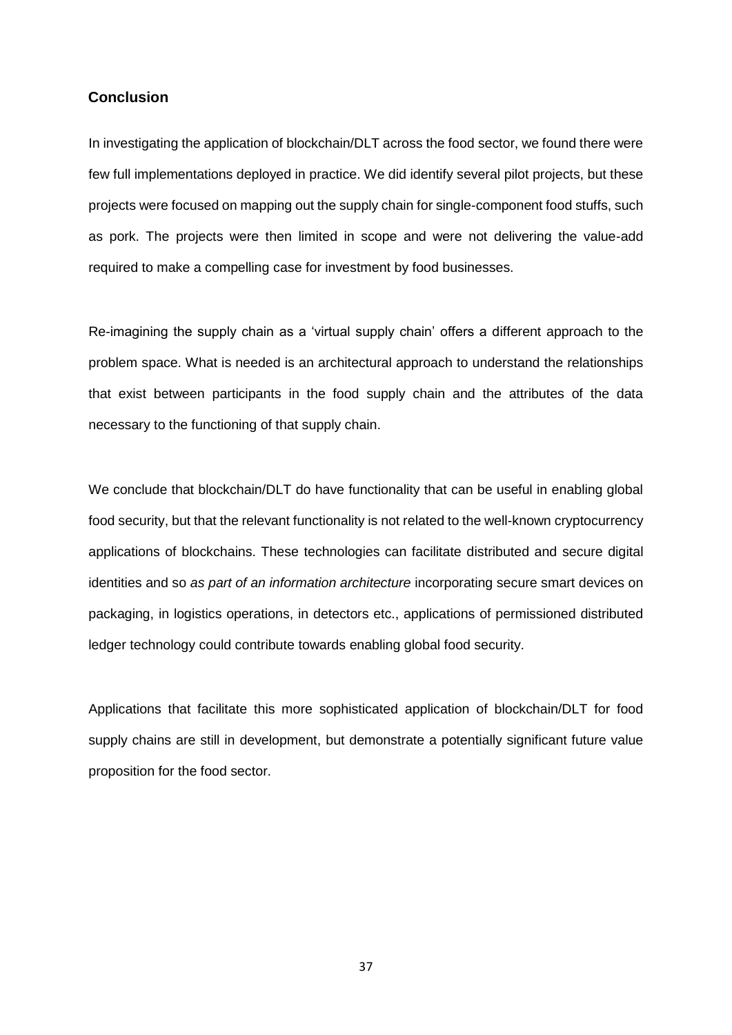## Conclusion

In investigating the application of blockchain/DLT across the food sector, we found there were few full implementations deployed in practice. We did identify several pilot projects, but these projects were focused on mapping out the supply chain for single-component food stuffs, such as pork. The projects were then limited in scope and were not delivering the value-add required to make a compelling case for investment by food businesses.

Re-imagining the supply chain as a 'virtual supply chain' offers a different approach to the problem space. What is needed is an architectural approach to understand the relationships that exist between participants in the food supply chain and the attributes of the data necessary to the functioning of that supply chain.

We conclude that blockchain/DLT do have functionality that can be useful in enabling global food security, but that the relevant functionality is not related to the well-known cryptocurrency applications of blockchains. These technologies can facilitate distributed and secure digital identities and so *as part of an information architecture* incorporating secure smart devices on packaging, in logistics operations, in detectors etc., applications of permissioned distributed ledger technology could contribute towards enabling global food security.

Applications that facilitate this more sophisticated application of blockchain/DLT for food supply chains are still in development, but demonstrate a potentially significant future value proposition for the food sector.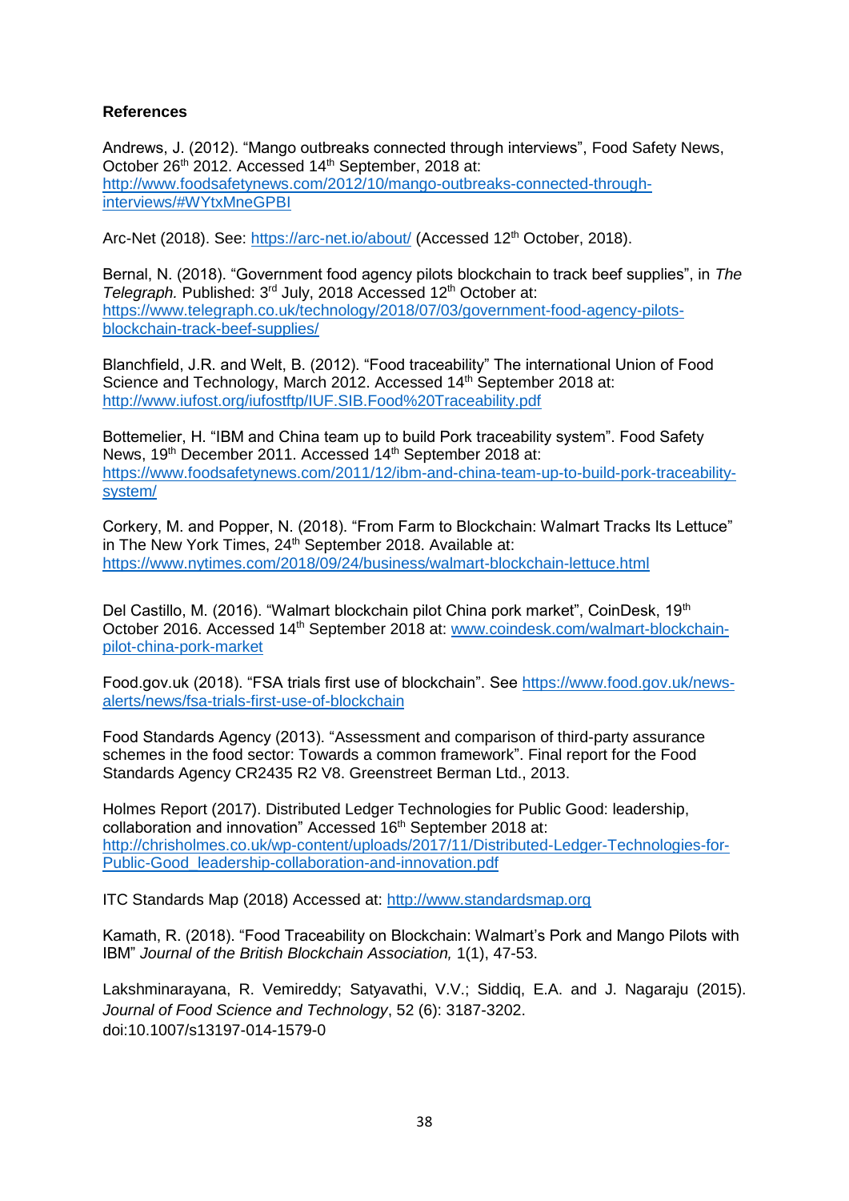**References**

Andrews, J. (2012). “Mango outbreaks connected through interviews”, Food Safety News, October 26th 2012. Accessed 14th September, 2018 at: http://www.foodsafetynews.com/2012/10/mango-outbreaks-connected-through-interviews/#WYtxMneGPBI

Arc-Net (2018). See: https://arc-net.io/about/ (Accessed 12th October, 2018).

Bernal, N. (2018). “Government food agency pilots blockchain to track beef supplies”, in *The Telegraph.* Published: 3rd July, 2018 Accessed 12th October at: https://www.telegraph.co.uk/technology/2018/07/03/government-food-agency-pilots-blockchain-track-beef-supplies/

Blanchfield, J.R. and Welt, B. (2012). “Food traceability” The international Union of Food Science and Technology, March 2012. Accessed 14th September 2018 at: http://www.iufost.org/iufostftp/IUF.SIB.Food%20Traceability.pdf

Bottemelier, H. “IBM and China team up to build Pork traceability system”. Food Safety News, 19th December 2011. Accessed 14th September 2018 at: https://www.foodsafetynews.com/2011/12/ibm-and-china-team-up-to-build-pork-traceability-system/

Corkery, M. and Popper, N. (2018). “From Farm to Blockchain: Walmart Tracks Its Lettuce” in The New York Times, 24th September 2018. Available at: https://www.nytimes.com/2018/09/24/business/walmart-blockchain-lettuce.html

Del Castillo, M. (2016). “Walmart blockchain pilot China pork market”, CoinDesk, 19th October 2016. Accessed 14th September 2018 at: www.coindesk.com/walmart-blockchain-pilot-china-pork-market

Food.gov.uk (2018). “FSA trials first use of blockchain”. See https://www.food.gov.uk/news-alerts/news/fsa-trials-first-use-of-blockchain

Food Standards Agency (2013). “Assessment and comparison of third-party assurance schemes in the food sector: Towards a common framework”. Final report for the Food Standards Agency CR2435 R2 V8. Greenstreet Berman Ltd., 2013.

Holmes Report (2017). Distributed Ledger Technologies for Public Good: leadership, collaboration and innovation” Accessed 16th September 2018 at: http://chrisholmes.co.uk/wp-content/uploads/2017/11/Distributed-Ledger-Technologies-for-Public-Good_leadership-collaboration-and-innovation.pdf

ITC Standards Map (2018) Accessed at: http://www.standardsmap.org

Kamath, R. (2018). “Food Traceability on Blockchain: Walmart’s Pork and Mango Pilots with IBM” *Journal of the British Blockchain Association,* 1(1), 47-53.

Lakshminarayana, R. Vemireddy; Satyavathi, V.V.; Siddiq, E.A. and J. Nagaraju (2015). *Journal of Food Science and Technology*, 52 (6): 3187-3202. doi:10.1007/s13197-014-1579-0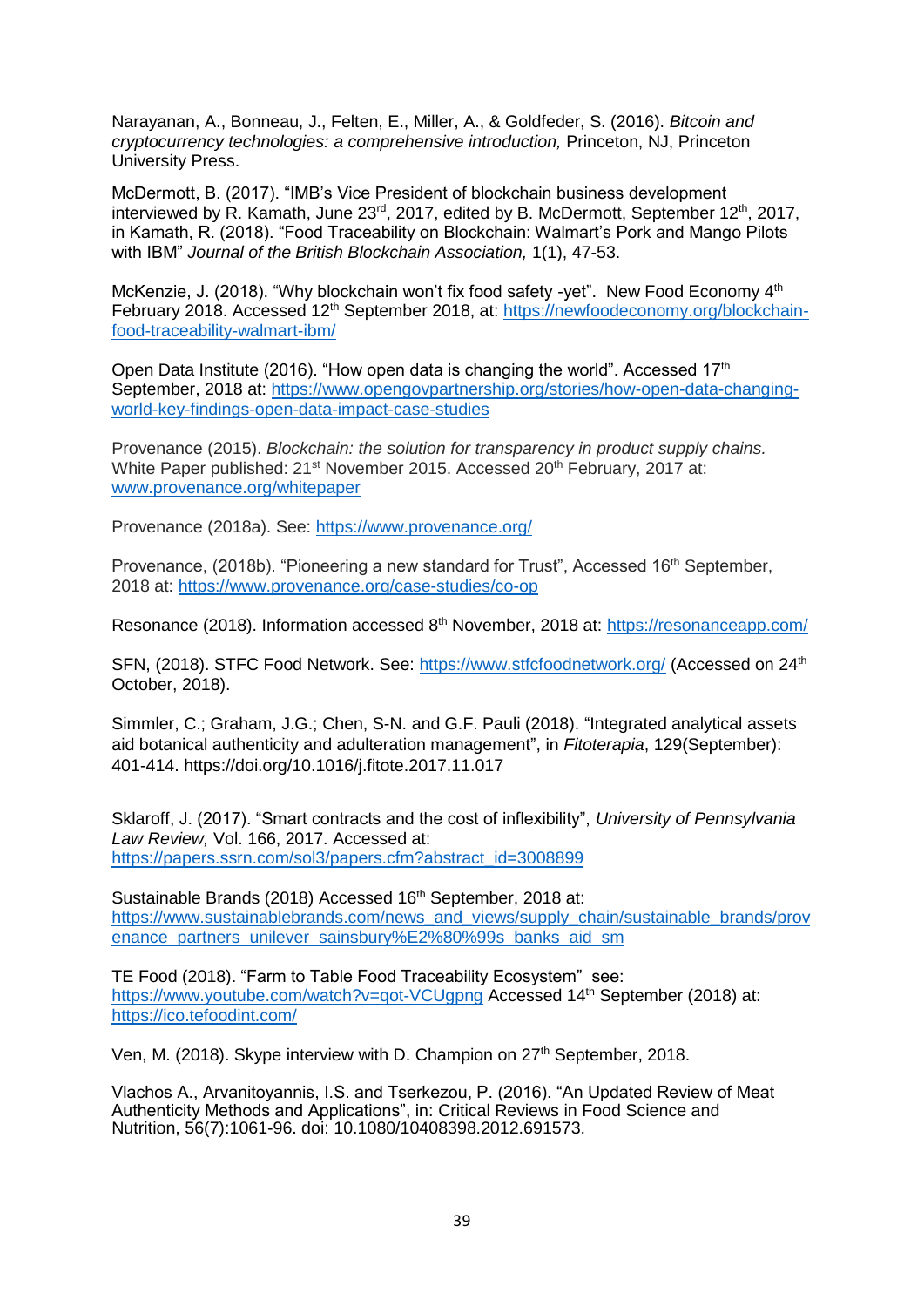Narayanan, A., Bonneau, J., Felten, E., Miller, A., & Goldfeder, S. (2016). *Bitcoin and cryptocurrency technologies: a comprehensive introduction,* Princeton, NJ, Princeton University Press.

McDermott, B. (2017). "IMB's Vice President of blockchain business development interviewed by R. Kamath, June 23rd, 2017, edited by B. McDermott, September 12th, 2017, in Kamath, R. (2018). "Food Traceability on Blockchain: Walmart's Pork and Mango Pilots with IBM" *Journal of the British Blockchain Association,* 1(1), 47-53.

McKenzie, J. (2018). "Why blockchain won't fix food safety -yet". New Food Economy 4th February 2018. Accessed 12th September 2018, at: https://newfoodeconomy.org/blockchain-food-traceability-walmart-ibm/

Open Data Institute (2016). "How open data is changing the world". Accessed 17th September, 2018 at: https://www.opengovpartnership.org/stories/how-open-data-changing-world-key-findings-open-data-impact-case-studies

Provenance (2015). *Blockchain: the solution for transparency in product supply chains.* White Paper published: 21st November 2015. Accessed 20th February, 2017 at: www.provenance.org/whitepaper

Provenance (2018a). See: https://www.provenance.org/

Provenance, (2018b). "Pioneering a new standard for Trust", Accessed 16th September, 2018 at: https://www.provenance.org/case-studies/co-op

Resonance (2018). Information accessed 8th November, 2018 at: https://resonanceapp.com/

SFN, (2018). STFC Food Network. See: https://www.stfcfoodnetwork.org/ (Accessed on 24th October, 2018).

Simmler, C.; Graham, J.G.; Chen, S-N. and G.F. Pauli (2018). "Integrated analytical assets aid botanical authenticity and adulteration management", in *Fitoterapia*, 129(September): 401-414. https://doi.org/10.1016/j.fitote.2017.11.017

Sklaroff, J. (2017). "Smart contracts and the cost of inflexibility", *University of Pennsylvania Law Review,* Vol. 166, 2017. Accessed at: https://papers.ssrn.com/sol3/papers.cfm?abstract_id=3008899

Sustainable Brands (2018) Accessed 16th September, 2018 at: https://www.sustainablebrands.com/news_and_views/supply_chain/sustainable_brands/provenance_partners_unilever_sainsbury%E2%80%99s_banks_aid_sm

TE Food (2018). "Farm to Table Food Traceability Ecosystem" see: https://www.youtube.com/watch?v=qot-VCUgpng Accessed 14th September (2018) at: https://ico.tefoodint.com/

Ven, M. (2018). Skype interview with D. Champion on 27th September, 2018.

Vlachos A., Arvanitoyannis, I.S. and Tserkezou, P. (2016). "An Updated Review of Meat Authenticity Methods and Applications", in: Critical Reviews in Food Science and Nutrition, 56(7):1061-96. doi: 10.1080/10408398.2012.691573.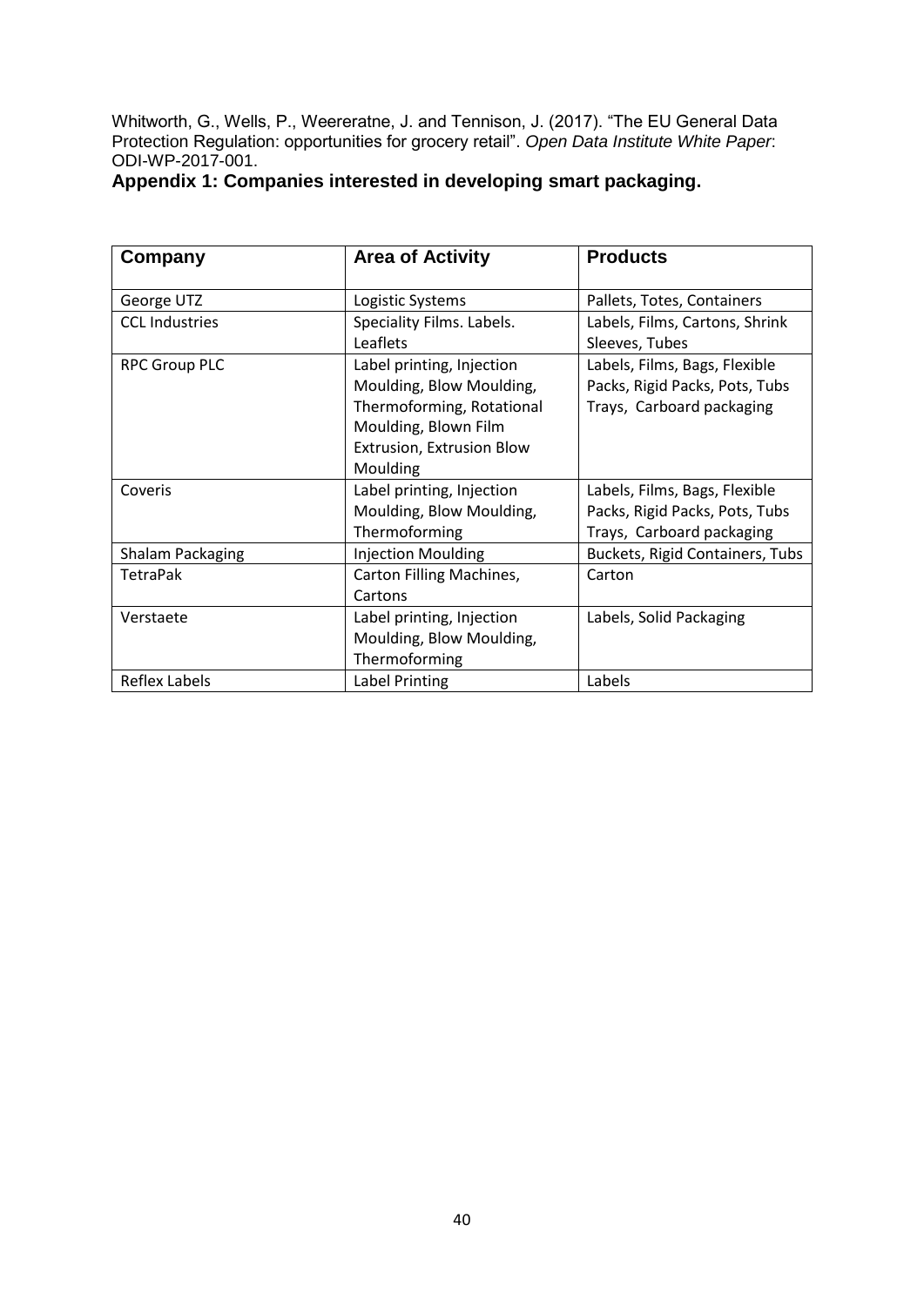Whitworth, G., Wells, P., Weereratne, J. and Tennison, J. (2017). “The EU General Data Protection Regulation: opportunities for grocery retail”. *Open Data Institute White Paper*: ODI-WP-2017-001.

## Appendix 1: Companies interested in developing smart packaging.

| Company | Area of Activity | Products |
|---|---|---|
| George UTZ | Logistic Systems | Pallets, Totes, Containers |
| CCL Industries | Speciality Films. Labels. Leaflets | Labels, Films, Cartons, Shrink Sleeves, Tubes |
| RPC Group PLC | Label printing, Injection Moulding, Blow Moulding, Thermoforming, Rotational Moulding, Blown Film Extrusion, Extrusion Blow Moulding | Labels, Films, Bags, Flexible Packs, Rigid Packs, Pots, Tubs Trays, Carboard packaging |
| Coveris | Label printing, Injection Moulding, Blow Moulding, Thermoforming | Labels, Films, Bags, Flexible Packs, Rigid Packs, Pots, Tubs Trays, Carboard packaging |
| Shalam Packaging | Injection Moulding | Buckets, Rigid Containers, Tubs |
| TetraPak | Carton Filling Machines, Cartons | Carton |
| Verstaete | Label printing, Injection Moulding, Blow Moulding, Thermoforming | Labels, Solid Packaging |
| Reflex Labels | Label Printing | Labels |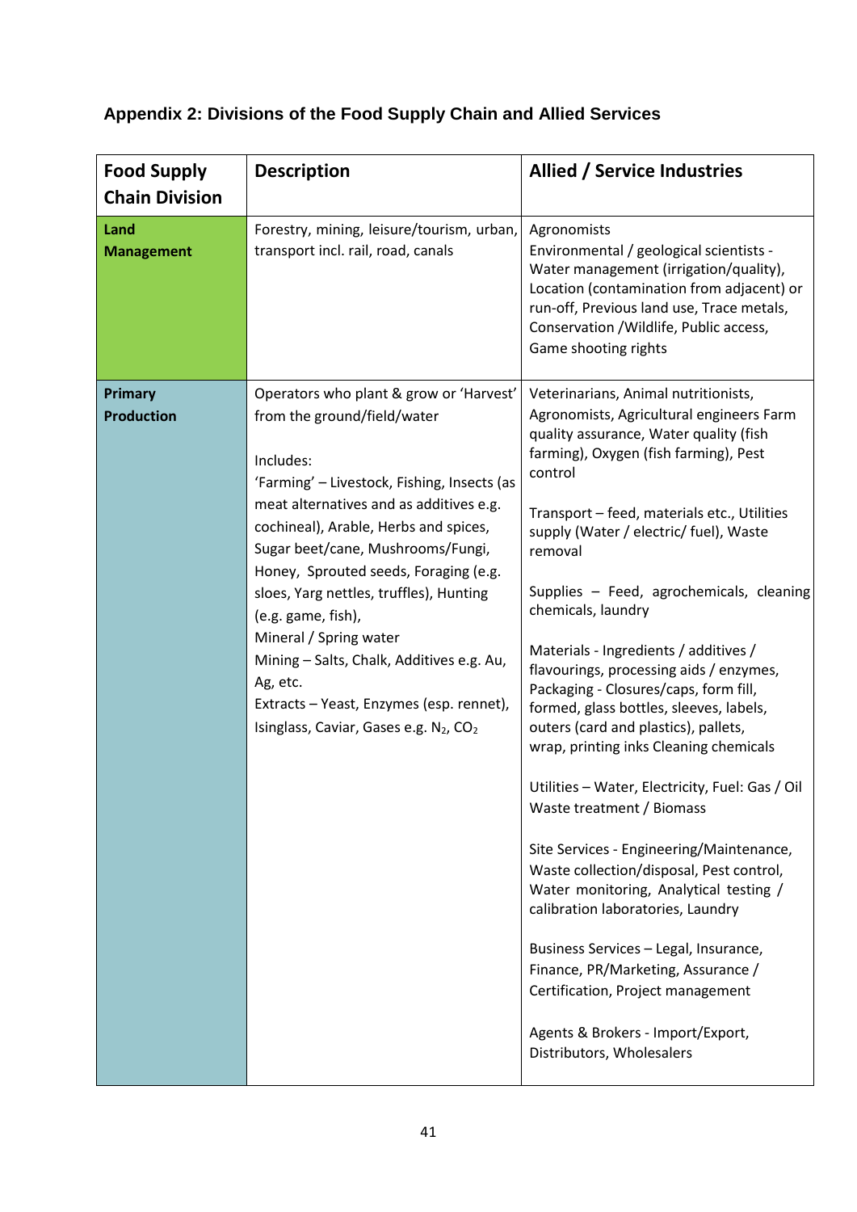## Appendix 2: Divisions of the Food Supply Chain and Allied Services

| Food Supply Chain Division | Description | Allied / Service Industries |
|---|---|---|
| **Land Management** | Forestry, mining, leisure/tourism, urban, transport incl. rail, road, canals | Agronomists<br>Environmental / geological scientists - Water management (irrigation/quality), Location (contamination from adjacent) or run-off, Previous land use, Trace metals, Conservation /Wildlife, Public access, Game shooting rights |
| **Primary Production** | Operators who plant & grow or 'Harvest' from the ground/field/water<br><br>Includes:<br>'Farming' – Livestock, Fishing, Insects (as meat alternatives and as additives e.g. cochineal), Arable, Herbs and spices, Sugar beet/cane, Mushrooms/Fungi, Honey, Sprouted seeds, Foraging (e.g. sloes, Yarg nettles, truffles), Hunting (e.g. game, fish),<br>Mineral / Spring water<br>Mining – Salts, Chalk, Additives e.g. Au, Ag, etc.<br>Extracts – Yeast, Enzymes (esp. rennet), Isinglass, Caviar, Gases e.g. $N_2$, $CO_2$ | Veterinarians, Animal nutritionists, Agronomists, Agricultural engineers Farm quality assurance, Water quality (fish farming), Oxygen (fish farming), Pest control<br><br>Transport – feed, materials etc., Utilities supply (Water / electric/ fuel), Waste removal<br><br>Supplies – Feed, agrochemicals, cleaning chemicals, laundry<br><br>Materials - Ingredients / additives / flavourings, processing aids / enzymes, Packaging - Closures/caps, form fill, formed, glass bottles, sleeves, labels, outers (card and plastics), pallets, wrap, printing inks Cleaning chemicals<br><br>Utilities – Water, Electricity, Fuel: Gas / Oil Waste treatment / Biomass<br><br>Site Services - Engineering/Maintenance, Waste collection/disposal, Pest control, Water monitoring, Analytical testing / calibration laboratories, Laundry<br><br>Business Services – Legal, Insurance, Finance, PR/Marketing, Assurance / Certification, Project management<br><br>Agents & Brokers - Import/Export, Distributors, Wholesalers |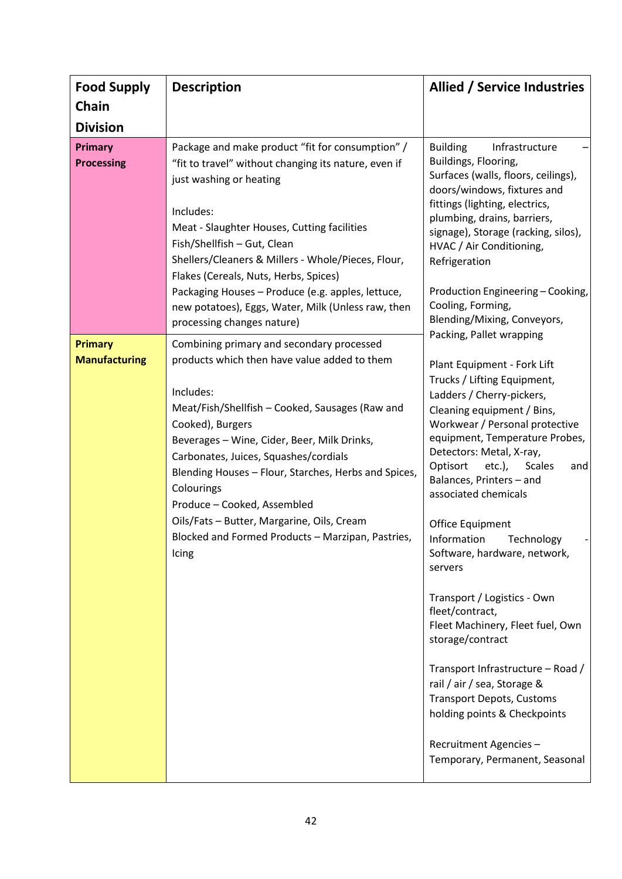| Food Supply Chain Division | Description | Allied / Service Industries |
|---|---|---|
| **Primary Processing** | Package and make product “fit for consumption” / “fit to travel” without changing its nature, even if just washing or heating<br><br>Includes:<br>Meat - Slaughter Houses, Cutting facilities<br>Fish/Shellfish – Gut, Clean<br>Shellers/Cleaners & Millers - Whole/Pieces, Flour, Flakes (Cereals, Nuts, Herbs, Spices)<br>Packaging Houses – Produce (e.g. apples, lettuce, new potatoes), Eggs, Water, Milk (Unless raw, then processing changes nature) | Building Infrastructure – Buildings, Flooring, Surfaces (walls, floors, ceilings), doors/windows, fixtures and fittings (lighting, electrics, plumbing, drains, barriers, signage), Storage (racking, silos), HVAC / Air Conditioning, Refrigeration<br><br>Production Engineering – Cooking, Cooling, Forming, Blending/Mixing, Conveyors, Packing, Pallet wrapping<br><br>Plant Equipment - Fork Lift Trucks / Lifting Equipment, Ladders / Cherry-pickers, Cleaning equipment / Bins, Workwear / Personal protective equipment, Temperature Probes, Detectors: Metal, X-ray, Optisort etc.), Scales and Balances, Printers – and associated chemicals<br><br>Office Equipment<br>Information Technology - Software, hardware, network, servers<br><br>Transport / Logistics - Own fleet/contract, Fleet Machinery, Fleet fuel, Own storage/contract<br><br>Transport Infrastructure – Road / rail / air / sea, Storage & Transport Depots, Customs holding points & Checkpoints<br><br>Recruitment Agencies – Temporary, Permanent, Seasonal |
| **Primary Manufacturing** | Combining primary and secondary processed products which then have value added to them<br><br>Includes:<br>Meat/Fish/Shellfish – Cooked, Sausages (Raw and Cooked), Burgers<br>Beverages – Wine, Cider, Beer, Milk Drinks, Carbonates, Juices, Squashes/cordials<br>Blending Houses – Flour, Starches, Herbs and Spices, Colourings<br>Produce – Cooked, Assembled<br>Oils/Fats – Butter, Margarine, Oils, Cream<br>Blocked and Formed Products – Marzipan, Pastries, Icing | |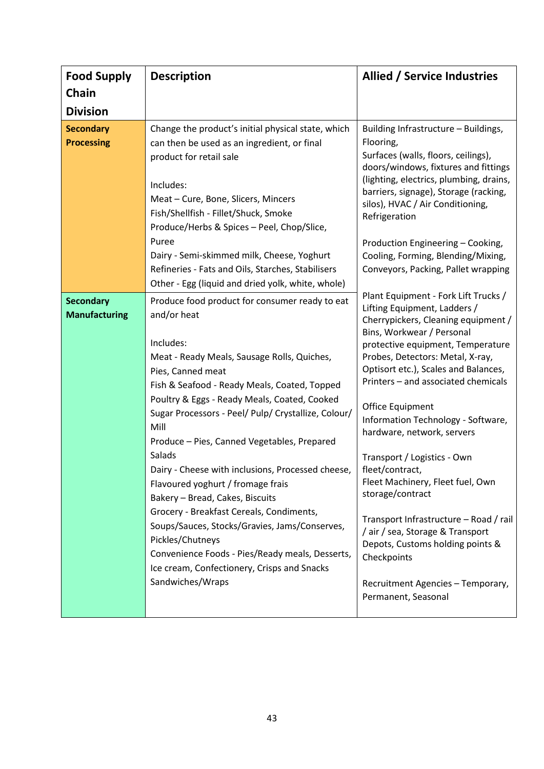| Food Supply Chain Division | Description | Allied / Service Industries |
|---|---|---|
| **Secondary Processing** | Change the product's initial physical state, which can then be used as an ingredient, or final product for retail sale<br><br>Includes:<br>Meat – Cure, Bone, Slicers, Mincers<br>Fish/Shellfish - Fillet/Shuck, Smoke<br>Produce/Herbs & Spices – Peel, Chop/Slice, Puree<br>Dairy - Semi-skimmed milk, Cheese, Yoghurt<br>Refineries - Fats and Oils, Starches, Stabilisers<br>Other - Egg (liquid and dried yolk, white, whole) | Building Infrastructure – Buildings, Flooring,<br>Surfaces (walls, floors, ceilings), doors/windows, fixtures and fittings (lighting, electrics, plumbing, drains, barriers, signage), Storage (racking, silos), HVAC / Air Conditioning, Refrigeration<br><br>Production Engineering – Cooking, Cooling, Forming, Blending/Mixing, Conveyors, Packing, Pallet wrapping<br><br>Plant Equipment - Fork Lift Trucks / Lifting Equipment, Ladders / Cherrypickers, Cleaning equipment / Bins, Workwear / Personal protective equipment, Temperature Probes, Detectors: Metal, X-ray, Optisort etc.), Scales and Balances, Printers – and associated chemicals<br><br>Office Equipment<br>Information Technology - Software, hardware, network, servers<br><br>Transport / Logistics - Own fleet/contract,<br>Fleet Machinery, Fleet fuel, Own storage/contract<br><br>Transport Infrastructure – Road / rail / air / sea, Storage & Transport Depots, Customs holding points & Checkpoints<br><br>Recruitment Agencies – Temporary, Permanent, Seasonal |
| **Secondary Manufacturing** | Produce food product for consumer ready to eat and/or heat<br><br>Includes:<br>Meat - Ready Meals, Sausage Rolls, Quiches, Pies, Canned meat<br>Fish & Seafood - Ready Meals, Coated, Topped<br>Poultry & Eggs - Ready Meals, Coated, Cooked<br>Sugar Processors - Peel/ Pulp/ Crystallize, Colour/ Mill<br>Produce – Pies, Canned Vegetables, Prepared Salads<br>Dairy - Cheese with inclusions, Processed cheese, Flavoured yoghurt / fromage frais<br>Bakery – Bread, Cakes, Biscuits<br>Grocery - Breakfast Cereals, Condiments, Soups/Sauces, Stocks/Gravies, Jams/Conserves, Pickles/Chutneys<br>Convenience Foods - Pies/Ready meals, Desserts, Ice cream, Confectionery, Crisps and Snacks<br>Sandwiches/Wraps | |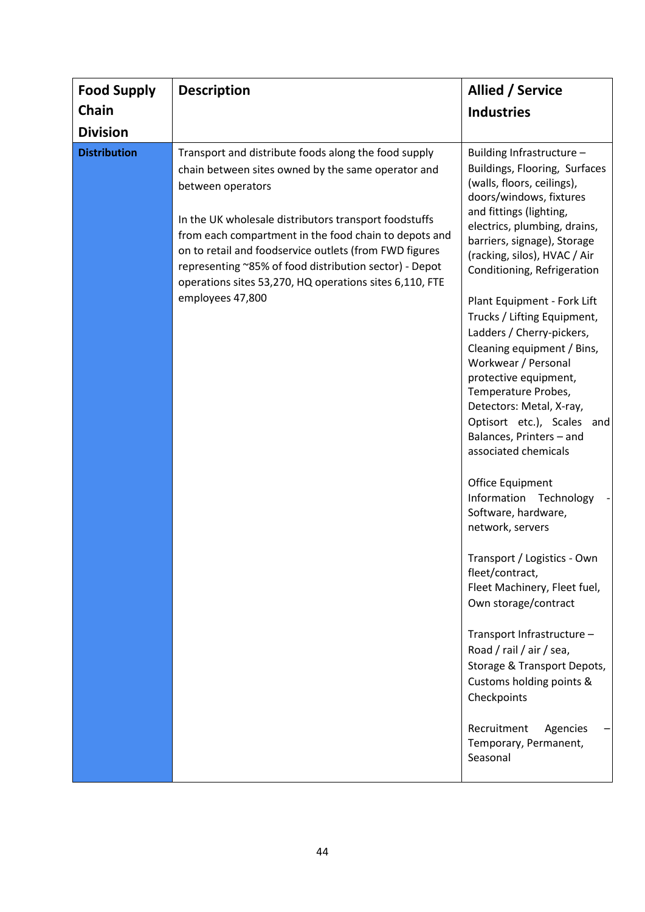| Food Supply Chain Division | Description | Allied / Service Industries |
|---|---|---|
| **Distribution** | Transport and distribute foods along the food supply chain between sites owned by the same operator and between operators<br><br>In the UK wholesale distributors transport foodstuffs from each compartment in the food chain to depots and on to retail and foodservice outlets (from FWD figures representing ~85% of food distribution sector) - Depot operations sites 53,270, HQ operations sites 6,110, FTE employees 47,800 | Building Infrastructure – Buildings, Flooring, Surfaces (walls, floors, ceilings), doors/windows, fixtures and fittings (lighting, electrics, plumbing, drains, barriers, signage), Storage (racking, silos), HVAC / Air Conditioning, Refrigeration<br><br>Plant Equipment - Fork Lift Trucks / Lifting Equipment, Ladders / Cherry-pickers, Cleaning equipment / Bins, Workwear / Personal protective equipment, Temperature Probes, Detectors: Metal, X-ray, Optisort etc.), Scales and Balances, Printers – and associated chemicals<br><br>Office Equipment Information Technology - Software, hardware, network, servers<br><br>Transport / Logistics - Own fleet/contract, Fleet Machinery, Fleet fuel, Own storage/contract<br><br>Transport Infrastructure – Road / rail / air / sea, Storage & Transport Depots, Customs holding points & Checkpoints<br><br>Recruitment Agencies – Temporary, Permanent, Seasonal |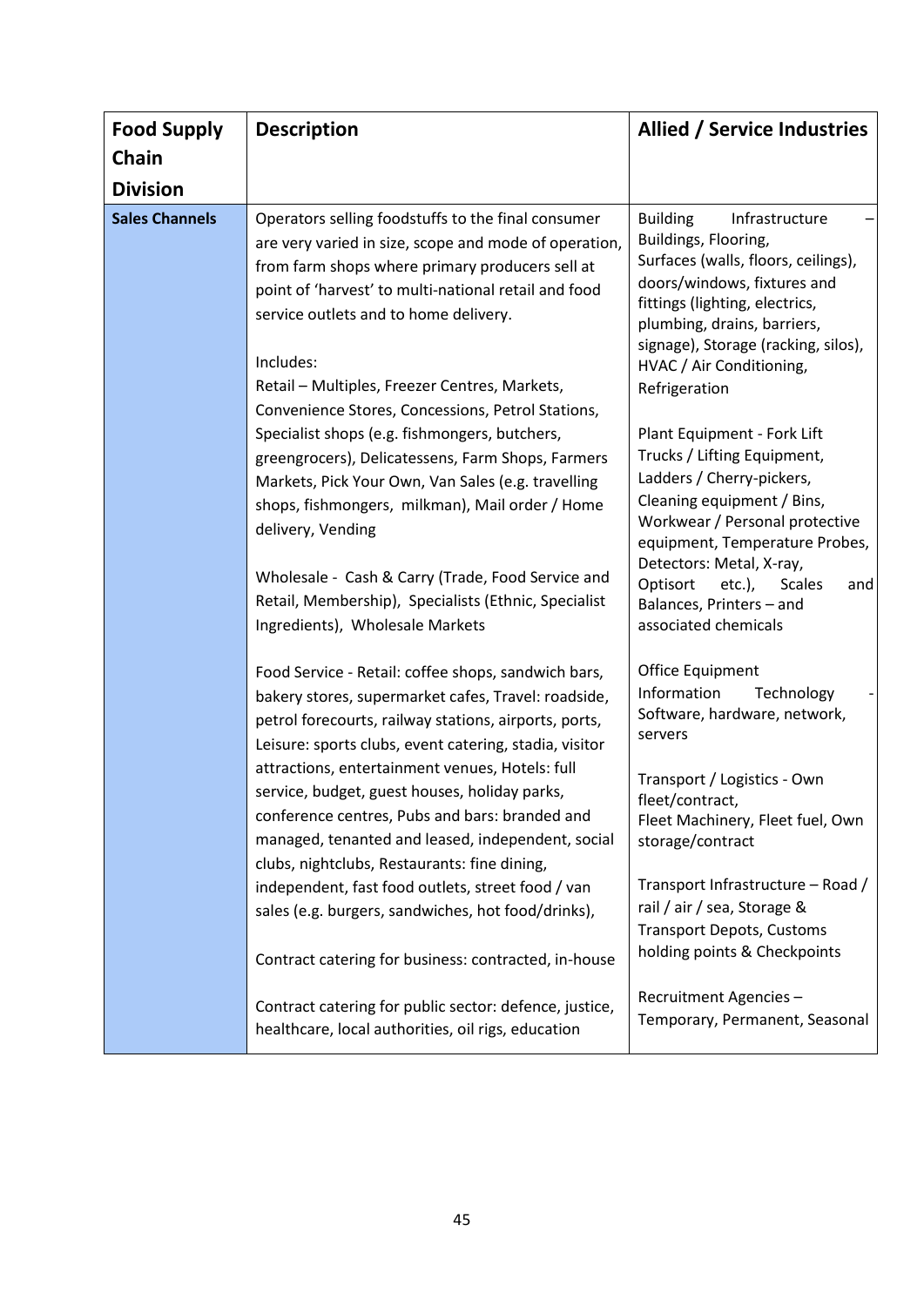| Food Supply Chain Division | Description | Allied / Service Industries |
|---|---|---|
| **Sales Channels** | Operators selling foodstuffs to the final consumer are very varied in size, scope and mode of operation, from farm shops where primary producers sell at point of 'harvest' to multi-national retail and food service outlets and to home delivery.<br><br>Includes:<br>Retail – Multiples, Freezer Centres, Markets, Convenience Stores, Concessions, Petrol Stations, Specialist shops (e.g. fishmongers, butchers, greengrocers), Delicatessens, Farm Shops, Farmers Markets, Pick Your Own, Van Sales (e.g. travelling shops, fishmongers, milkman), Mail order / Home delivery, Vending<br><br>Wholesale - Cash & Carry (Trade, Food Service and Retail, Membership), Specialists (Ethnic, Specialist Ingredients), Wholesale Markets<br><br>Food Service - Retail: coffee shops, sandwich bars, bakery stores, supermarket cafes, Travel: roadside, petrol forecourts, railway stations, airports, ports, Leisure: sports clubs, event catering, stadia, visitor attractions, entertainment venues, Hotels: full service, budget, guest houses, holiday parks, conference centres, Pubs and bars: branded and managed, tenanted and leased, independent, social clubs, nightclubs, Restaurants: fine dining, independent, fast food outlets, street food / van sales (e.g. burgers, sandwiches, hot food/drinks),<br><br>Contract catering for business: contracted, in-house<br><br>Contract catering for public sector: defence, justice, healthcare, local authorities, oil rigs, education | Building Infrastructure – Buildings, Flooring, Surfaces (walls, floors, ceilings), doors/windows, fixtures and fittings (lighting, electrics, plumbing, drains, barriers, signage), Storage (racking, silos), HVAC / Air Conditioning, Refrigeration<br><br>Plant Equipment - Fork Lift Trucks / Lifting Equipment, Ladders / Cherry-pickers, Cleaning equipment / Bins, Workwear / Personal protective equipment, Temperature Probes, Detectors: Metal, X-ray, Optisort etc.), Scales and Balances, Printers – and associated chemicals<br><br>Office Equipment<br>Information Technology - Software, hardware, network, servers<br><br>Transport / Logistics - Own fleet/contract,<br>Fleet Machinery, Fleet fuel, Own storage/contract<br><br>Transport Infrastructure – Road / rail / air / sea, Storage & Transport Depots, Customs holding points & Checkpoints<br><br>Recruitment Agencies – Temporary, Permanent, Seasonal |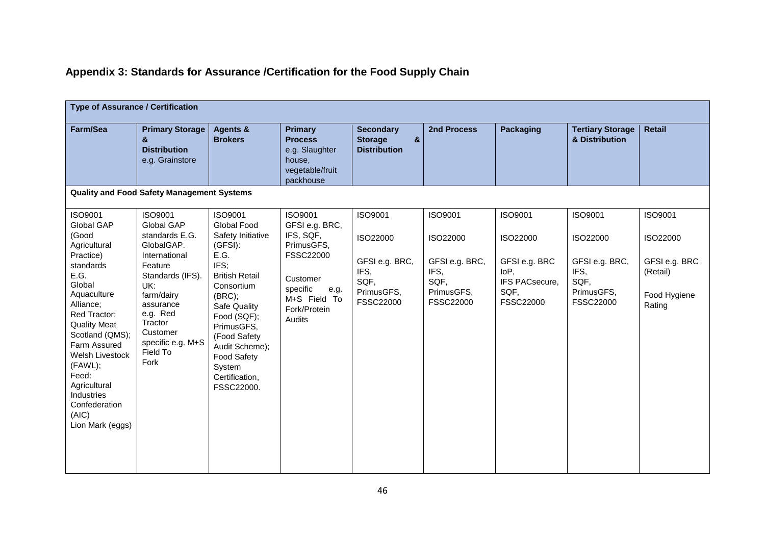## Appendix 3: Standards for Assurance /Certification for the Food Supply Chain

| Type of Assurance / Certification | | | | | | | | |
|---|---|---|---|---|---|---|---|---|
| **Farm/Sea** | **Primary Storage & Distribution** e.g. Grainstore | **Agents & Brokers** | **Primary Process** e.g. Slaughter house, vegetable/fruit packhouse | **Secondary Storage & Distribution** | **2nd Process** | **Packaging** | **Tertiary Storage & Distribution** | **Retail** |
| **Quality and Food Safety Management Systems** | | | | | | | | |
| ISO9001<br>Global GAP (Good Agricultural Practice) standards E.G. Global Aquaculture Alliance;<br>Red Tractor;<br>Quality Meat Scotland (QMS);<br>Farm Assured Welsh Livestock (FAWL);<br>Feed: Agricultural Industries Confederation (AIC)<br>Lion Mark (eggs) | ISO9001<br>Global GAP standards E.G. GlobalGAP. International Feature Standards (IFS).<br>UK: farm/dairy assurance e.g. Red Tractor<br>Customer specific e.g. M+S Field To Fork | ISO9001<br>Global Food Safety Initiative (GFSI):<br>E.G.<br>IFS;<br>British Retail Consortium (BRC);<br>Safe Quality Food (SQF);<br>PrimusGFS, (Food Safety Audit Scheme);<br>Food Safety System Certification, FSSC22000. | ISO9001<br>GFSI e.g. BRC, IFS, SQF, PrimusGFS, FSSC22000<br><br>Customer specific e.g. M+S Field To Fork/Protein Audits | ISO9001<br><br>ISO22000<br><br>GFSI e.g. BRC, IFS, SQF, PrimusGFS, FSSC22000 | ISO9001<br><br>ISO22000<br><br>GFSI e.g. BRC, IFS, SQF, PrimusGFS, FSSC22000 | ISO9001<br><br>ISO22000<br><br>GFSI e.g. BRC IoP, IFS PACsecure, SQF, FSSC22000 | ISO9001<br><br>ISO22000<br><br>GFSI e.g. BRC, IFS, SQF, PrimusGFS, FSSC22000 | ISO9001<br><br>ISO22000<br><br>GFSI e.g. BRC (Retail)<br><br>Food Hygiene Rating |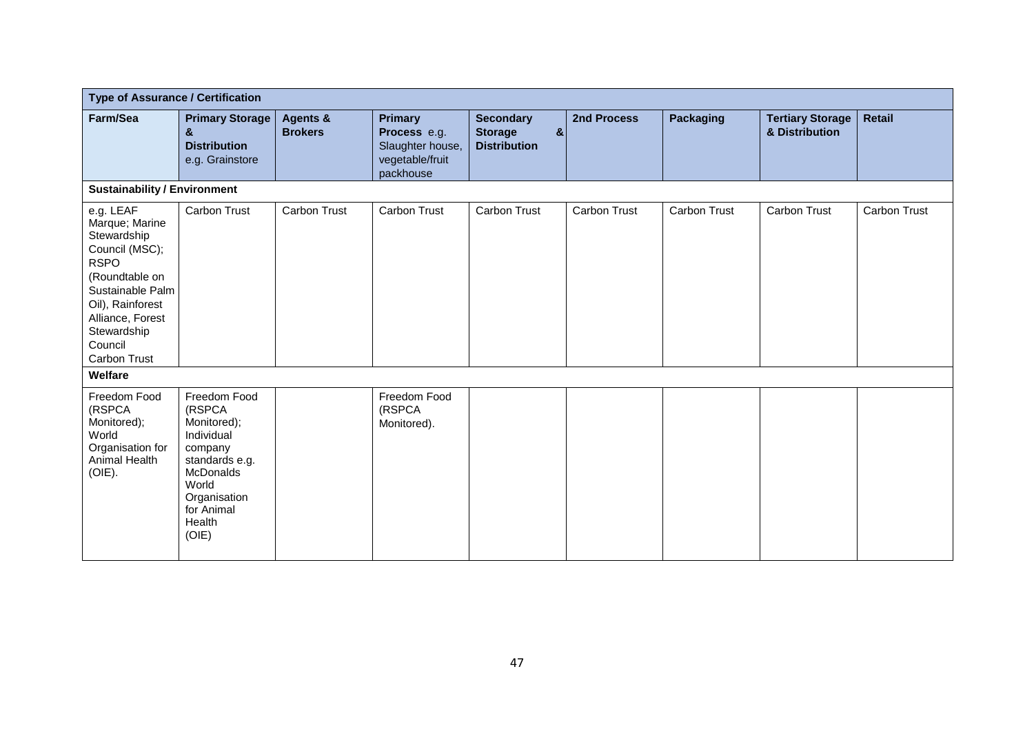| Type of Assurance / Certification | | | | | | | | |
|---|---|---|---|---|---|---|---|---|
| **Farm/Sea** | **Primary Storage & Distribution** e.g. Grainstore | **Agents & Brokers** | **Primary Process** e.g. Slaughter house, vegetable/fruit packhouse | **Secondary Storage & Distribution** | **2nd Process** | **Packaging** | **Tertiary Storage & Distribution** | **Retail** |
| **Sustainability / Environment** | | | | | | | | |
| e.g. LEAF Marque; Marine Stewardship Council (MSC); RSPO (Roundtable on Sustainable Palm Oil), Rainforest Alliance, Forest Stewardship Council Carbon Trust | Carbon Trust | Carbon Trust | Carbon Trust | Carbon Trust | Carbon Trust | Carbon Trust | Carbon Trust | Carbon Trust |
| **Welfare** | | | | | | | | |
| Freedom Food (RSPCA Monitored); World Organisation for Animal Health (OIE). | Freedom Food (RSPCA Monitored); Individual company standards e.g. McDonalds World Organisation for Animal Health (OIE) | | Freedom Food (RSPCA Monitored). | | | | | |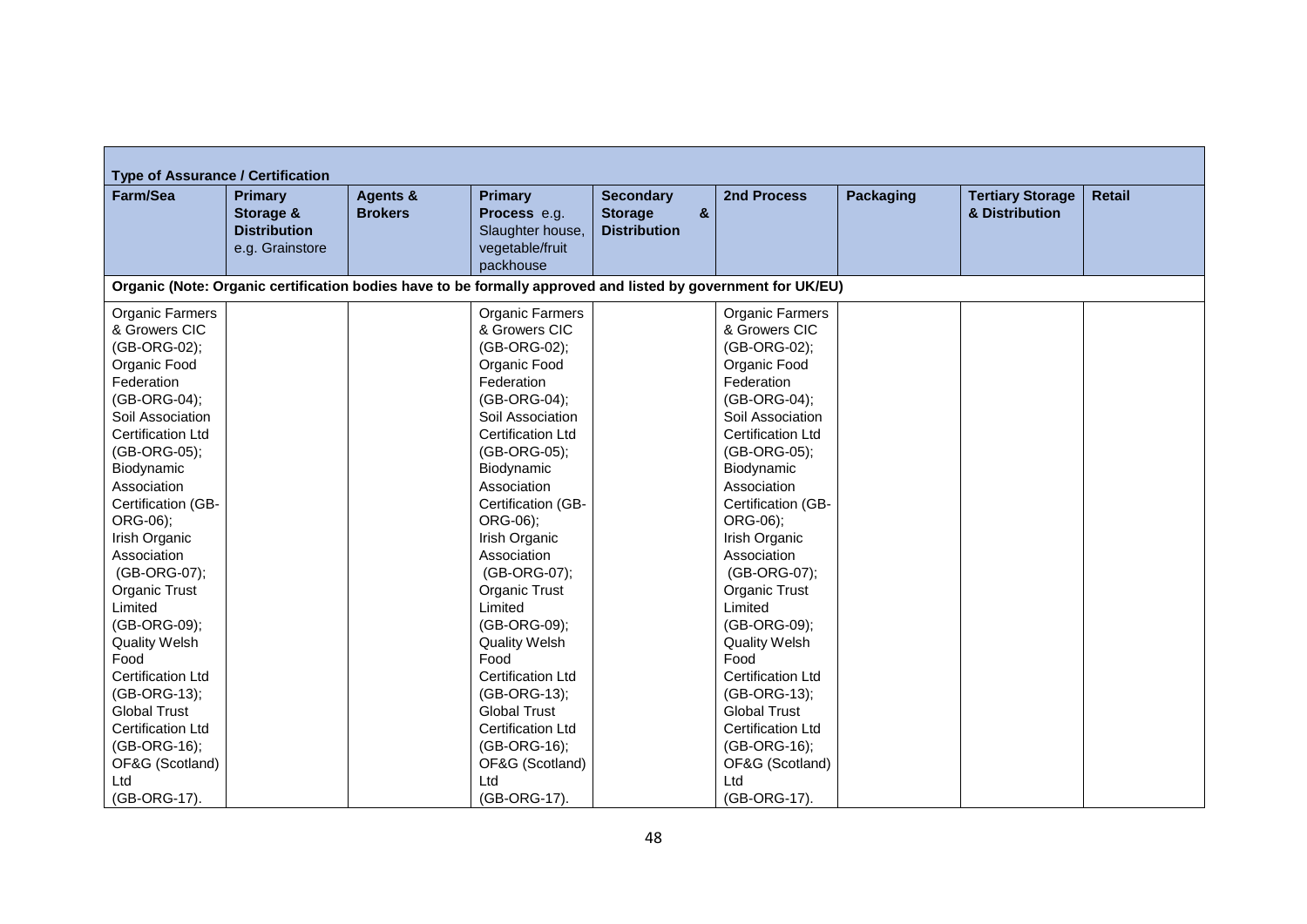| Type of Assurance / Certification | | | | | | | | |
|---|---|---|---|---|---|---|---|---|
| **Farm/Sea** | **Primary Storage & Distribution** e.g. Grainstore | **Agents & Brokers** | **Primary Process** e.g. Slaughter house, vegetable/fruit packhouse | **Secondary Storage & Distribution** | **2nd Process** | **Packaging** | **Tertiary Storage & Distribution** | **Retail** |
| **Organic (Note: Organic certification bodies have to be formally approved and listed by government for UK/EU)** | | | | | | | | |
| Organic Farmers & Growers CIC (GB-ORG-02); Organic Food Federation (GB-ORG-04); Soil Association Certification Ltd (GB-ORG-05); Biodynamic Association Certification (GB-ORG-06); Irish Organic Association (GB-ORG-07); Organic Trust Limited (GB-ORG-09); Quality Welsh Food Certification Ltd (GB-ORG-13); Global Trust Certification Ltd (GB-ORG-16); OF&G (Scotland) Ltd (GB-ORG-17). | | | Organic Farmers & Growers CIC (GB-ORG-02); Organic Food Federation (GB-ORG-04); Soil Association Certification Ltd (GB-ORG-05); Biodynamic Association Certification (GB-ORG-06); Irish Organic Association (GB-ORG-07); Organic Trust Limited (GB-ORG-09); Quality Welsh Food Certification Ltd (GB-ORG-13); Global Trust Certification Ltd (GB-ORG-16); OF&G (Scotland) Ltd (GB-ORG-17). | | Organic Farmers & Growers CIC (GB-ORG-02); Organic Food Federation (GB-ORG-04); Soil Association Certification Ltd (GB-ORG-05); Biodynamic Association Certification (GB-ORG-06); Irish Organic Association (GB-ORG-07); Organic Trust Limited (GB-ORG-09); Quality Welsh Food Certification Ltd (GB-ORG-13); Global Trust Certification Ltd (GB-ORG-16); OF&G (Scotland) Ltd (GB-ORG-17). | | | |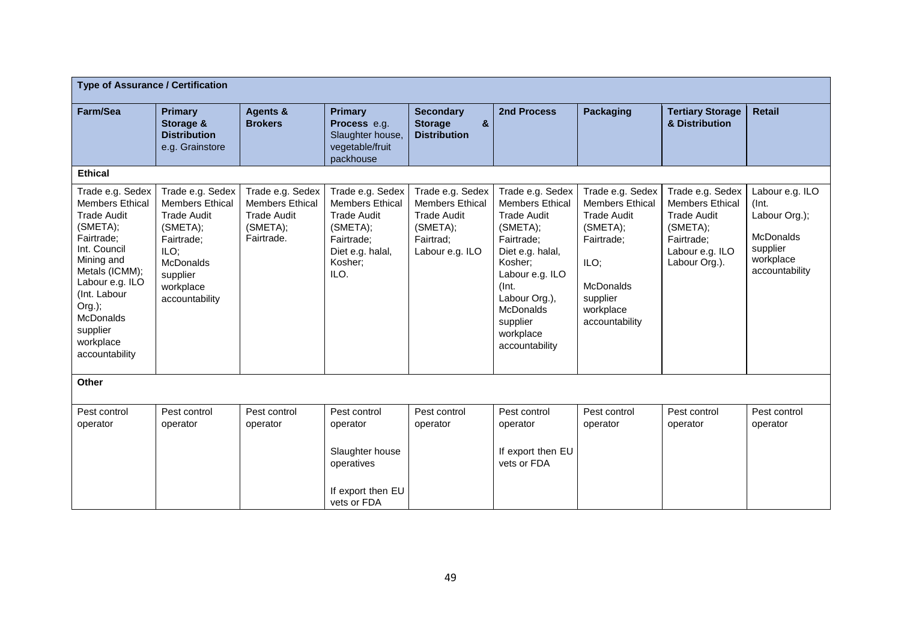| Type of Assurance / Certification | | | | | | | | |
|---|---|---|---|---|---|---|---|---|
| **Farm/Sea** | **Primary Storage & Distribution** e.g. Grainstore | **Agents & Brokers** | **Primary Process** e.g. Slaughter house, vegetable/fruit packhouse | **Secondary Storage & Distribution** | **2nd Process** | **Packaging** | **Tertiary Storage & Distribution** | **Retail** |
| **Ethical** | | | | | | | | |
| Trade e.g. Sedex Members Ethical Trade Audit (SMETA); Fairtrade; Int. Council Mining and Metals (ICMM); Labour e.g. ILO (Int. Labour Org.); McDonalds supplier workplace accountability | Trade e.g. Sedex Members Ethical Trade Audit (SMETA); Fairtrade; ILO; McDonalds supplier workplace accountability | Trade e.g. Sedex Members Ethical Trade Audit (SMETA); Fairtrade. | Trade e.g. Sedex Members Ethical Trade Audit (SMETA); Fairtrade; Diet e.g. halal, Kosher; ILO. | Trade e.g. Sedex Members Ethical Trade Audit (SMETA); Fairtrad; Labour e.g. ILO | Trade e.g. Sedex Members Ethical Trade Audit (SMETA); Fairtrade; Diet e.g. halal, Kosher; Labour e.g. ILO (Int. Labour Org.), McDonalds supplier workplace accountability | Trade e.g. Sedex Members Ethical Trade Audit (SMETA); Fairtrade; ILO; McDonalds supplier workplace accountability | Trade e.g. Sedex Members Ethical Trade Audit (SMETA); Fairtrade; Labour e.g. ILO Labour Org.). | Labour e.g. ILO (Int. Labour Org.); McDonalds supplier workplace accountability |
| **Other** | | | | | | | | |
| Pest control operator | Pest control operator | Pest control operator | Pest control operator<br><br>Slaughter house operatives<br><br>If export then EU vets or FDA | Pest control operator | Pest control operator<br><br>If export then EU vets or FDA | Pest control operator | Pest control operator | Pest control operator |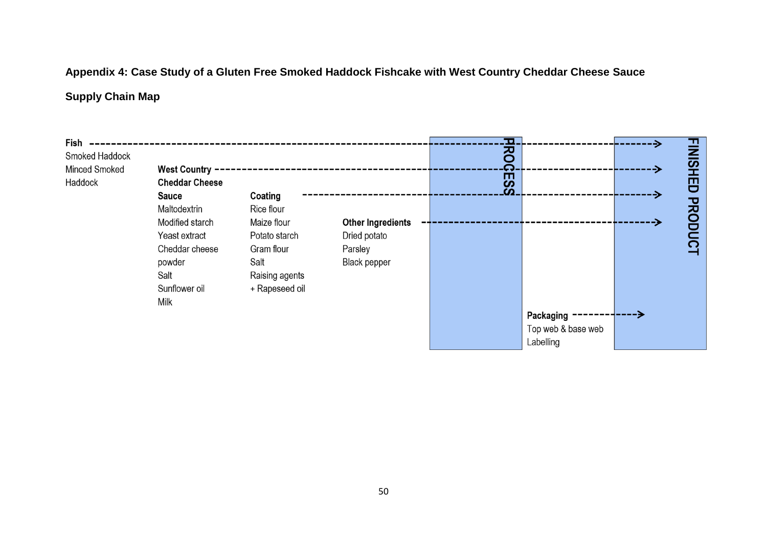**Appendix 4: Case Study of a Gluten Free Smoked Haddock Fishcake with West Country Cheddar Cheese Sauce**

**Supply Chain Map**

**Fish** → PROCESS → FINISHED PRODUCT

- Smoked Haddock
- Minced Smoked Haddock

**West Country Cheddar Cheese Sauce** → PROCESS → FINISHED PRODUCT

- Maltodextrin
- Modified starch
- Yeast extract
- Cheddar cheese powder
- Salt
- Sunflower oil
- Milk

**Coating** → PROCESS → FINISHED PRODUCT

- Rice flour
- Maize flour
- Potato starch
- Gram flour
- Salt
- Raising agents
- + Rapeseed oil

**Other Ingredients** → PROCESS → FINISHED PRODUCT

- Dried potato
- Parsley
- Black pepper

**Packaging** → FINISHED PRODUCT

- Top web & base web
- Labelling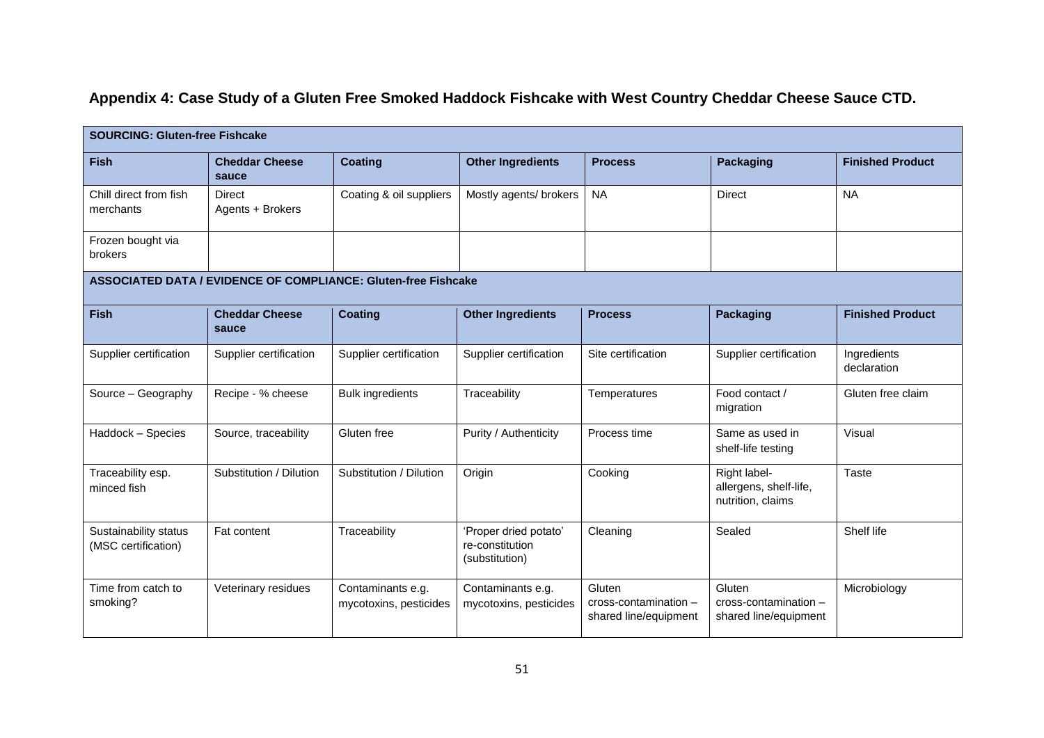## Appendix 4: Case Study of a Gluten Free Smoked Haddock Fishcake with West Country Cheddar Cheese Sauce CTD.

| **SOURCING: Gluten-free Fishcake** | | | | | | |
|---|---|---|---|---|---|---|
| **Fish** | **Cheddar Cheese sauce** | **Coating** | **Other Ingredients** | **Process** | **Packaging** | **Finished Product** |
| Chill direct from fish merchants | Direct<br>Agents + Brokers | Coating & oil suppliers | Mostly agents/ brokers | NA | Direct | NA |
| Frozen bought via brokers | | | | | | |

| **ASSOCIATED DATA / EVIDENCE OF COMPLIANCE: Gluten-free Fishcake** | | | | | | |
|---|---|---|---|---|---|---|
| **Fish** | **Cheddar Cheese sauce** | **Coating** | **Other Ingredients** | **Process** | **Packaging** | **Finished Product** |
| Supplier certification | Supplier certification | Supplier certification | Supplier certification | Site certification | Supplier certification | Ingredients declaration |
| Source – Geography | Recipe - % cheese | Bulk ingredients | Traceability | Temperatures | Food contact / migration | Gluten free claim |
| Haddock – Species | Source, traceability | Gluten free | Purity / Authenticity | Process time | Same as used in shelf-life testing | Visual |
| Traceability esp. minced fish | Substitution / Dilution | Substitution / Dilution | Origin | Cooking | Right label- allergens, shelf-life, nutrition, claims | Taste |
| Sustainability status (MSC certification) | Fat content | Traceability | 'Proper dried potato' re-constitution (substitution) | Cleaning | Sealed | Shelf life |
| Time from catch to smoking? | Veterinary residues | Contaminants e.g. mycotoxins, pesticides | Contaminants e.g. mycotoxins, pesticides | Gluten cross-contamination – shared line/equipment | Gluten cross-contamination – shared line/equipment | Microbiology |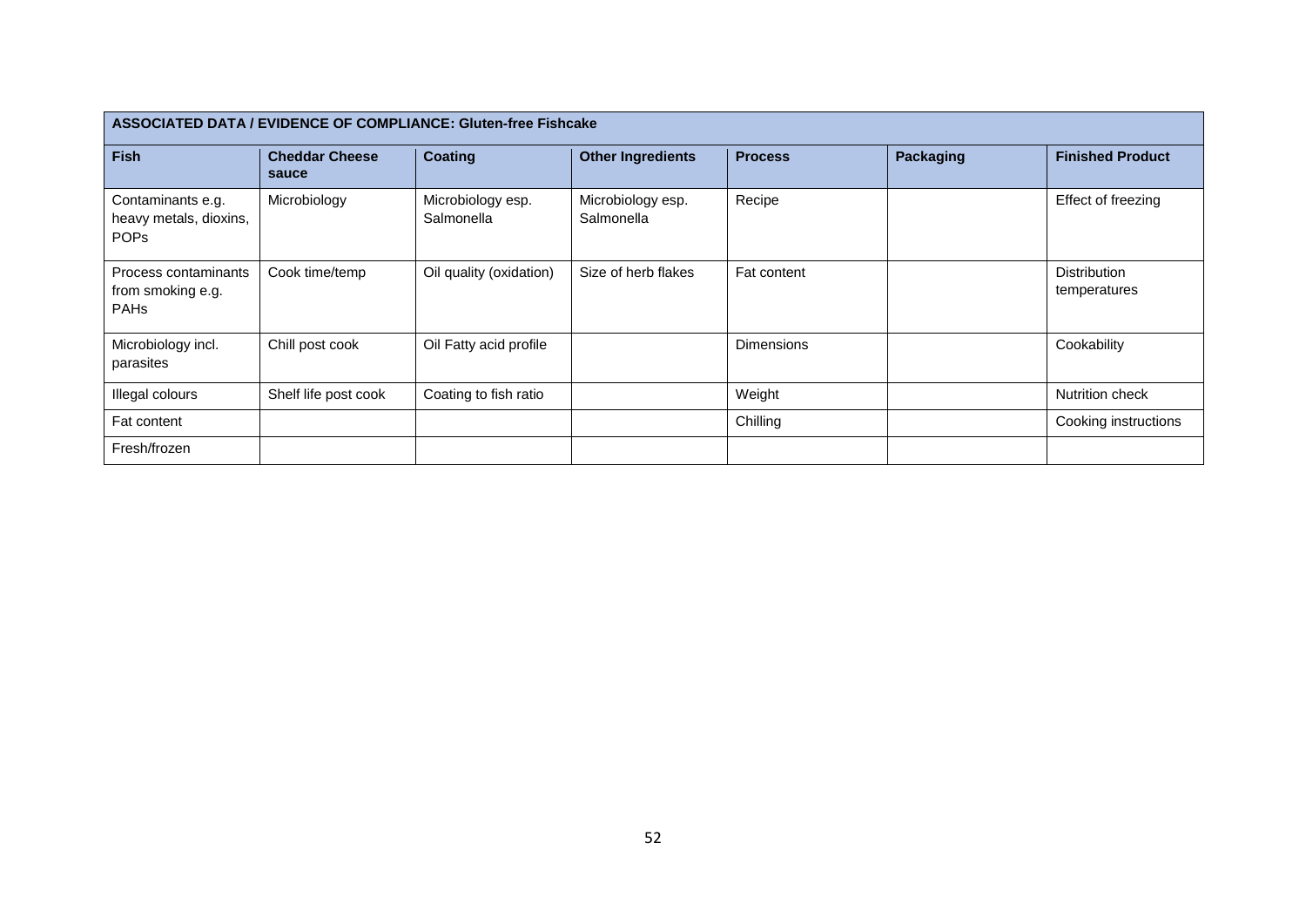| ASSOCIATED DATA / EVIDENCE OF COMPLIANCE: Gluten-free Fishcake | | | | | | |
|---|---|---|---|---|---|---|
| **Fish** | **Cheddar Cheese sauce** | **Coating** | **Other Ingredients** | **Process** | **Packaging** | **Finished Product** |
| Contaminants e.g. heavy metals, dioxins, POPs | Microbiology | Microbiology esp. Salmonella | Microbiology esp. Salmonella | Recipe | | Effect of freezing |
| Process contaminants from smoking e.g. PAHs | Cook time/temp | Oil quality (oxidation) | Size of herb flakes | Fat content | | Distribution temperatures |
| Microbiology incl. parasites | Chill post cook | Oil Fatty acid profile | | Dimensions | | Cookability |
| Illegal colours | Shelf life post cook | Coating to fish ratio | | Weight | | Nutrition check |
| Fat content | | | | Chilling | | Cooking instructions |
| Fresh/frozen | | | | | | |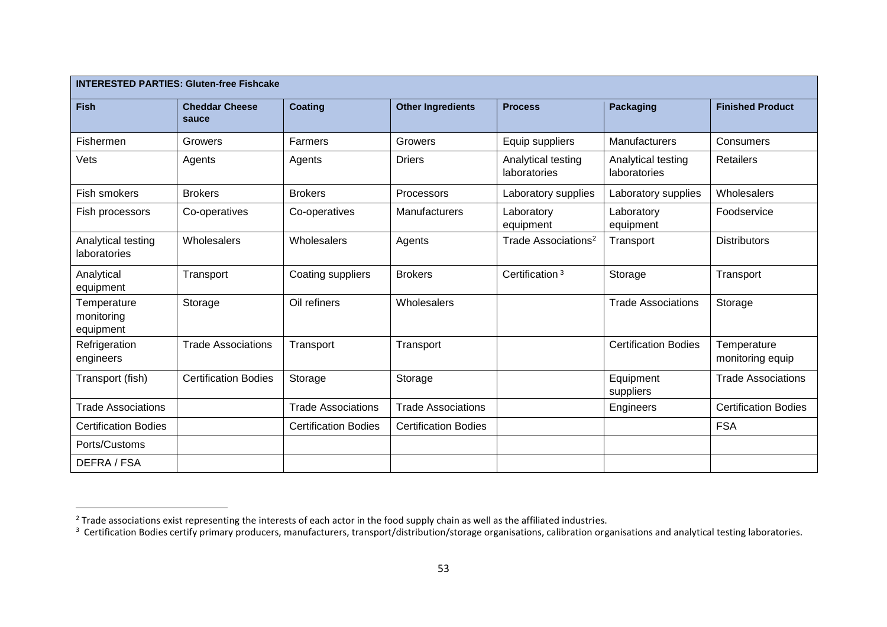| INTERESTED PARTIES: Gluten-free Fishcake | | | | | | |
|---|---|---|---|---|---|---|
| **Fish** | **Cheddar Cheese sauce** | **Coating** | **Other Ingredients** | **Process** | **Packaging** | **Finished Product** |
| Fishermen | Growers | Farmers | Growers | Equip suppliers | Manufacturers | Consumers |
| Vets | Agents | Agents | Driers | Analytical testing laboratories | Analytical testing laboratories | Retailers |
| Fish smokers | Brokers | Brokers | Processors | Laboratory supplies | Laboratory supplies | Wholesalers |
| Fish processors | Co-operatives | Co-operatives | Manufacturers | Laboratory equipment | Laboratory equipment | Foodservice |
| Analytical testing laboratories | Wholesalers | Wholesalers | Agents | Trade Associations[2] | Transport | Distributors |
| Analytical equipment | Transport | Coating suppliers | Brokers | Certification[3] | Storage | Transport |
| Temperature monitoring equipment | Storage | Oil refiners | Wholesalers | | Trade Associations | Storage |
| Refrigeration engineers | Trade Associations | Transport | Transport | | Certification Bodies | Temperature monitoring equip |
| Transport (fish) | Certification Bodies | Storage | Storage | | Equipment suppliers | Trade Associations |
| Trade Associations | | Trade Associations | Trade Associations | | Engineers | Certification Bodies |
| Certification Bodies | | Certification Bodies | Certification Bodies | | | FSA |
| Ports/Customs | | | | | | |
| DEFRA / FSA | | | | | | |

[2] Trade associations exist representing the interests of each actor in the food supply chain as well as the affiliated industries.

[3] Certification Bodies certify primary producers, manufacturers, transport/distribution/storage organisations, calibration organisations and analytical testing laboratories.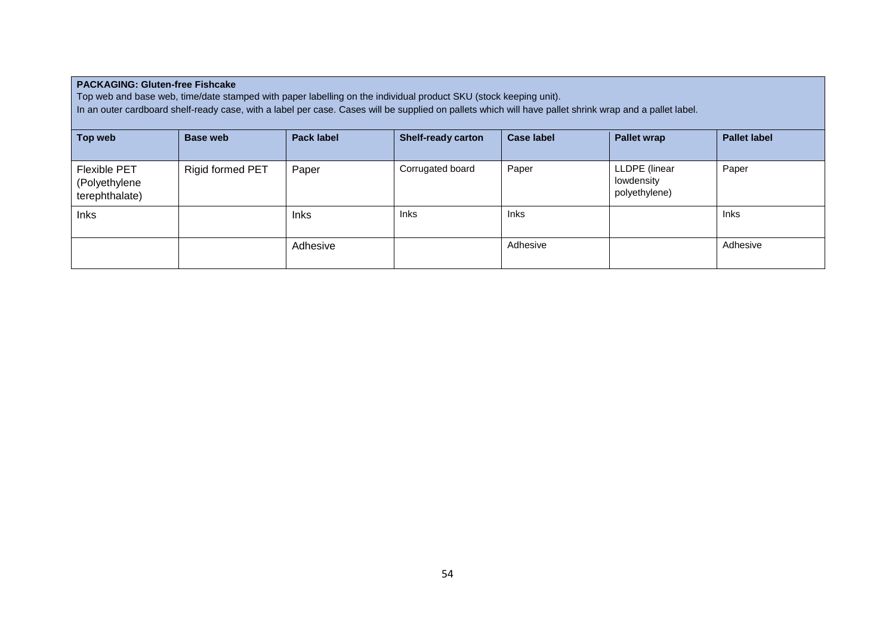**PACKAGING: Gluten-free Fishcake**

Top web and base web, time/date stamped with paper labelling on the individual product SKU (stock keeping unit).

In an outer cardboard shelf-ready case, with a label per case. Cases will be supplied on pallets which will have pallet shrink wrap and a pallet label.

| Top web | Base web | Pack label | Shelf-ready carton | Case label | Pallet wrap | Pallet label |
|---|---|---|---|---|---|---|
| Flexible PET (Polyethylene terephthalate) | Rigid formed PET | Paper | Corrugated board | Paper | LLDPE (linear lowdensity polyethylene) | Paper |
| Inks | | Inks | Inks | Inks | | Inks |
| | | Adhesive | | Adhesive | | Adhesive |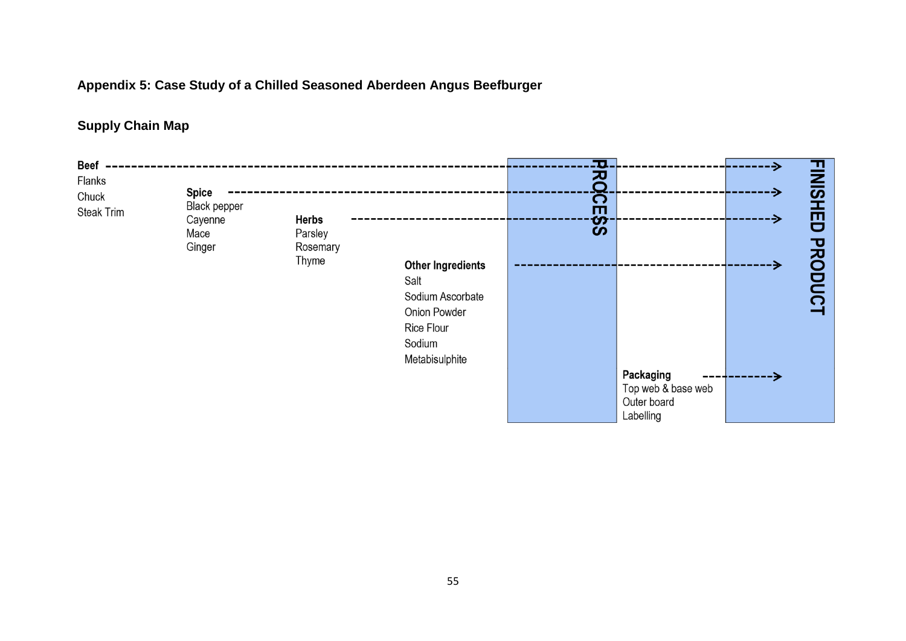## Appendix 5: Case Study of a Chilled Seasoned Aberdeen Angus Beefburger

### Supply Chain Map

**Beef** → PROCESS → FINISHED PRODUCT
- Flanks
- Chuck
- Steak Trim

**Spice** → PROCESS → FINISHED PRODUCT
- Black pepper
- Cayenne
- Mace
- Ginger

**Herbs** → PROCESS → FINISHED PRODUCT
- Parsley
- Rosemary
- Thyme

**Other Ingredients** → PROCESS → FINISHED PRODUCT
- Salt
- Sodium Ascorbate
- Onion Powder
- Rice Flour
- Sodium Metabisulphite

**Packaging** → FINISHED PRODUCT
- Top web & base web
- Outer board
- Labelling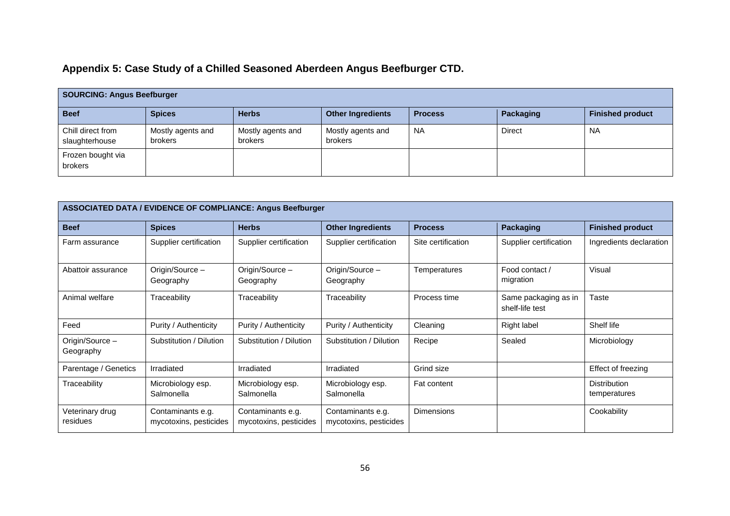## Appendix 5: Case Study of a Chilled Seasoned Aberdeen Angus Beefburger CTD.

| **SOURCING: Angus Beefburger** | | | | | | |
|---|---|---|---|---|---|---|
| **Beef** | **Spices** | **Herbs** | **Other Ingredients** | **Process** | **Packaging** | **Finished product** |
| Chill direct from slaughterhouse | Mostly agents and brokers | Mostly agents and brokers | Mostly agents and brokers | NA | Direct | NA |
| Frozen bought via brokers | | | | | | |

| **ASSOCIATED DATA / EVIDENCE OF COMPLIANCE: Angus Beefburger** | | | | | | |
|---|---|---|---|---|---|---|
| **Beef** | **Spices** | **Herbs** | **Other Ingredients** | **Process** | **Packaging** | **Finished product** |
| Farm assurance | Supplier certification | Supplier certification | Supplier certification | Site certification | Supplier certification | Ingredients declaration |
| Abattoir assurance | Origin/Source – Geography | Origin/Source – Geography | Origin/Source – Geography | Temperatures | Food contact / migration | Visual |
| Animal welfare | Traceability | Traceability | Traceability | Process time | Same packaging as in shelf-life test | Taste |
| Feed | Purity / Authenticity | Purity / Authenticity | Purity / Authenticity | Cleaning | Right label | Shelf life |
| Origin/Source – Geography | Substitution / Dilution | Substitution / Dilution | Substitution / Dilution | Recipe | Sealed | Microbiology |
| Parentage / Genetics | Irradiated | Irradiated | Irradiated | Grind size | | Effect of freezing |
| Traceability | Microbiology esp. Salmonella | Microbiology esp. Salmonella | Microbiology esp. Salmonella | Fat content | | Distribution temperatures |
| Veterinary drug residues | Contaminants e.g. mycotoxins, pesticides | Contaminants e.g. mycotoxins, pesticides | Contaminants e.g. mycotoxins, pesticides | Dimensions | | Cookability |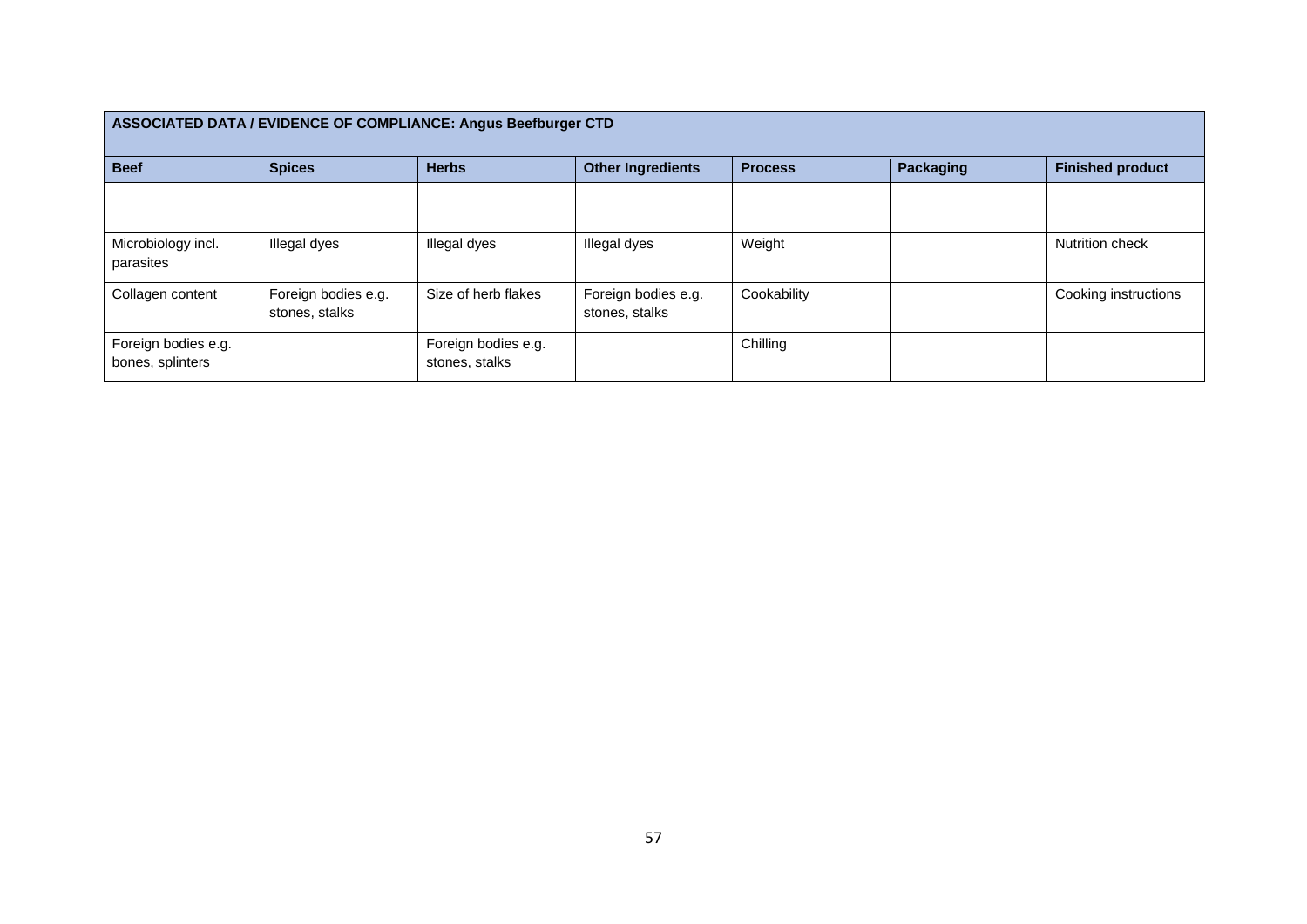| ASSOCIATED DATA / EVIDENCE OF COMPLIANCE: Angus Beefburger CTD | | | | | | |
|---|---|---|---|---|---|---|
| **Beef** | **Spices** | **Herbs** | **Other Ingredients** | **Process** | **Packaging** | **Finished product** |
| | | | | | | |
| Microbiology incl. parasites | Illegal dyes | Illegal dyes | Illegal dyes | Weight | | Nutrition check |
| Collagen content | Foreign bodies e.g. stones, stalks | Size of herb flakes | Foreign bodies e.g. stones, stalks | Cookability | | Cooking instructions |
| Foreign bodies e.g. bones, splinters | | Foreign bodies e.g. stones, stalks | | Chilling | | |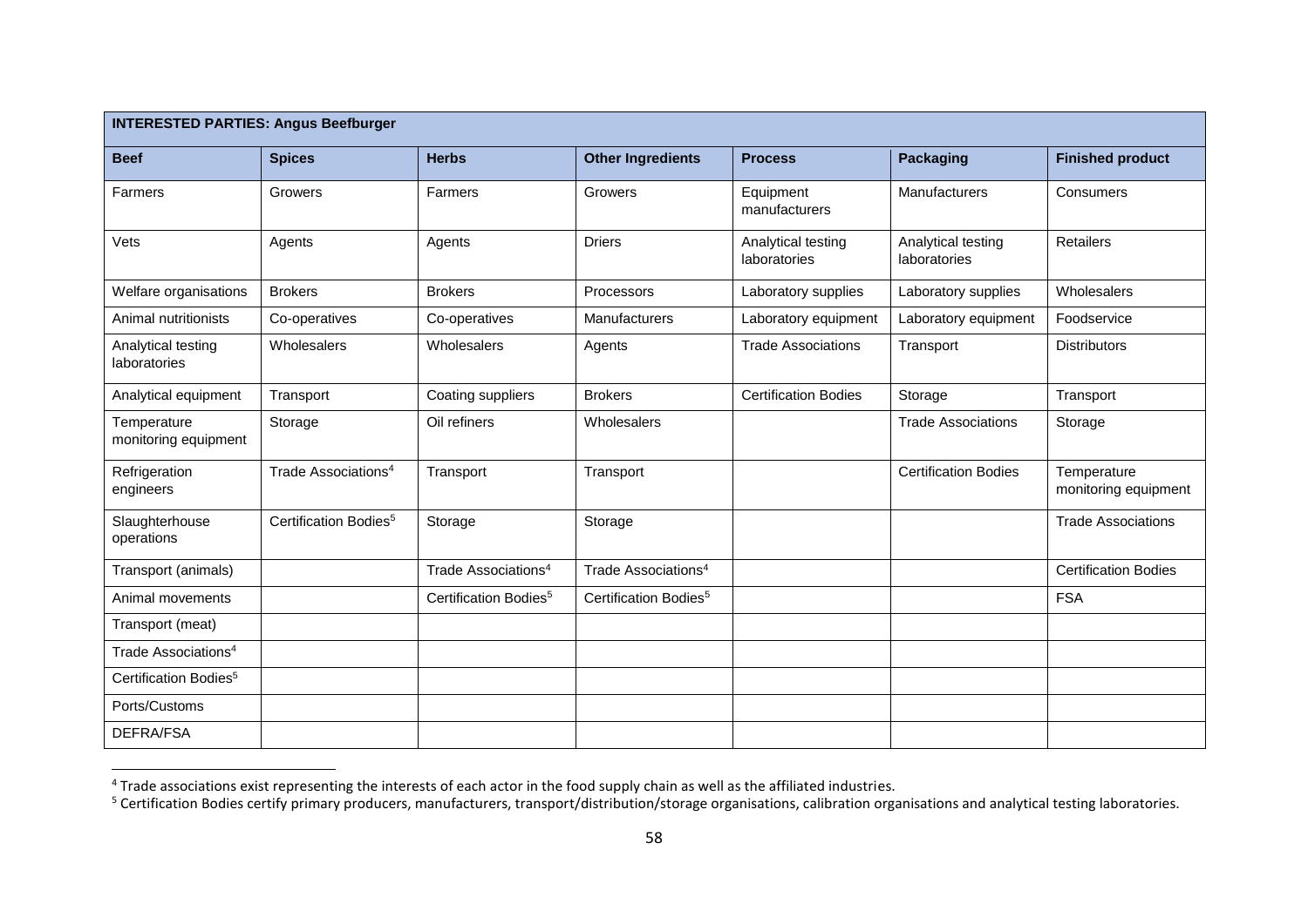| INTERESTED PARTIES: Angus Beefburger | | | | | | |
|---|---|---|---|---|---|---|
| **Beef** | **Spices** | **Herbs** | **Other Ingredients** | **Process** | **Packaging** | **Finished product** |
| Farmers | Growers | Farmers | Growers | Equipment manufacturers | Manufacturers | Consumers |
| Vets | Agents | Agents | Driers | Analytical testing laboratories | Analytical testing laboratories | Retailers |
| Welfare organisations | Brokers | Brokers | Processors | Laboratory supplies | Laboratory supplies | Wholesalers |
| Animal nutritionists | Co-operatives | Co-operatives | Manufacturers | Laboratory equipment | Laboratory equipment | Foodservice |
| Analytical testing laboratories | Wholesalers | Wholesalers | Agents | Trade Associations | Transport | Distributors |
| Analytical equipment | Transport | Coating suppliers | Brokers | Certification Bodies | Storage | Transport |
| Temperature monitoring equipment | Storage | Oil refiners | Wholesalers | | Trade Associations | Storage |
| Refrigeration engineers | Trade Associations[4] | Transport | Transport | | Certification Bodies | Temperature monitoring equipment |
| Slaughterhouse operations | Certification Bodies[5] | Storage | Storage | | | Trade Associations |
| Transport (animals) | | Trade Associations[4] | Trade Associations[4] | | | Certification Bodies |
| Animal movements | | Certification Bodies[5] | Certification Bodies[5] | | | FSA |
| Transport (meat) | | | | | | |
| Trade Associations[4] | | | | | | |
| Certification Bodies[5] | | | | | | |
| Ports/Customs | | | | | | |
| DEFRA/FSA | | | | | | |

[4] Trade associations exist representing the interests of each actor in the food supply chain as well as the affiliated industries.

[5] Certification Bodies certify primary producers, manufacturers, transport/distribution/storage organisations, calibration organisations and analytical testing laboratories.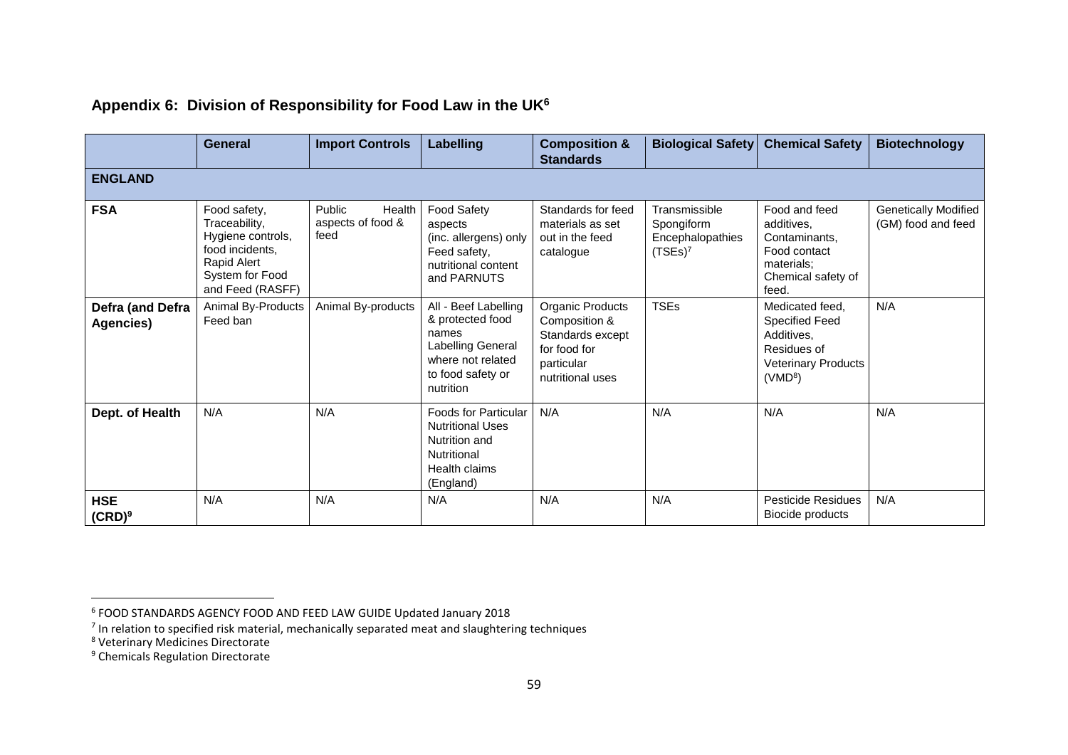## Appendix 6: Division of Responsibility for Food Law in the UK[6]

| | General | Import Controls | Labelling | Composition & Standards | Biological Safety | Chemical Safety | Biotechnology |
|---|---|---|---|---|---|---|---|
| **ENGLAND** | | | | | | | |
| **FSA** | Food safety, Traceability, Hygiene controls, food incidents, Rapid Alert System for Food and Feed (RASFF) | Public Health aspects of food & feed | Food Safety aspects (inc. allergens) only Feed safety, nutritional content and PARNUTS | Standards for feed materials as set out in the feed catalogue | Transmissible Spongiform Encephalopathies (TSEs)[7] | Food and feed additives, Contaminants, Food contact materials; Chemical safety of feed. | Genetically Modified (GM) food and feed |
| **Defra (and Defra Agencies)** | Animal By-Products Feed ban | Animal By-products | All - Beef Labelling & protected food names Labelling General where not related to food safety or nutrition | Organic Products Composition & Standards except for food for particular nutritional uses | TSEs | Medicated feed, Specified Feed Additives, Residues of Veterinary Products (VMD[8]) | N/A |
| **Dept. of Health** | N/A | N/A | Foods for Particular Nutritional Uses Nutrition and Nutritional Health claims (England) | N/A | N/A | N/A | N/A |
| **HSE (CRD)[9]** | N/A | N/A | N/A | N/A | N/A | Pesticide Residues Biocide products | N/A |

[6] FOOD STANDARDS AGENCY FOOD AND FEED LAW GUIDE Updated January 2018

[7] In relation to specified risk material, mechanically separated meat and slaughtering techniques

[8] Veterinary Medicines Directorate

[9] Chemicals Regulation Directorate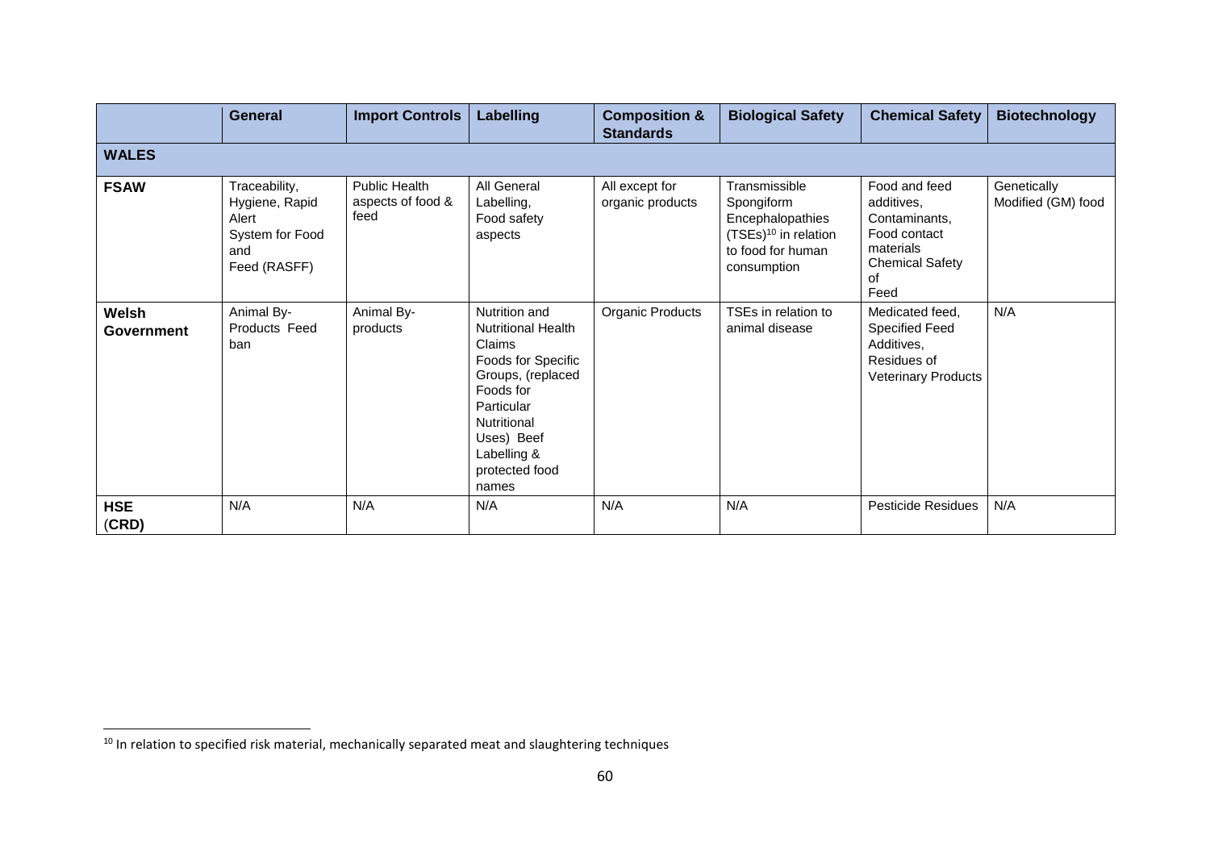| | General | Import Controls | Labelling | Composition & Standards | Biological Safety | Chemical Safety | Biotechnology |
|---|---|---|---|---|---|---|---|
| **WALES** | | | | | | | |
| **FSAW** | Traceability, Hygiene, Rapid Alert System for Food and Feed (RASFF) | Public Health aspects of food & feed | All General Labelling, Food safety aspects | All except for organic products | Transmissible Spongiform Encephalopathies (TSEs)[10] in relation to food for human consumption | Food and feed additives, Contaminants, Food contact materials Chemical Safety of Feed | Genetically Modified (GM) food |
| **Welsh Government** | Animal By-Products Feed ban | Animal By-products | Nutrition and Nutritional Health Claims Foods for Specific Groups, (replaced Foods for Particular Nutritional Uses) Beef Labelling & protected food names | Organic Products | TSEs in relation to animal disease | Medicated feed, Specified Feed Additives, Residues of Veterinary Products | N/A |
| **HSE (CRD)** | N/A | N/A | N/A | N/A | N/A | Pesticide Residues | N/A |

[10] In relation to specified risk material, mechanically separated meat and slaughtering techniques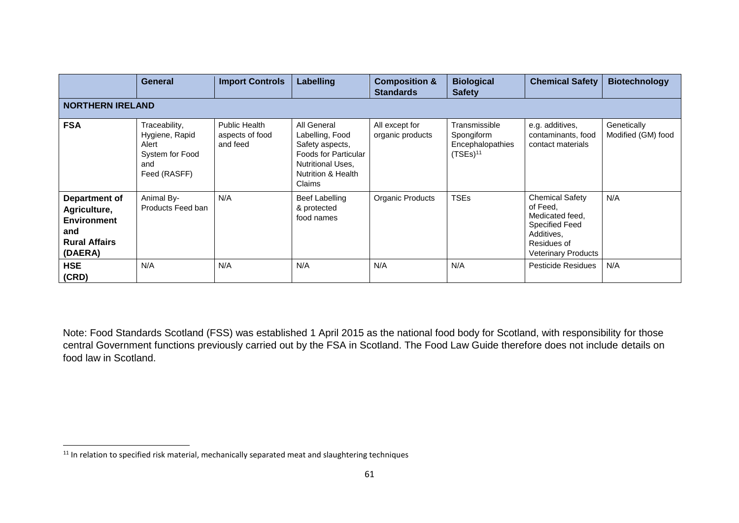| | General | Import Controls | Labelling | Composition & Standards | Biological Safety | Chemical Safety | Biotechnology |
|---|---|---|---|---|---|---|---|
| **NORTHERN IRELAND** | | | | | | | |
| **FSA** | Traceability, Hygiene, Rapid Alert System for Food and Feed (RASFF) | Public Health aspects of food and feed | All General Labelling, Food Safety aspects, Foods for Particular Nutritional Uses, Nutrition & Health Claims | All except for organic products | Transmissible Spongiform Encephalopathies (TSEs)[11] | e.g. additives, contaminants, food contact materials | Genetically Modified (GM) food |
| **Department of Agriculture, Environment and Rural Affairs (DAERA)** | Animal By-Products Feed ban | N/A | Beef Labelling & protected food names | Organic Products | TSEs | Chemical Safety of Feed, Medicated feed, Specified Feed Additives, Residues of Veterinary Products | N/A |
| **HSE (CRD)** | N/A | N/A | N/A | N/A | N/A | Pesticide Residues | N/A |

Note: Food Standards Scotland (FSS) was established 1 April 2015 as the national food body for Scotland, with responsibility for those central Government functions previously carried out by the FSA in Scotland. The Food Law Guide therefore does not include details on food law in Scotland.

[11] In relation to specified risk material, mechanically separated meat and slaughtering techniques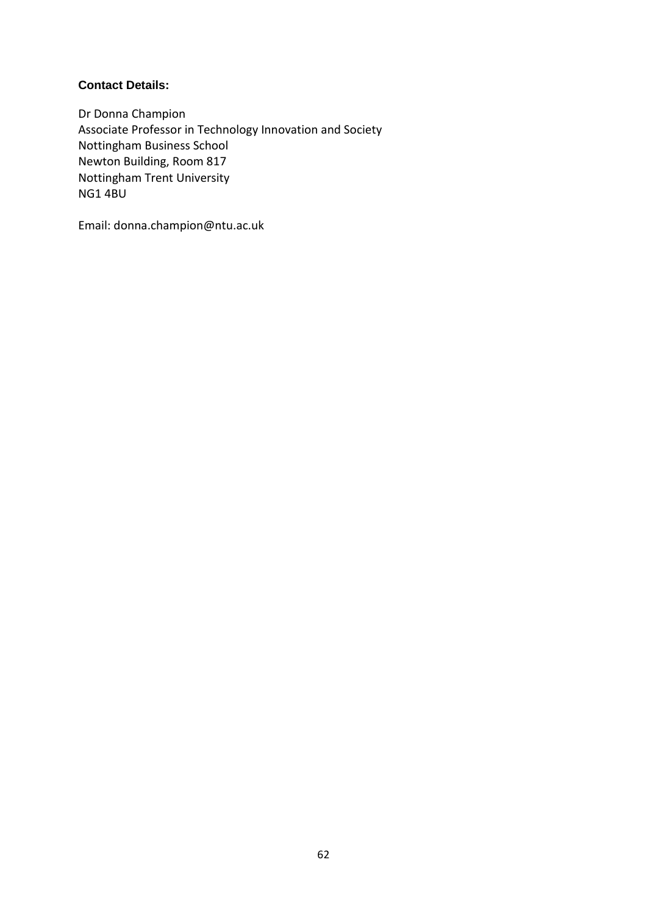**Contact Details:**

Dr Donna Champion
Associate Professor in Technology Innovation and Society
Nottingham Business School
Newton Building, Room 817
Nottingham Trent University
NG1 4BU

Email: donna.champion@ntu.ac.uk